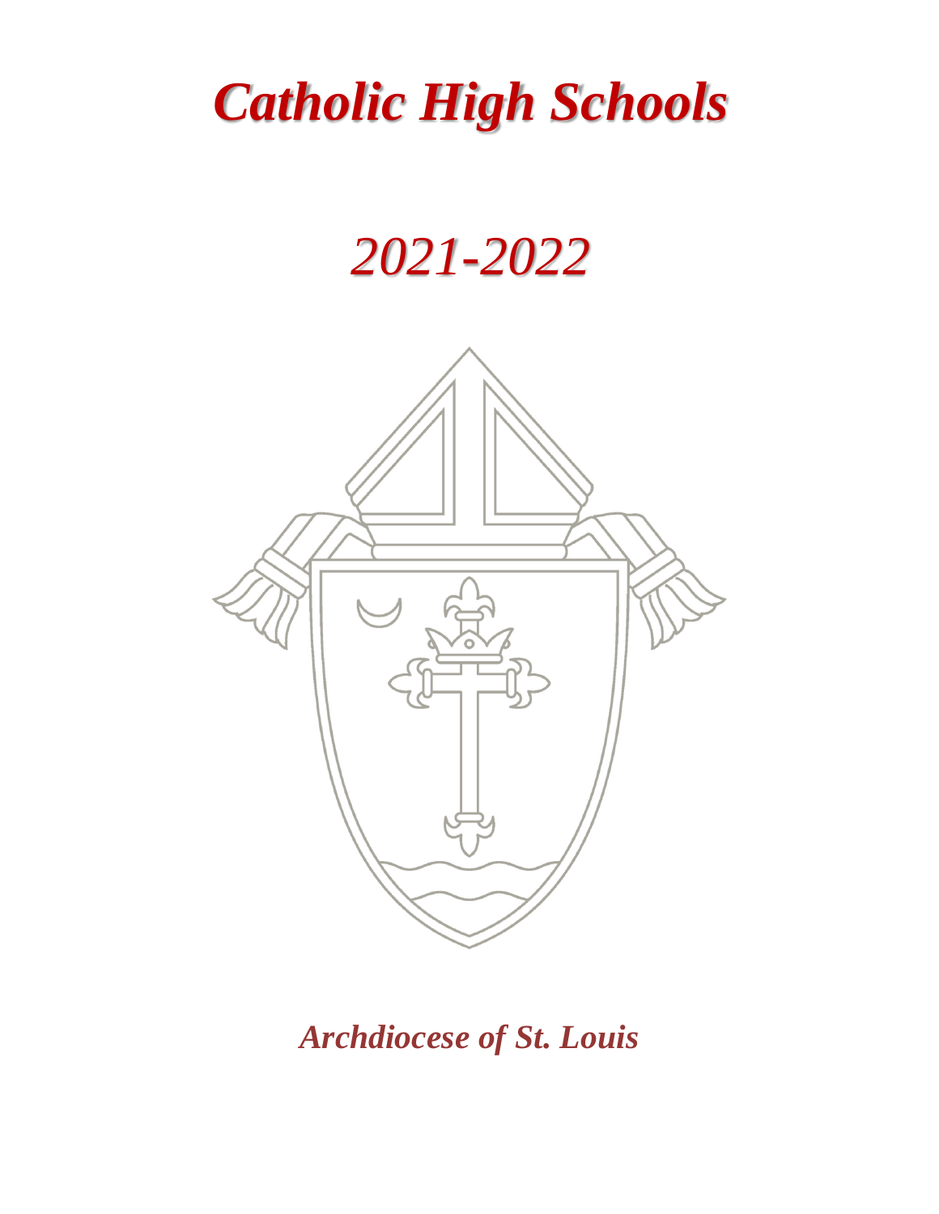# *Catholic High Schools*

# *2021-2022*

***Archdiocese of St. Louis***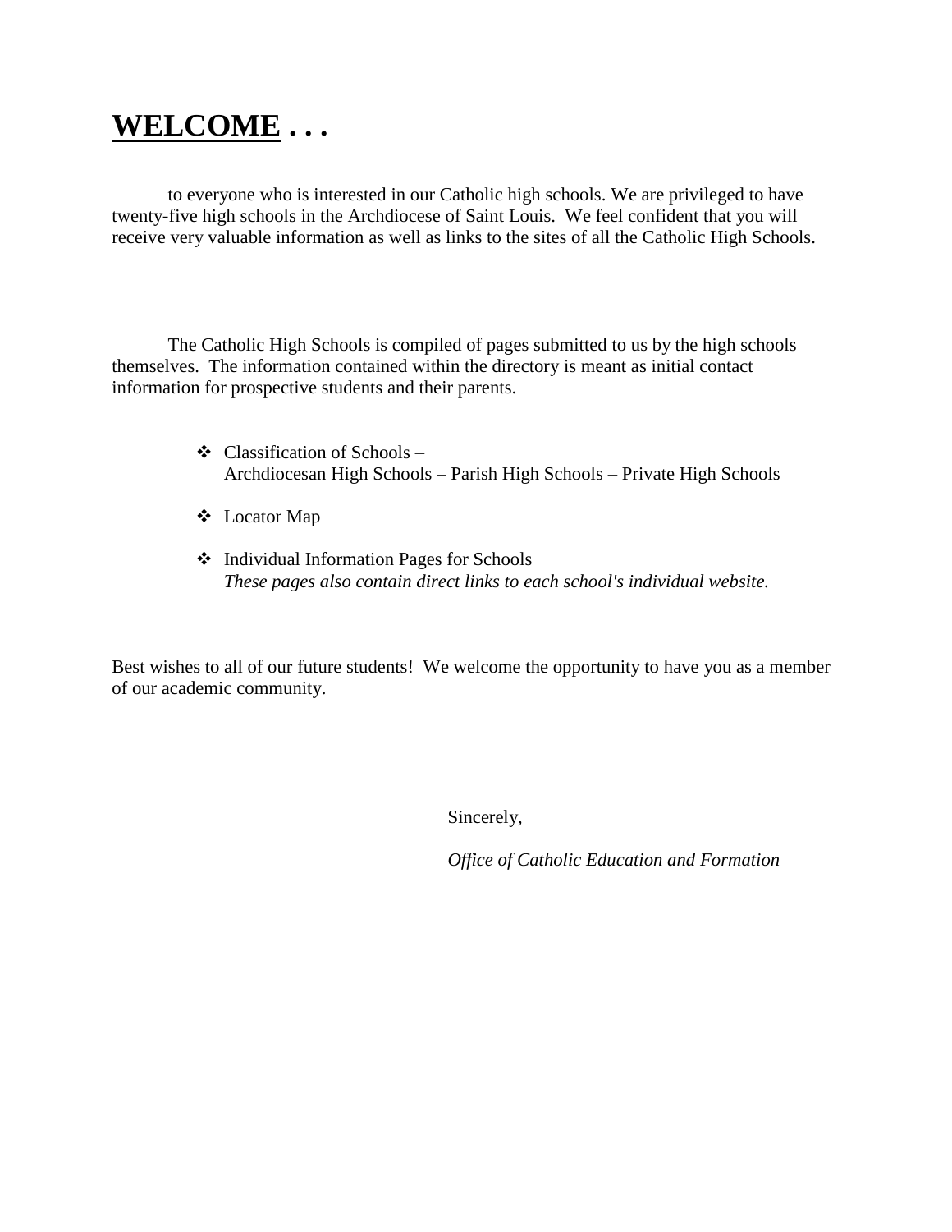# **<u>WELCOME</u> . . .**

to everyone who is interested in our Catholic high schools. We are privileged to have twenty-five high schools in the Archdiocese of Saint Louis. We feel confident that you will receive very valuable information as well as links to the sites of all the Catholic High Schools.

The Catholic High Schools is compiled of pages submitted to us by the high schools themselves. The information contained within the directory is meant as initial contact information for prospective students and their parents.

- Classification of Schools –
  Archdiocesan High Schools – Parish High Schools – Private High Schools
- Locator Map
- Individual Information Pages for Schools
  *These pages also contain direct links to each school's individual website.*

Best wishes to all of our future students! We welcome the opportunity to have you as a member of our academic community.

Sincerely,

*Office of Catholic Education and Formation*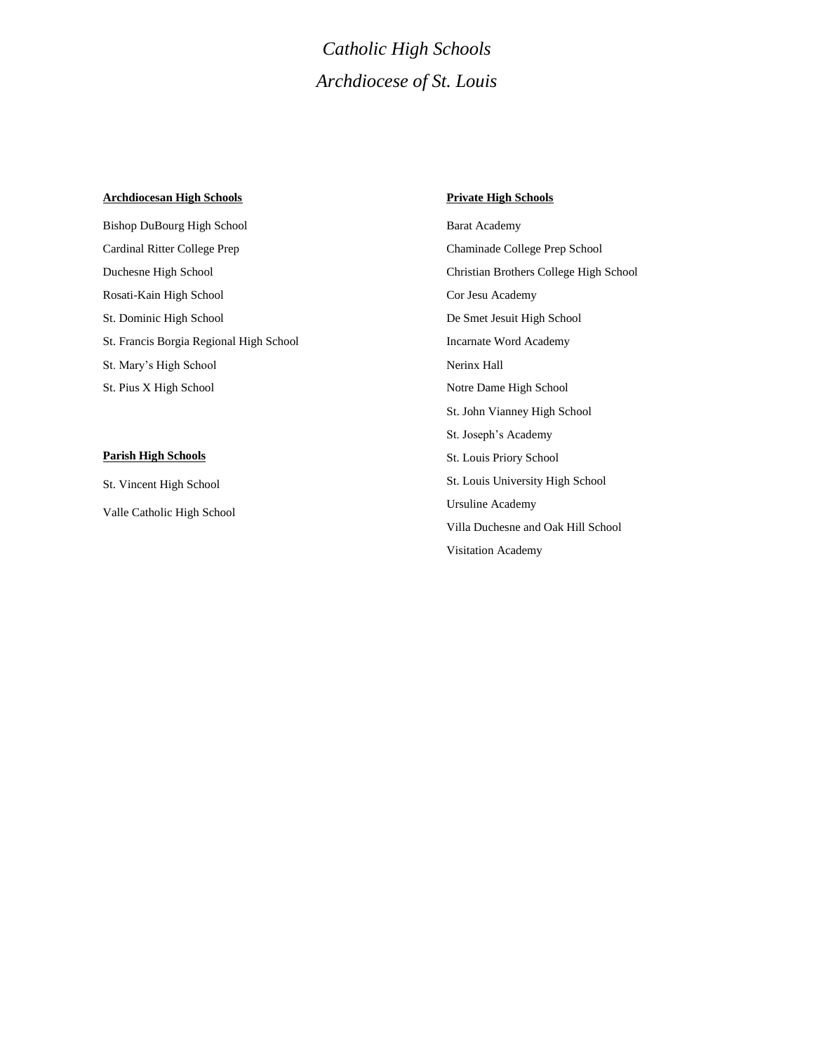*Catholic High Schools*

*Archdiocese of St. Louis*

**Archdiocesan High Schools**

Bishop DuBourg High School

Cardinal Ritter College Prep

Duchesne High School

Rosati-Kain High School

St. Dominic High School

St. Francis Borgia Regional High School

St. Mary's High School

St. Pius X High School

**Parish High Schools**

St. Vincent High School

Valle Catholic High School

**Private High Schools**

Barat Academy

Chaminade College Prep School

Christian Brothers College High School

Cor Jesu Academy

De Smet Jesuit High School

Incarnate Word Academy

Nerinx Hall

Notre Dame High School

St. John Vianney High School

St. Joseph's Academy

St. Louis Priory School

St. Louis University High School

Ursuline Academy

Villa Duchesne and Oak Hill School

Visitation Academy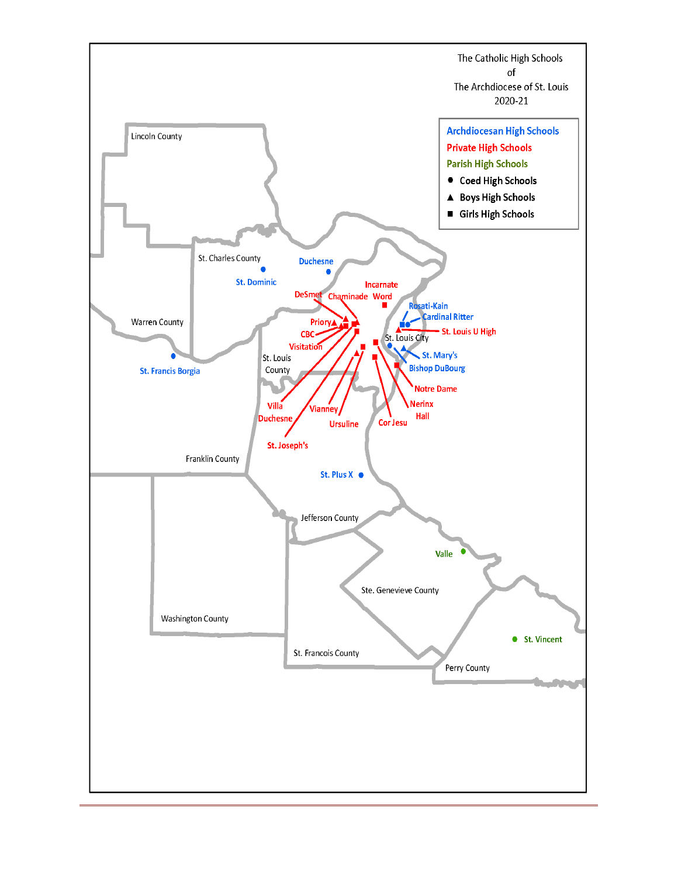The Catholic High Schools
of
The Archdiocese of St. Louis
2020-21

- Archdiocesan High Schools
- Private High Schools
- Parish High Schools
- ● Coed High Schools
- ▲ Boys High Schools
- ■ Girls High Schools

Lincoln County

St. Charles County

Duchesne

St. Dominic

Warren County

St. Francis Borgia

Incarnate Word

DeSmet

Chaminade

Rosati-Kain

Cardinal Ritter

Priory

St. Louis U High

CBC

St. Louis City

Visitation

St. Mary's

St. Louis County

Bishop DuBourg

Notre Dame

Nerinx Hall

Villa Duchesne

Vianney

Ursuline

Cor Jesu

St. Joseph's

Franklin County

St. Pius X

Jefferson County

Valle

Ste. Genevieve County

Washington County

St. Vincent

St. Francois County

Perry County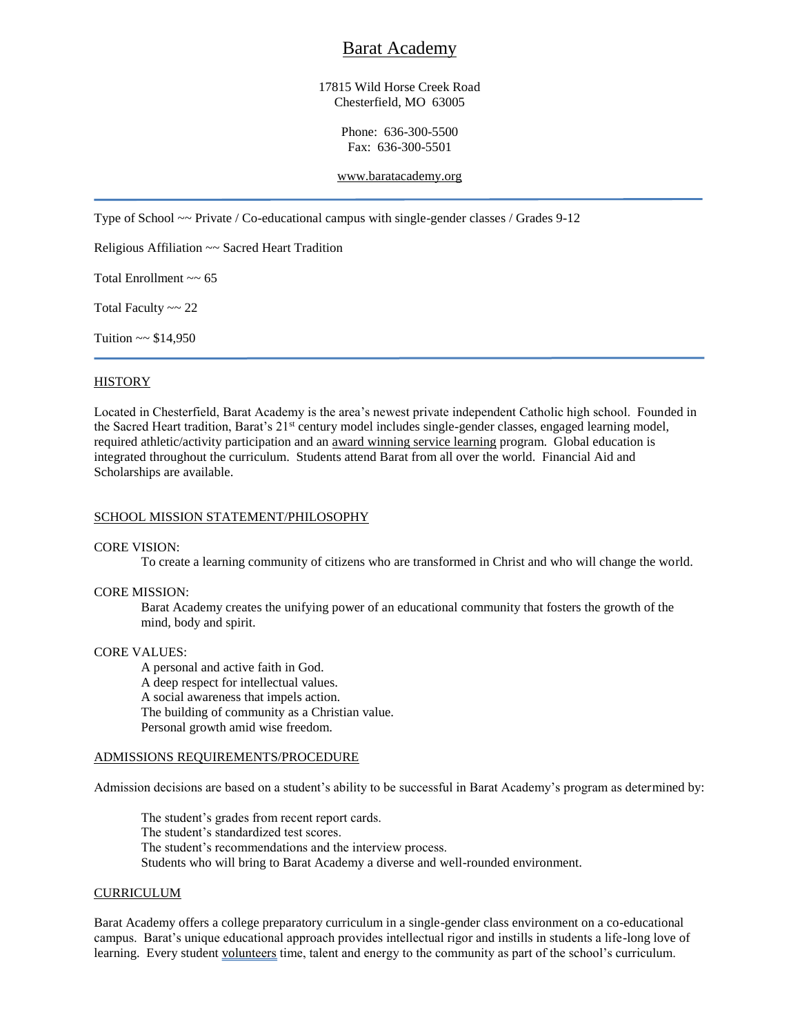# Barat Academy

17815 Wild Horse Creek Road
Chesterfield, MO 63005

Phone: 636-300-5500
Fax: 636-300-5501

www.baratacademy.org

---

Type of School ~~ Private / Co-educational campus with single-gender classes / Grades 9-12

Religious Affiliation ~~ Sacred Heart Tradition

Total Enrollment ~~ 65

Total Faculty ~~ 22

Tuition ~~ $14,950

---

## HISTORY

Located in Chesterfield, Barat Academy is the area's newest private independent Catholic high school. Founded in the Sacred Heart tradition, Barat's 21st century model includes single-gender classes, engaged learning model, required athletic/activity participation and an award winning service learning program. Global education is integrated throughout the curriculum. Students attend Barat from all over the world. Financial Aid and Scholarships are available.

## SCHOOL MISSION STATEMENT/PHILOSOPHY

CORE VISION:

To create a learning community of citizens who are transformed in Christ and who will change the world.

CORE MISSION:

Barat Academy creates the unifying power of an educational community that fosters the growth of the mind, body and spirit.

CORE VALUES:

A personal and active faith in God.
A deep respect for intellectual values.
A social awareness that impels action.
The building of community as a Christian value.
Personal growth amid wise freedom.

## ADMISSIONS REQUIREMENTS/PROCEDURE

Admission decisions are based on a student's ability to be successful in Barat Academy's program as determined by:

The student's grades from recent report cards.
The student's standardized test scores.
The student's recommendations and the interview process.
Students who will bring to Barat Academy a diverse and well-rounded environment.

## CURRICULUM

Barat Academy offers a college preparatory curriculum in a single-gender class environment on a co-educational campus. Barat's unique educational approach provides intellectual rigor and instills in students a life-long love of learning. Every student volunteers time, talent and energy to the community as part of the school's curriculum.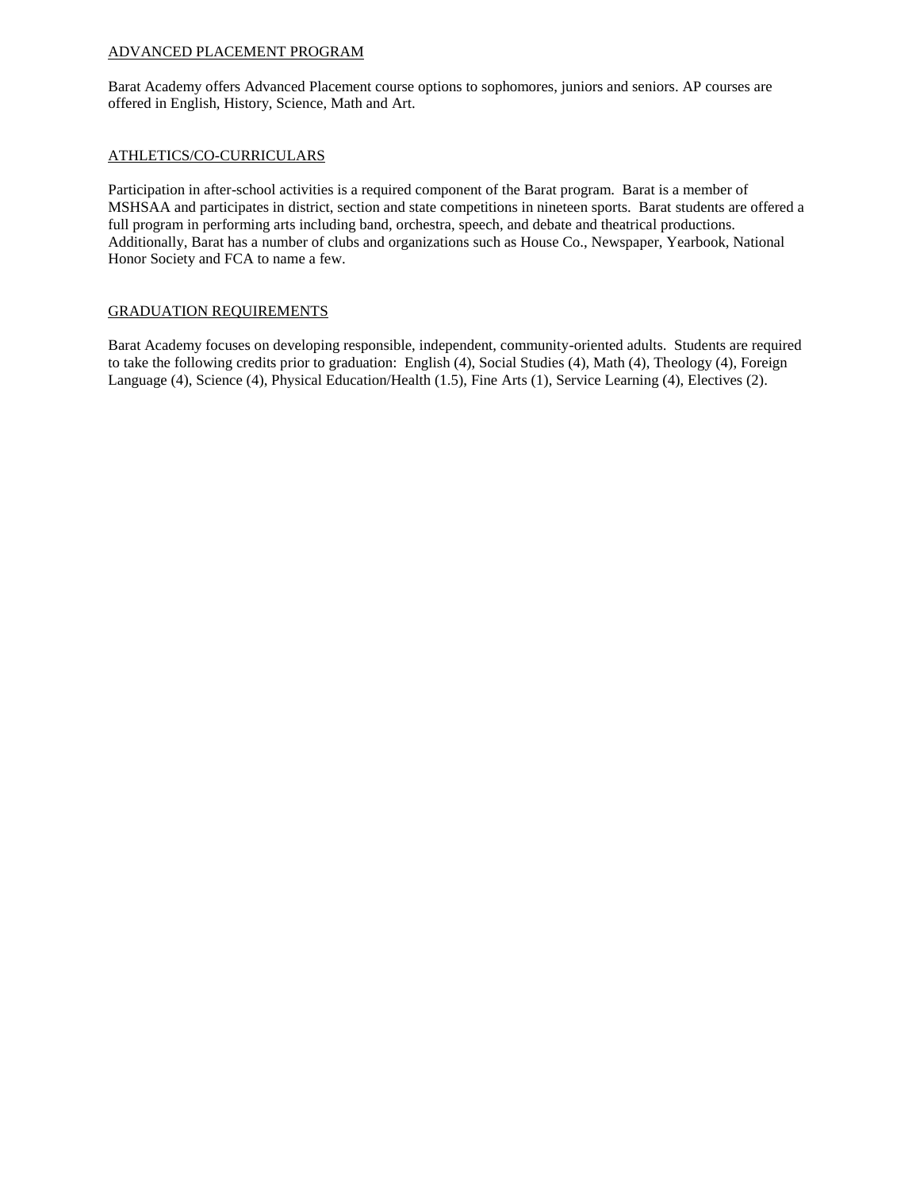## ADVANCED PLACEMENT PROGRAM

Barat Academy offers Advanced Placement course options to sophomores, juniors and seniors. AP courses are offered in English, History, Science, Math and Art.

## ATHLETICS/CO-CURRICULARS

Participation in after-school activities is a required component of the Barat program. Barat is a member of MSHSAA and participates in district, section and state competitions in nineteen sports. Barat students are offered a full program in performing arts including band, orchestra, speech, and debate and theatrical productions. Additionally, Barat has a number of clubs and organizations such as House Co., Newspaper, Yearbook, National Honor Society and FCA to name a few.

## GRADUATION REQUIREMENTS

Barat Academy focuses on developing responsible, independent, community-oriented adults. Students are required to take the following credits prior to graduation: English (4), Social Studies (4), Math (4), Theology (4), Foreign Language (4), Science (4), Physical Education/Health (1.5), Fine Arts (1), Service Learning (4), Electives (2).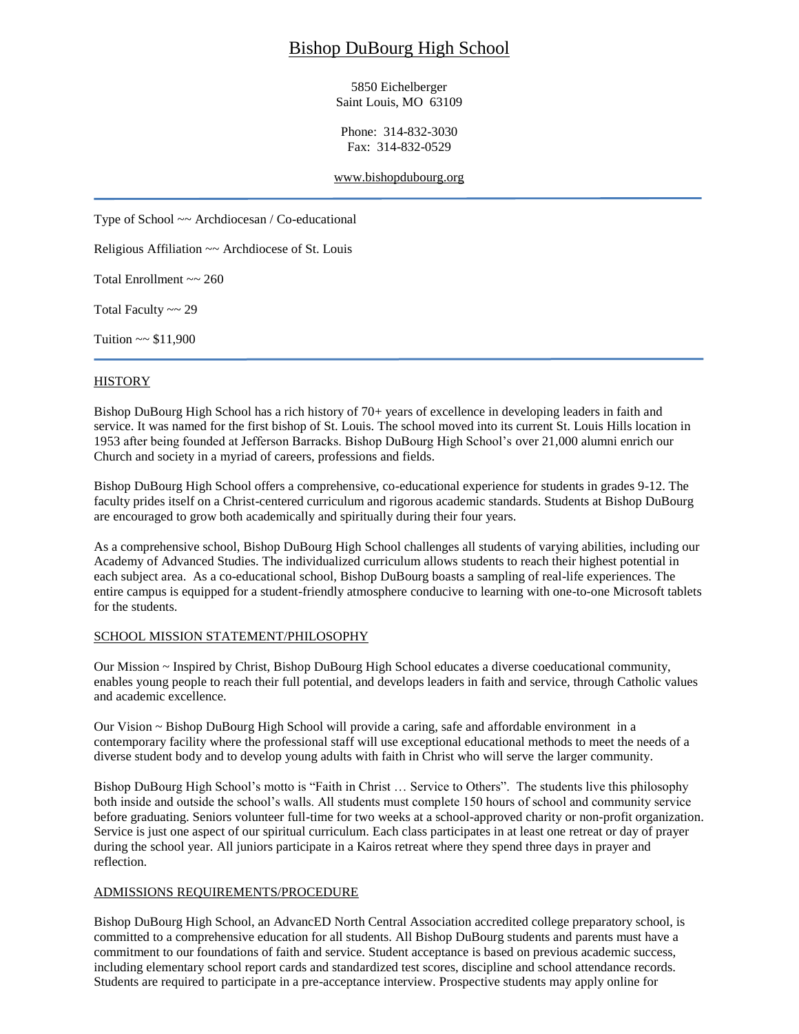# Bishop DuBourg High School

5850 Eichelberger
Saint Louis, MO 63109

Phone: 314-832-3030
Fax: 314-832-0529

www.bishopdubourg.org

---

Type of School ~~ Archdiocesan / Co-educational

Religious Affiliation ~~ Archdiocese of St. Louis

Total Enrollment ~~ 260

Total Faculty ~~ 29

Tuition ~~ $11,900

---

## HISTORY

Bishop DuBourg High School has a rich history of 70+ years of excellence in developing leaders in faith and service. It was named for the first bishop of St. Louis. The school moved into its current St. Louis Hills location in 1953 after being founded at Jefferson Barracks. Bishop DuBourg High School's over 21,000 alumni enrich our Church and society in a myriad of careers, professions and fields.

Bishop DuBourg High School offers a comprehensive, co-educational experience for students in grades 9-12. The faculty prides itself on a Christ-centered curriculum and rigorous academic standards. Students at Bishop DuBourg are encouraged to grow both academically and spiritually during their four years.

As a comprehensive school, Bishop DuBourg High School challenges all students of varying abilities, including our Academy of Advanced Studies. The individualized curriculum allows students to reach their highest potential in each subject area. As a co-educational school, Bishop DuBourg boasts a sampling of real-life experiences. The entire campus is equipped for a student-friendly atmosphere conducive to learning with one-to-one Microsoft tablets for the students.

## SCHOOL MISSION STATEMENT/PHILOSOPHY

Our Mission ~ Inspired by Christ, Bishop DuBourg High School educates a diverse coeducational community, enables young people to reach their full potential, and develops leaders in faith and service, through Catholic values and academic excellence.

Our Vision ~ Bishop DuBourg High School will provide a caring, safe and affordable environment in a contemporary facility where the professional staff will use exceptional educational methods to meet the needs of a diverse student body and to develop young adults with faith in Christ who will serve the larger community.

Bishop DuBourg High School's motto is "Faith in Christ … Service to Others". The students live this philosophy both inside and outside the school's walls. All students must complete 150 hours of school and community service before graduating. Seniors volunteer full-time for two weeks at a school-approved charity or non-profit organization. Service is just one aspect of our spiritual curriculum. Each class participates in at least one retreat or day of prayer during the school year. All juniors participate in a Kairos retreat where they spend three days in prayer and reflection.

## ADMISSIONS REQUIREMENTS/PROCEDURE

Bishop DuBourg High School, an AdvancED North Central Association accredited college preparatory school, is committed to a comprehensive education for all students. All Bishop DuBourg students and parents must have a commitment to our foundations of faith and service. Student acceptance is based on previous academic success, including elementary school report cards and standardized test scores, discipline and school attendance records. Students are required to participate in a pre-acceptance interview. Prospective students may apply online for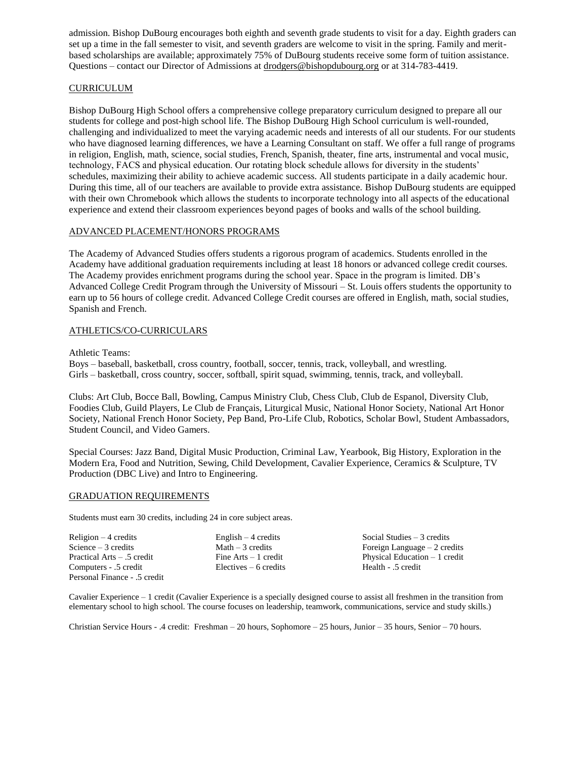admission. Bishop DuBourg encourages both eighth and seventh grade students to visit for a day. Eighth graders can set up a time in the fall semester to visit, and seventh graders are welcome to visit in the spring. Family and merit-based scholarships are available; approximately 75% of DuBourg students receive some form of tuition assistance. Questions – contact our Director of Admissions at drodgers@bishopdubourg.org or at 314-783-4419.

## CURRICULUM

Bishop DuBourg High School offers a comprehensive college preparatory curriculum designed to prepare all our students for college and post-high school life. The Bishop DuBourg High School curriculum is well-rounded, challenging and individualized to meet the varying academic needs and interests of all our students. For our students who have diagnosed learning differences, we have a Learning Consultant on staff. We offer a full range of programs in religion, English, math, science, social studies, French, Spanish, theater, fine arts, instrumental and vocal music, technology, FACS and physical education. Our rotating block schedule allows for diversity in the students' schedules, maximizing their ability to achieve academic success. All students participate in a daily academic hour. During this time, all of our teachers are available to provide extra assistance. Bishop DuBourg students are equipped with their own Chromebook which allows the students to incorporate technology into all aspects of the educational experience and extend their classroom experiences beyond pages of books and walls of the school building.

## ADVANCED PLACEMENT/HONORS PROGRAMS

The Academy of Advanced Studies offers students a rigorous program of academics. Students enrolled in the Academy have additional graduation requirements including at least 18 honors or advanced college credit courses. The Academy provides enrichment programs during the school year. Space in the program is limited. DB's Advanced College Credit Program through the University of Missouri – St. Louis offers students the opportunity to earn up to 56 hours of college credit. Advanced College Credit courses are offered in English, math, social studies, Spanish and French.

## ATHLETICS/CO-CURRICULARS

Athletic Teams:
Boys – baseball, basketball, cross country, football, soccer, tennis, track, volleyball, and wrestling.
Girls – basketball, cross country, soccer, softball, spirit squad, swimming, tennis, track, and volleyball.

Clubs: Art Club, Bocce Ball, Bowling, Campus Ministry Club, Chess Club, Club de Espanol, Diversity Club, Foodies Club, Guild Players, Le Club de Français, Liturgical Music, National Honor Society, National Art Honor Society, National French Honor Society, Pep Band, Pro-Life Club, Robotics, Scholar Bowl, Student Ambassadors, Student Council, and Video Gamers.

Special Courses: Jazz Band, Digital Music Production, Criminal Law, Yearbook, Big History, Exploration in the Modern Era, Food and Nutrition, Sewing, Child Development, Cavalier Experience, Ceramics & Sculpture, TV Production (DBC Live) and Intro to Engineering.

## GRADUATION REQUIREMENTS

Students must earn 30 credits, including 24 in core subject areas.

| | | |
|---|---|---|
| Religion – 4 credits | English – 4 credits | Social Studies – 3 credits |
| Science – 3 credits | Math – 3 credits | Foreign Language – 2 credits |
| Practical Arts – .5 credit | Fine Arts – 1 credit | Physical Education – 1 credit |
| Computers - .5 credit | Electives – 6 credits | Health - .5 credit |
| Personal Finance - .5 credit | | |

Cavalier Experience – 1 credit (Cavalier Experience is a specially designed course to assist all freshmen in the transition from elementary school to high school. The course focuses on leadership, teamwork, communications, service and study skills.)

Christian Service Hours - .4 credit: Freshman – 20 hours, Sophomore – 25 hours, Junior – 35 hours, Senior – 70 hours.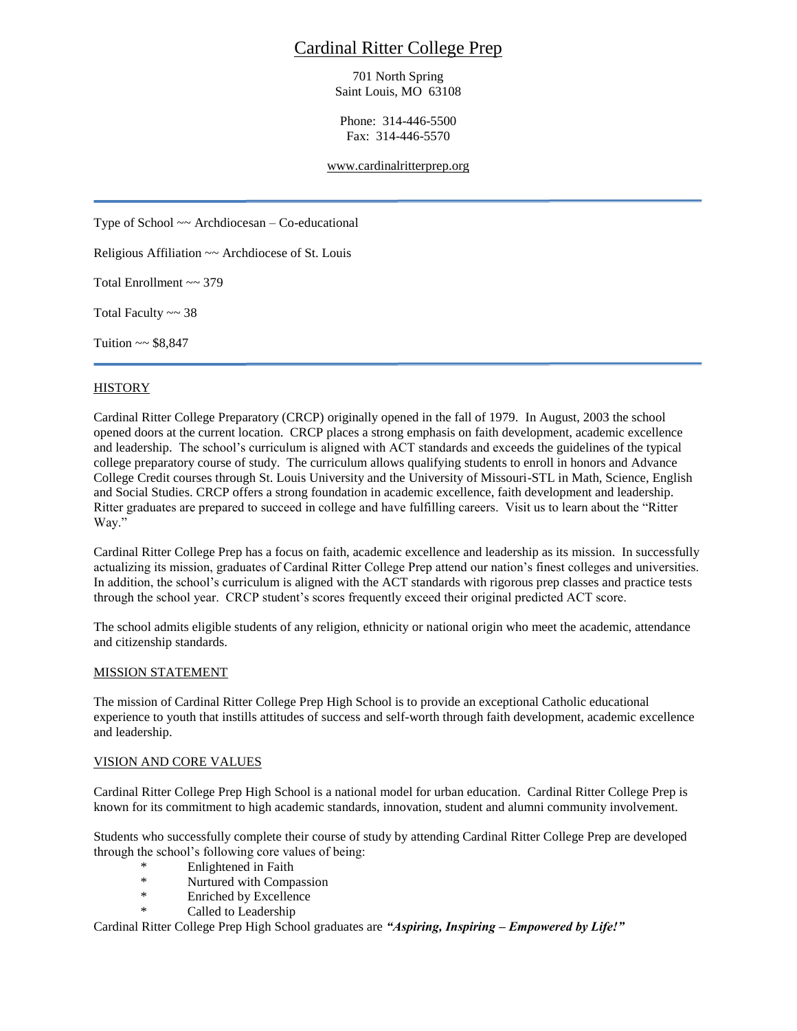# Cardinal Ritter College Prep

701 North Spring
Saint Louis, MO 63108

Phone: 314-446-5500
Fax: 314-446-5570

www.cardinalritterprep.org

---

Type of School ~~ Archdiocesan – Co-educational

Religious Affiliation ~~ Archdiocese of St. Louis

Total Enrollment ~~ 379

Total Faculty ~~ 38

Tuition ~~ $8,847

---

## HISTORY

Cardinal Ritter College Preparatory (CRCP) originally opened in the fall of 1979. In August, 2003 the school opened doors at the current location. CRCP places a strong emphasis on faith development, academic excellence and leadership. The school's curriculum is aligned with ACT standards and exceeds the guidelines of the typical college preparatory course of study. The curriculum allows qualifying students to enroll in honors and Advance College Credit courses through St. Louis University and the University of Missouri-STL in Math, Science, English and Social Studies. CRCP offers a strong foundation in academic excellence, faith development and leadership. Ritter graduates are prepared to succeed in college and have fulfilling careers. Visit us to learn about the "Ritter Way."

Cardinal Ritter College Prep has a focus on faith, academic excellence and leadership as its mission. In successfully actualizing its mission, graduates of Cardinal Ritter College Prep attend our nation's finest colleges and universities. In addition, the school's curriculum is aligned with the ACT standards with rigorous prep classes and practice tests through the school year. CRCP student's scores frequently exceed their original predicted ACT score.

The school admits eligible students of any religion, ethnicity or national origin who meet the academic, attendance and citizenship standards.

## MISSION STATEMENT

The mission of Cardinal Ritter College Prep High School is to provide an exceptional Catholic educational experience to youth that instills attitudes of success and self-worth through faith development, academic excellence and leadership.

## VISION AND CORE VALUES

Cardinal Ritter College Prep High School is a national model for urban education. Cardinal Ritter College Prep is known for its commitment to high academic standards, innovation, student and alumni community involvement.

Students who successfully complete their course of study by attending Cardinal Ritter College Prep are developed through the school's following core values of being:

- Enlightened in Faith
- Nurtured with Compassion
- Enriched by Excellence
- Called to Leadership

Cardinal Ritter College Prep High School graduates are ***"Aspiring, Inspiring – Empowered by Life!"***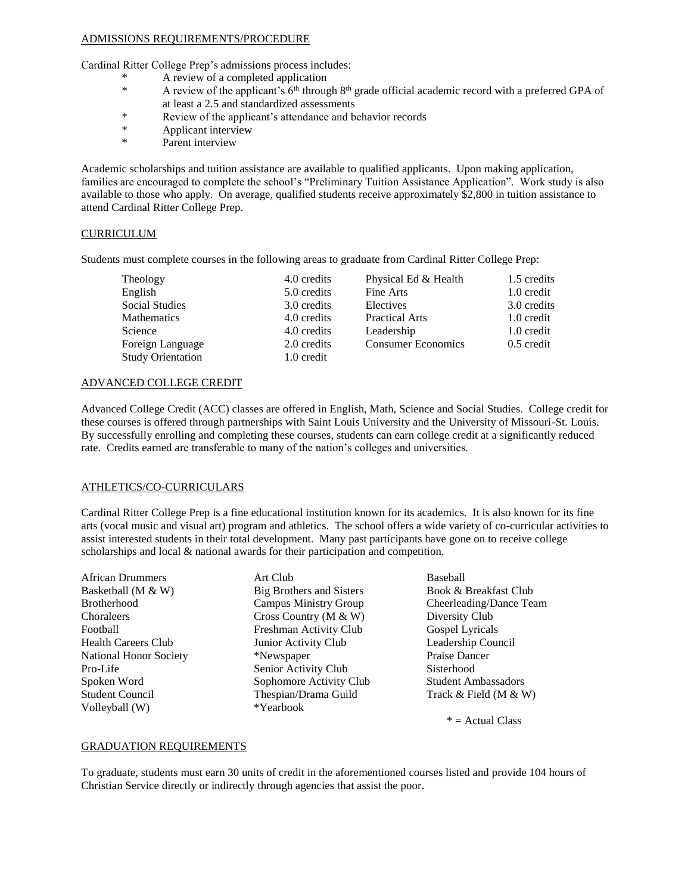## ADMISSIONS REQUIREMENTS/PROCEDURE

Cardinal Ritter College Prep's admissions process includes:

- A review of a completed application
- A review of the applicant's 6th through 8th grade official academic record with a preferred GPA of at least a 2.5 and standardized assessments
- Review of the applicant's attendance and behavior records
- Applicant interview
- Parent interview

Academic scholarships and tuition assistance are available to qualified applicants. Upon making application, families are encouraged to complete the school's "Preliminary Tuition Assistance Application". Work study is also available to those who apply. On average, qualified students receive approximately $2,800 in tuition assistance to attend Cardinal Ritter College Prep.

## CURRICULUM

Students must complete courses in the following areas to graduate from Cardinal Ritter College Prep:

| Course | Credits | Course | Credits |
|---|---|---|---|
| Theology | 4.0 credits | Physical Ed & Health | 1.5 credits |
| English | 5.0 credits | Fine Arts | 1.0 credit |
| Social Studies | 3.0 credits | Electives | 3.0 credits |
| Mathematics | 4.0 credits | Practical Arts | 1.0 credit |
| Science | 4.0 credits | Leadership | 1.0 credit |
| Foreign Language | 2.0 credits | Consumer Economics | 0.5 credit |
| Study Orientation | 1.0 credit | | |

## ADVANCED COLLEGE CREDIT

Advanced College Credit (ACC) classes are offered in English, Math, Science and Social Studies. College credit for these courses is offered through partnerships with Saint Louis University and the University of Missouri-St. Louis. By successfully enrolling and completing these courses, students can earn college credit at a significantly reduced rate. Credits earned are transferable to many of the nation's colleges and universities.

## ATHLETICS/CO-CURRICULARS

Cardinal Ritter College Prep is a fine educational institution known for its academics. It is also known for its fine arts (vocal music and visual art) program and athletics. The school offers a wide variety of co-curricular activities to assist interested students in their total development. Many past participants have gone on to receive college scholarships and local & national awards for their participation and competition.

| | | |
|---|---|---|
| African Drummers | Art Club | Baseball |
| Basketball (M & W) | Big Brothers and Sisters | Book & Breakfast Club |
| Brotherhood | Campus Ministry Group | Cheerleading/Dance Team |
| Choraleers | Cross Country (M & W) | Diversity Club |
| Football | Freshman Activity Club | Gospel Lyricals |
| Health Careers Club | Junior Activity Club | Leadership Council |
| National Honor Society | *Newspaper | Praise Dancer |
| Pro-Life | Senior Activity Club | Sisterhood |
| Spoken Word | Sophomore Activity Club | Student Ambassadors |
| Student Council | Thespian/Drama Guild | Track & Field (M & W) |
| Volleyball (W) | *Yearbook | |

* = Actual Class

## GRADUATION REQUIREMENTS

To graduate, students must earn 30 units of credit in the aforementioned courses listed and provide 104 hours of Christian Service directly or indirectly through agencies that assist the poor.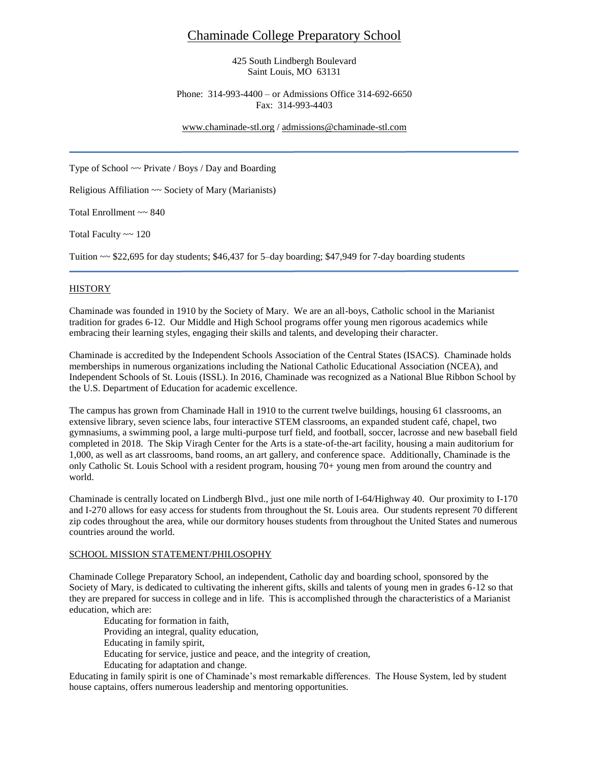# Chaminade College Preparatory School

425 South Lindbergh Boulevard
Saint Louis, MO 63131

Phone: 314-993-4400 – or Admissions Office 314-692-6650
Fax: 314-993-4403

www.chaminade-stl.org / admissions@chaminade-stl.com

---

Type of School ~~ Private / Boys / Day and Boarding

Religious Affiliation ~~ Society of Mary (Marianists)

Total Enrollment ~~ 840

Total Faculty ~~ 120

Tuition ~~ $22,695 for day students; $46,437 for 5–day boarding; $47,949 for 7-day boarding students

---

## HISTORY

Chaminade was founded in 1910 by the Society of Mary. We are an all-boys, Catholic school in the Marianist tradition for grades 6-12. Our Middle and High School programs offer young men rigorous academics while embracing their learning styles, engaging their skills and talents, and developing their character.

Chaminade is accredited by the Independent Schools Association of the Central States (ISACS). Chaminade holds memberships in numerous organizations including the National Catholic Educational Association (NCEA), and Independent Schools of St. Louis (ISSL). In 2016, Chaminade was recognized as a National Blue Ribbon School by the U.S. Department of Education for academic excellence.

The campus has grown from Chaminade Hall in 1910 to the current twelve buildings, housing 61 classrooms, an extensive library, seven science labs, four interactive STEM classrooms, an expanded student café, chapel, two gymnasiums, a swimming pool, a large multi-purpose turf field, and football, soccer, lacrosse and new baseball field completed in 2018. The Skip Viragh Center for the Arts is a state-of-the-art facility, housing a main auditorium for 1,000, as well as art classrooms, band rooms, an art gallery, and conference space. Additionally, Chaminade is the only Catholic St. Louis School with a resident program, housing 70+ young men from around the country and world.

Chaminade is centrally located on Lindbergh Blvd., just one mile north of I-64/Highway 40. Our proximity to I-170 and I-270 allows for easy access for students from throughout the St. Louis area. Our students represent 70 different zip codes throughout the area, while our dormitory houses students from throughout the United States and numerous countries around the world.

## SCHOOL MISSION STATEMENT/PHILOSOPHY

Chaminade College Preparatory School, an independent, Catholic day and boarding school, sponsored by the Society of Mary, is dedicated to cultivating the inherent gifts, skills and talents of young men in grades 6-12 so that they are prepared for success in college and in life. This is accomplished through the characteristics of a Marianist education, which are:

- Educating for formation in faith,
- Providing an integral, quality education,
- Educating in family spirit,
- Educating for service, justice and peace, and the integrity of creation,
- Educating for adaptation and change.

Educating in family spirit is one of Chaminade's most remarkable differences. The House System, led by student house captains, offers numerous leadership and mentoring opportunities.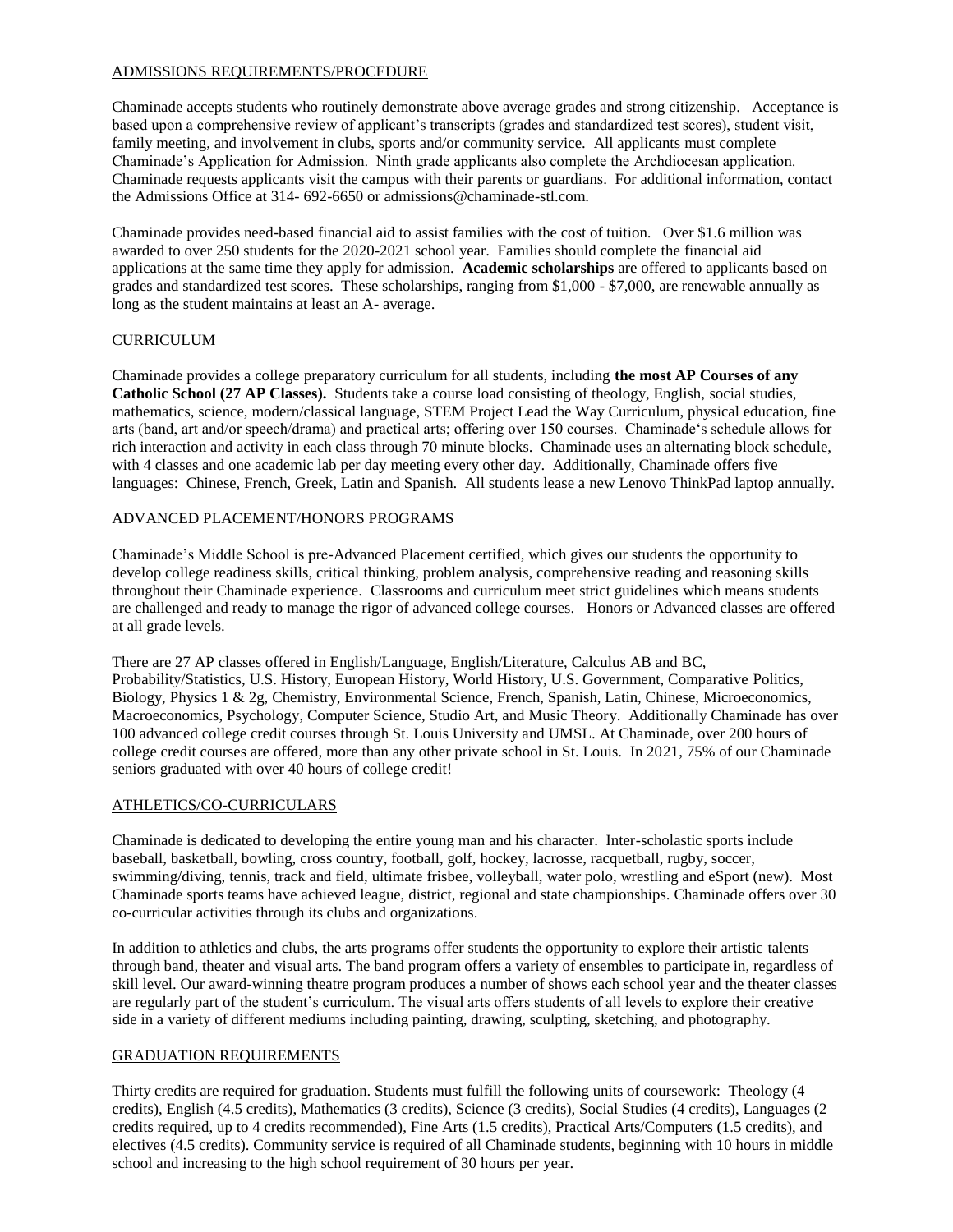## ADMISSIONS REQUIREMENTS/PROCEDURE

Chaminade accepts students who routinely demonstrate above average grades and strong citizenship. Acceptance is based upon a comprehensive review of applicant's transcripts (grades and standardized test scores), student visit, family meeting, and involvement in clubs, sports and/or community service. All applicants must complete Chaminade's Application for Admission. Ninth grade applicants also complete the Archdiocesan application. Chaminade requests applicants visit the campus with their parents or guardians. For additional information, contact the Admissions Office at 314- 692-6650 or admissions@chaminade-stl.com.

Chaminade provides need-based financial aid to assist families with the cost of tuition. Over $1.6 million was awarded to over 250 students for the 2020-2021 school year. Families should complete the financial aid applications at the same time they apply for admission. **Academic scholarships** are offered to applicants based on grades and standardized test scores. These scholarships, ranging from $1,000 - $7,000, are renewable annually as long as the student maintains at least an A- average.

## CURRICULUM

Chaminade provides a college preparatory curriculum for all students, including **the most AP Courses of any Catholic School (27 AP Classes).** Students take a course load consisting of theology, English, social studies, mathematics, science, modern/classical language, STEM Project Lead the Way Curriculum, physical education, fine arts (band, art and/or speech/drama) and practical arts; offering over 150 courses. Chaminade's schedule allows for rich interaction and activity in each class through 70 minute blocks. Chaminade uses an alternating block schedule, with 4 classes and one academic lab per day meeting every other day. Additionally, Chaminade offers five languages: Chinese, French, Greek, Latin and Spanish. All students lease a new Lenovo ThinkPad laptop annually.

## ADVANCED PLACEMENT/HONORS PROGRAMS

Chaminade's Middle School is pre-Advanced Placement certified, which gives our students the opportunity to develop college readiness skills, critical thinking, problem analysis, comprehensive reading and reasoning skills throughout their Chaminade experience. Classrooms and curriculum meet strict guidelines which means students are challenged and ready to manage the rigor of advanced college courses. Honors or Advanced classes are offered at all grade levels.

There are 27 AP classes offered in English/Language, English/Literature, Calculus AB and BC, Probability/Statistics, U.S. History, European History, World History, U.S. Government, Comparative Politics, Biology, Physics 1 & 2g, Chemistry, Environmental Science, French, Spanish, Latin, Chinese, Microeconomics, Macroeconomics, Psychology, Computer Science, Studio Art, and Music Theory. Additionally Chaminade has over 100 advanced college credit courses through St. Louis University and UMSL. At Chaminade, over 200 hours of college credit courses are offered, more than any other private school in St. Louis. In 2021, 75% of our Chaminade seniors graduated with over 40 hours of college credit!

## ATHLETICS/CO-CURRICULARS

Chaminade is dedicated to developing the entire young man and his character. Inter-scholastic sports include baseball, basketball, bowling, cross country, football, golf, hockey, lacrosse, racquetball, rugby, soccer, swimming/diving, tennis, track and field, ultimate frisbee, volleyball, water polo, wrestling and eSport (new). Most Chaminade sports teams have achieved league, district, regional and state championships. Chaminade offers over 30 co-curricular activities through its clubs and organizations.

In addition to athletics and clubs, the arts programs offer students the opportunity to explore their artistic talents through band, theater and visual arts. The band program offers a variety of ensembles to participate in, regardless of skill level. Our award-winning theatre program produces a number of shows each school year and the theater classes are regularly part of the student's curriculum. The visual arts offers students of all levels to explore their creative side in a variety of different mediums including painting, drawing, sculpting, sketching, and photography.

## GRADUATION REQUIREMENTS

Thirty credits are required for graduation. Students must fulfill the following units of coursework: Theology (4 credits), English (4.5 credits), Mathematics (3 credits), Science (3 credits), Social Studies (4 credits), Languages (2 credits required, up to 4 credits recommended), Fine Arts (1.5 credits), Practical Arts/Computers (1.5 credits), and electives (4.5 credits). Community service is required of all Chaminade students, beginning with 10 hours in middle school and increasing to the high school requirement of 30 hours per year.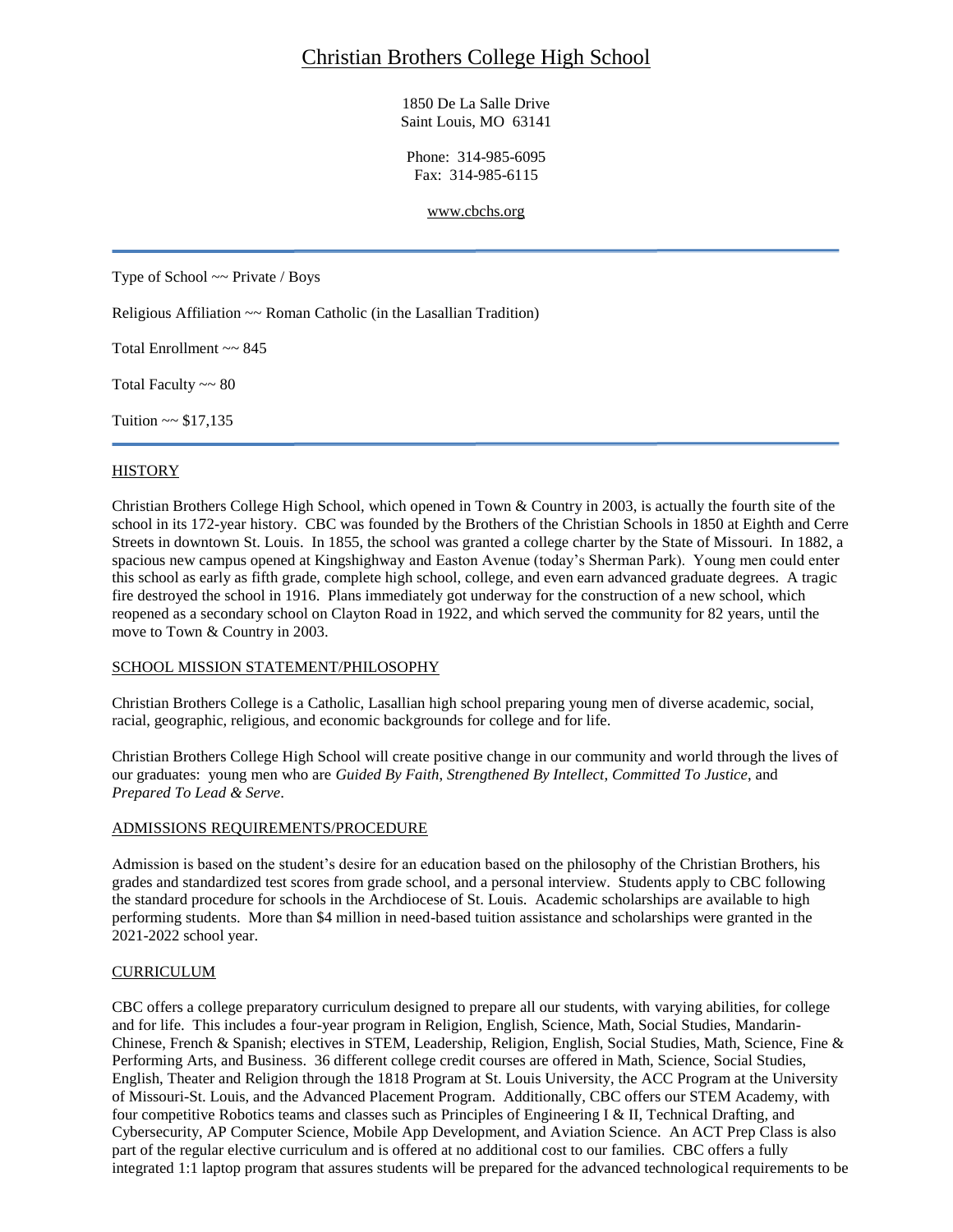# Christian Brothers College High School

1850 De La Salle Drive
Saint Louis, MO 63141

Phone: 314-985-6095
Fax: 314-985-6115

www.cbchs.org

---

Type of School ~~ Private / Boys

Religious Affiliation ~~ Roman Catholic (in the Lasallian Tradition)

Total Enrollment ~~ 845

Total Faculty ~~ 80

Tuition ~~ $17,135

---

## HISTORY

Christian Brothers College High School, which opened in Town & Country in 2003, is actually the fourth site of the school in its 172-year history. CBC was founded by the Brothers of the Christian Schools in 1850 at Eighth and Cerre Streets in downtown St. Louis. In 1855, the school was granted a college charter by the State of Missouri. In 1882, a spacious new campus opened at Kingshighway and Easton Avenue (today's Sherman Park). Young men could enter this school as early as fifth grade, complete high school, college, and even earn advanced graduate degrees. A tragic fire destroyed the school in 1916. Plans immediately got underway for the construction of a new school, which reopened as a secondary school on Clayton Road in 1922, and which served the community for 82 years, until the move to Town & Country in 2003.

## SCHOOL MISSION STATEMENT/PHILOSOPHY

Christian Brothers College is a Catholic, Lasallian high school preparing young men of diverse academic, social, racial, geographic, religious, and economic backgrounds for college and for life.

Christian Brothers College High School will create positive change in our community and world through the lives of our graduates: young men who are *Guided By Faith*, *Strengthened By Intellect*, *Committed To Justice*, and *Prepared To Lead & Serve*.

## ADMISSIONS REQUIREMENTS/PROCEDURE

Admission is based on the student's desire for an education based on the philosophy of the Christian Brothers, his grades and standardized test scores from grade school, and a personal interview. Students apply to CBC following the standard procedure for schools in the Archdiocese of St. Louis. Academic scholarships are available to high performing students. More than $4 million in need-based tuition assistance and scholarships were granted in the 2021-2022 school year.

## CURRICULUM

CBC offers a college preparatory curriculum designed to prepare all our students, with varying abilities, for college and for life. This includes a four-year program in Religion, English, Science, Math, Social Studies, Mandarin-Chinese, French & Spanish; electives in STEM, Leadership, Religion, English, Social Studies, Math, Science, Fine & Performing Arts, and Business. 36 different college credit courses are offered in Math, Science, Social Studies, English, Theater and Religion through the 1818 Program at St. Louis University, the ACC Program at the University of Missouri-St. Louis, and the Advanced Placement Program. Additionally, CBC offers our STEM Academy, with four competitive Robotics teams and classes such as Principles of Engineering I & II, Technical Drafting, and Cybersecurity, AP Computer Science, Mobile App Development, and Aviation Science. An ACT Prep Class is also part of the regular elective curriculum and is offered at no additional cost to our families. CBC offers a fully integrated 1:1 laptop program that assures students will be prepared for the advanced technological requirements to be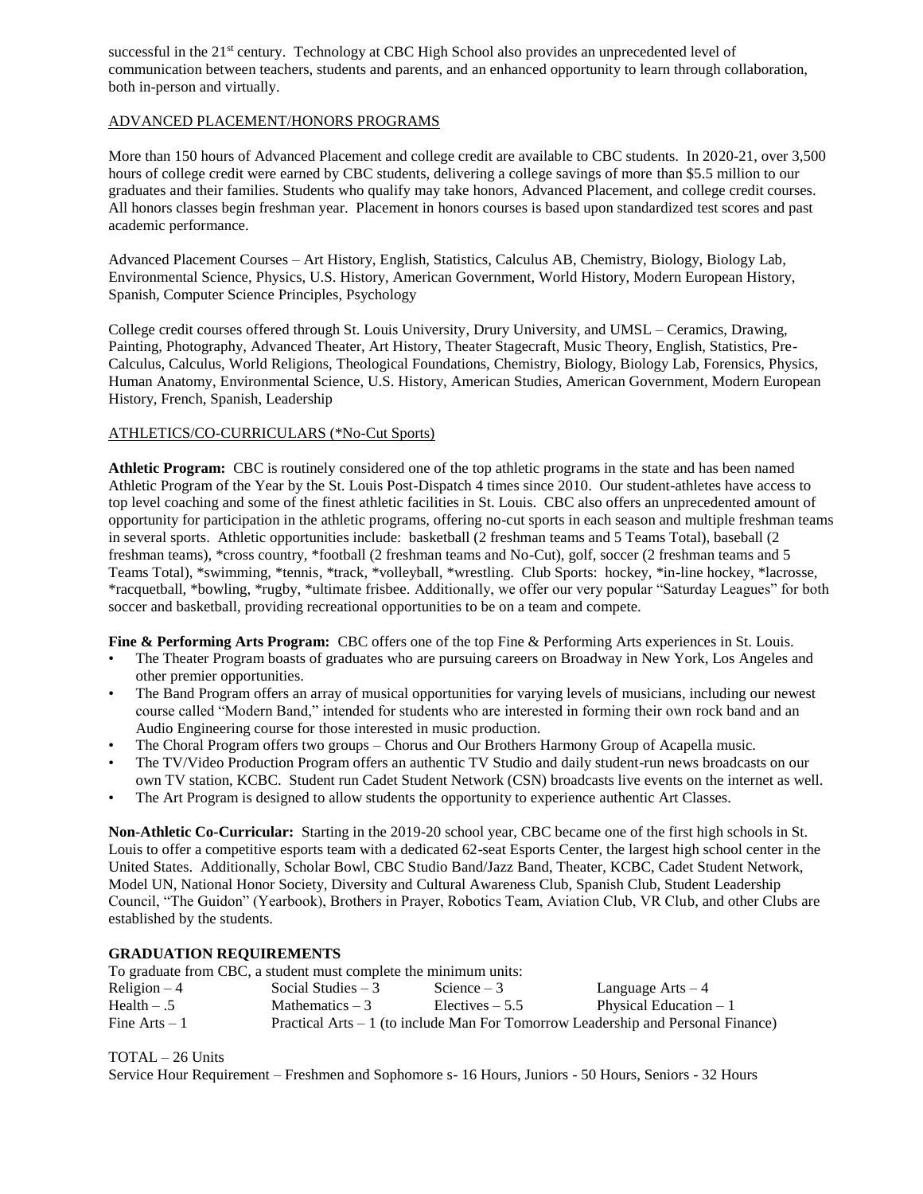successful in the 21st century. Technology at CBC High School also provides an unprecedented level of communication between teachers, students and parents, and an enhanced opportunity to learn through collaboration, both in-person and virtually.

## ADVANCED PLACEMENT/HONORS PROGRAMS

More than 150 hours of Advanced Placement and college credit are available to CBC students. In 2020-21, over 3,500 hours of college credit were earned by CBC students, delivering a college savings of more than $5.5 million to our graduates and their families. Students who qualify may take honors, Advanced Placement, and college credit courses. All honors classes begin freshman year. Placement in honors courses is based upon standardized test scores and past academic performance.

Advanced Placement Courses – Art History, English, Statistics, Calculus AB, Chemistry, Biology, Biology Lab, Environmental Science, Physics, U.S. History, American Government, World History, Modern European History, Spanish, Computer Science Principles, Psychology

College credit courses offered through St. Louis University, Drury University, and UMSL – Ceramics, Drawing, Painting, Photography, Advanced Theater, Art History, Theater Stagecraft, Music Theory, English, Statistics, Pre-Calculus, Calculus, World Religions, Theological Foundations, Chemistry, Biology, Biology Lab, Forensics, Physics, Human Anatomy, Environmental Science, U.S. History, American Studies, American Government, Modern European History, French, Spanish, Leadership

## ATHLETICS/CO-CURRICULARS (*No-Cut Sports)

**Athletic Program:** CBC is routinely considered one of the top athletic programs in the state and has been named Athletic Program of the Year by the St. Louis Post-Dispatch 4 times since 2010. Our student-athletes have access to top level coaching and some of the finest athletic facilities in St. Louis. CBC also offers an unprecedented amount of opportunity for participation in the athletic programs, offering no-cut sports in each season and multiple freshman teams in several sports. Athletic opportunities include: basketball (2 freshman teams and 5 Teams Total), baseball (2 freshman teams), *cross country, *football (2 freshman teams and No-Cut), golf, soccer (2 freshman teams and 5 Teams Total), *swimming, *tennis, *track, *volleyball, *wrestling. Club Sports: hockey, *in-line hockey, *lacrosse, *racquetball, *bowling, *rugby, *ultimate frisbee. Additionally, we offer our very popular "Saturday Leagues" for both soccer and basketball, providing recreational opportunities to be on a team and compete.

**Fine & Performing Arts Program:** CBC offers one of the top Fine & Performing Arts experiences in St. Louis.

- The Theater Program boasts of graduates who are pursuing careers on Broadway in New York, Los Angeles and other premier opportunities.
- The Band Program offers an array of musical opportunities for varying levels of musicians, including our newest course called "Modern Band," intended for students who are interested in forming their own rock band and an Audio Engineering course for those interested in music production.
- The Choral Program offers two groups – Chorus and Our Brothers Harmony Group of Acapella music.
- The TV/Video Production Program offers an authentic TV Studio and daily student-run news broadcasts on our own TV station, KCBC. Student run Cadet Student Network (CSN) broadcasts live events on the internet as well.
- The Art Program is designed to allow students the opportunity to experience authentic Art Classes.

**Non-Athletic Co-Curricular:** Starting in the 2019-20 school year, CBC became one of the first high schools in St. Louis to offer a competitive esports team with a dedicated 62-seat Esports Center, the largest high school center in the United States. Additionally, Scholar Bowl, CBC Studio Band/Jazz Band, Theater, KCBC, Cadet Student Network, Model UN, National Honor Society, Diversity and Cultural Awareness Club, Spanish Club, Student Leadership Council, "The Guidon" (Yearbook), Brothers in Prayer, Robotics Team, Aviation Club, VR Club, and other Clubs are established by the students.

## GRADUATION REQUIREMENTS

To graduate from CBC, a student must complete the minimum units:

| | | | |
|---|---|---|---|
| Religion – 4 | Social Studies – 3 | Science – 3 | Language Arts – 4 |
| Health – .5 | Mathematics – 3 | Electives – 5.5 | Physical Education – 1 |
| Fine Arts – 1 | Practical Arts – 1 (to include Man For Tomorrow Leadership and Personal Finance) | | |

TOTAL – 26 Units

Service Hour Requirement – Freshmen and Sophomore s- 16 Hours, Juniors - 50 Hours, Seniors - 32 Hours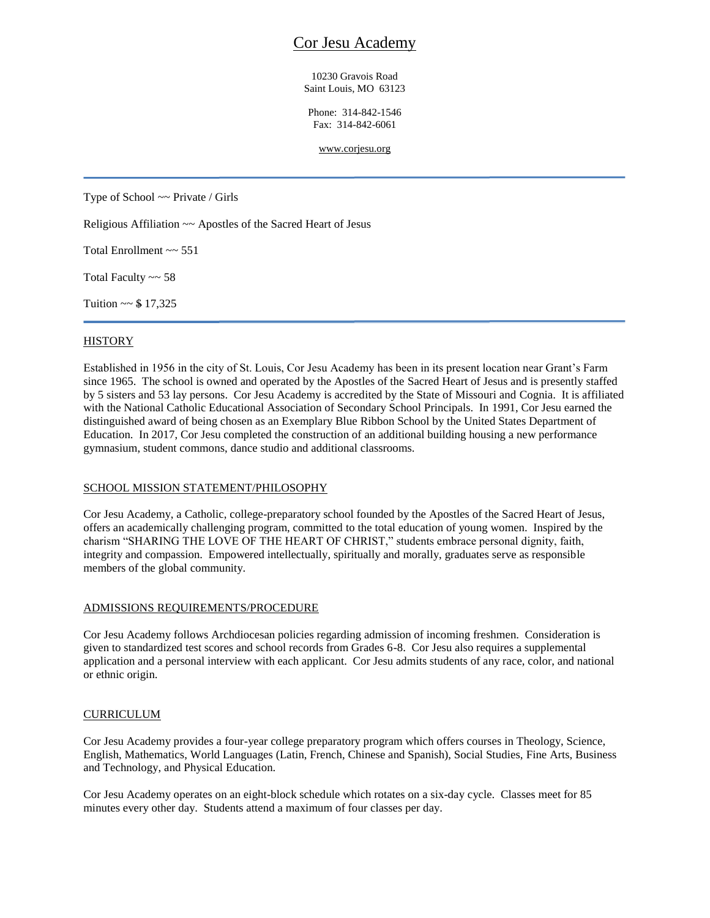# Cor Jesu Academy

10230 Gravois Road
Saint Louis, MO 63123

Phone: 314-842-1546
Fax: 314-842-6061

www.corjesu.org

---

Type of School ~~ Private / Girls

Religious Affiliation ~~ Apostles of the Sacred Heart of Jesus

Total Enrollment ~~ 551

Total Faculty ~~ 58

Tuition ~~ $ 17,325

---

## HISTORY

Established in 1956 in the city of St. Louis, Cor Jesu Academy has been in its present location near Grant's Farm since 1965. The school is owned and operated by the Apostles of the Sacred Heart of Jesus and is presently staffed by 5 sisters and 53 lay persons. Cor Jesu Academy is accredited by the State of Missouri and Cognia. It is affiliated with the National Catholic Educational Association of Secondary School Principals. In 1991, Cor Jesu earned the distinguished award of being chosen as an Exemplary Blue Ribbon School by the United States Department of Education. In 2017, Cor Jesu completed the construction of an additional building housing a new performance gymnasium, student commons, dance studio and additional classrooms.

## SCHOOL MISSION STATEMENT/PHILOSOPHY

Cor Jesu Academy, a Catholic, college-preparatory school founded by the Apostles of the Sacred Heart of Jesus, offers an academically challenging program, committed to the total education of young women. Inspired by the charism "SHARING THE LOVE OF THE HEART OF CHRIST," students embrace personal dignity, faith, integrity and compassion. Empowered intellectually, spiritually and morally, graduates serve as responsible members of the global community.

## ADMISSIONS REQUIREMENTS/PROCEDURE

Cor Jesu Academy follows Archdiocesan policies regarding admission of incoming freshmen. Consideration is given to standardized test scores and school records from Grades 6-8. Cor Jesu also requires a supplemental application and a personal interview with each applicant. Cor Jesu admits students of any race, color, and national or ethnic origin.

## CURRICULUM

Cor Jesu Academy provides a four-year college preparatory program which offers courses in Theology, Science, English, Mathematics, World Languages (Latin, French, Chinese and Spanish), Social Studies, Fine Arts, Business and Technology, and Physical Education.

Cor Jesu Academy operates on an eight-block schedule which rotates on a six-day cycle. Classes meet for 85 minutes every other day. Students attend a maximum of four classes per day.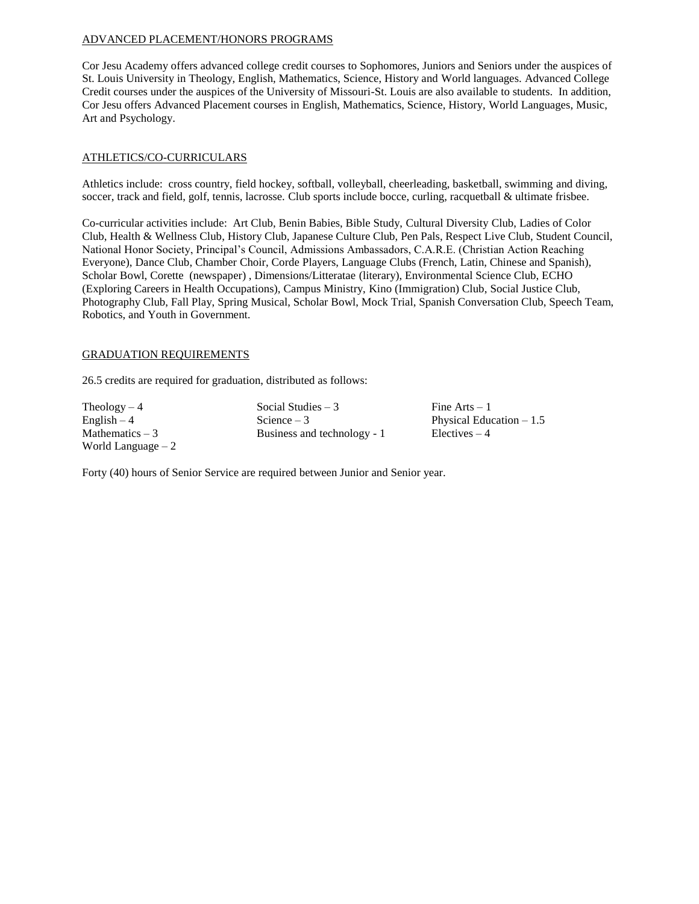## ADVANCED PLACEMENT/HONORS PROGRAMS

Cor Jesu Academy offers advanced college credit courses to Sophomores, Juniors and Seniors under the auspices of St. Louis University in Theology, English, Mathematics, Science, History and World languages. Advanced College Credit courses under the auspices of the University of Missouri-St. Louis are also available to students. In addition, Cor Jesu offers Advanced Placement courses in English, Mathematics, Science, History, World Languages, Music, Art and Psychology.

## ATHLETICS/CO-CURRICULARS

Athletics include: cross country, field hockey, softball, volleyball, cheerleading, basketball, swimming and diving, soccer, track and field, golf, tennis, lacrosse. Club sports include bocce, curling, racquetball & ultimate frisbee.

Co-curricular activities include: Art Club, Benin Babies, Bible Study, Cultural Diversity Club, Ladies of Color Club, Health & Wellness Club, History Club, Japanese Culture Club, Pen Pals, Respect Live Club, Student Council, National Honor Society, Principal's Council, Admissions Ambassadors, C.A.R.E. (Christian Action Reaching Everyone), Dance Club, Chamber Choir, Corde Players, Language Clubs (French, Latin, Chinese and Spanish), Scholar Bowl, Corette (newspaper) , Dimensions/Litteratae (literary), Environmental Science Club, ECHO (Exploring Careers in Health Occupations), Campus Ministry, Kino (Immigration) Club, Social Justice Club, Photography Club, Fall Play, Spring Musical, Scholar Bowl, Mock Trial, Spanish Conversation Club, Speech Team, Robotics, and Youth in Government.

## GRADUATION REQUIREMENTS

26.5 credits are required for graduation, distributed as follows:

- Theology – 4
- English – 4
- Mathematics – 3
- World Language – 2
- Social Studies – 3
- Science – 3
- Business and technology - 1
- Fine Arts – 1
- Physical Education – 1.5
- Electives – 4

Forty (40) hours of Senior Service are required between Junior and Senior year.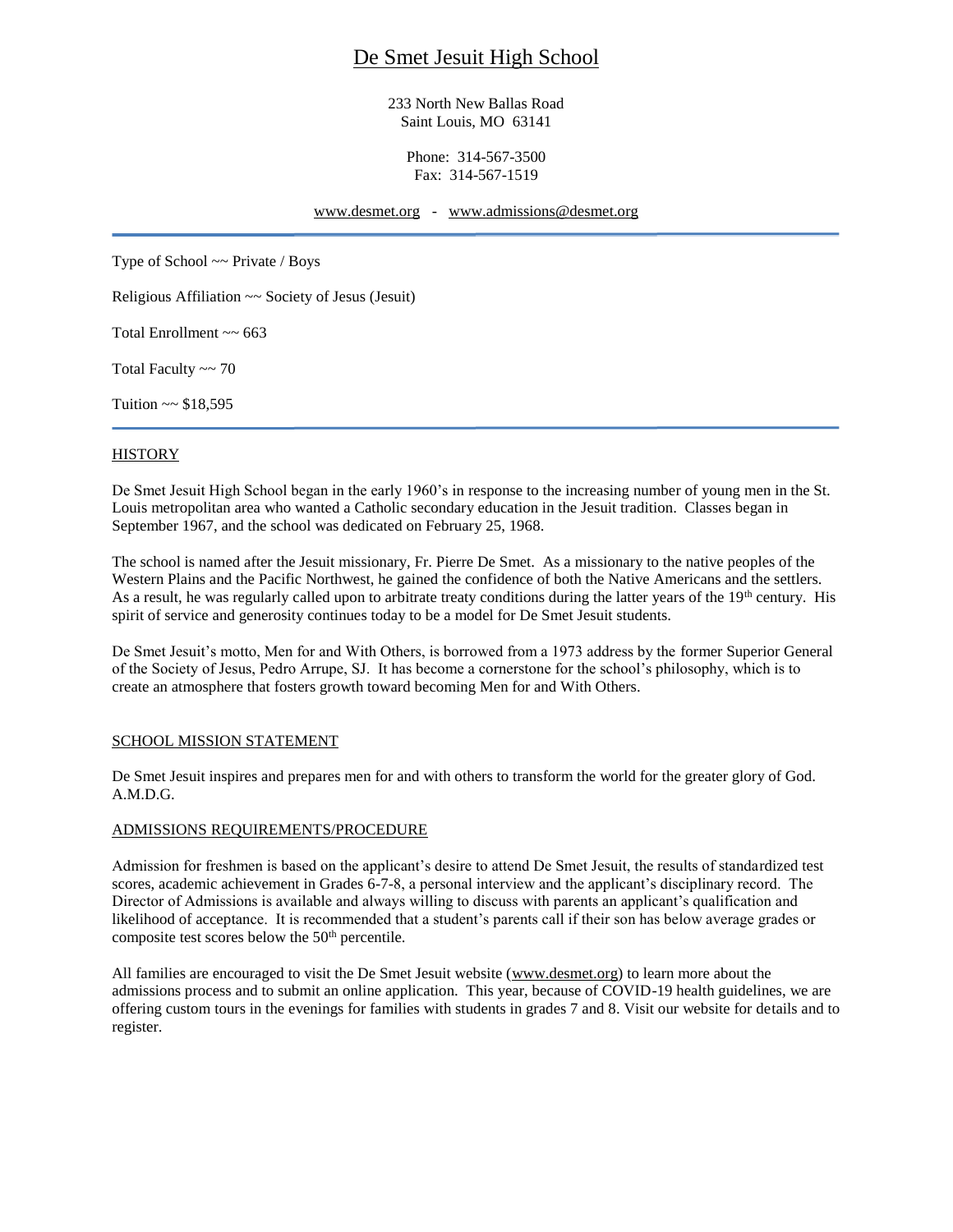# De Smet Jesuit High School

233 North New Ballas Road
Saint Louis, MO 63141

Phone: 314-567-3500
Fax: 314-567-1519

www.desmet.org - www.admissions@desmet.org

---

Type of School ~~ Private / Boys

Religious Affiliation ~~ Society of Jesus (Jesuit)

Total Enrollment ~~ 663

Total Faculty ~~ 70

Tuition ~~ $18,595

---

## HISTORY

De Smet Jesuit High School began in the early 1960's in response to the increasing number of young men in the St. Louis metropolitan area who wanted a Catholic secondary education in the Jesuit tradition. Classes began in September 1967, and the school was dedicated on February 25, 1968.

The school is named after the Jesuit missionary, Fr. Pierre De Smet. As a missionary to the native peoples of the Western Plains and the Pacific Northwest, he gained the confidence of both the Native Americans and the settlers. As a result, he was regularly called upon to arbitrate treaty conditions during the latter years of the 19th century. His spirit of service and generosity continues today to be a model for De Smet Jesuit students.

De Smet Jesuit's motto, Men for and With Others, is borrowed from a 1973 address by the former Superior General of the Society of Jesus, Pedro Arrupe, SJ. It has become a cornerstone for the school's philosophy, which is to create an atmosphere that fosters growth toward becoming Men for and With Others.

## SCHOOL MISSION STATEMENT

De Smet Jesuit inspires and prepares men for and with others to transform the world for the greater glory of God. A.M.D.G.

## ADMISSIONS REQUIREMENTS/PROCEDURE

Admission for freshmen is based on the applicant's desire to attend De Smet Jesuit, the results of standardized test scores, academic achievement in Grades 6-7-8, a personal interview and the applicant's disciplinary record. The Director of Admissions is available and always willing to discuss with parents an applicant's qualification and likelihood of acceptance. It is recommended that a student's parents call if their son has below average grades or composite test scores below the 50th percentile.

All families are encouraged to visit the De Smet Jesuit website (www.desmet.org) to learn more about the admissions process and to submit an online application. This year, because of COVID-19 health guidelines, we are offering custom tours in the evenings for families with students in grades 7 and 8. Visit our website for details and to register.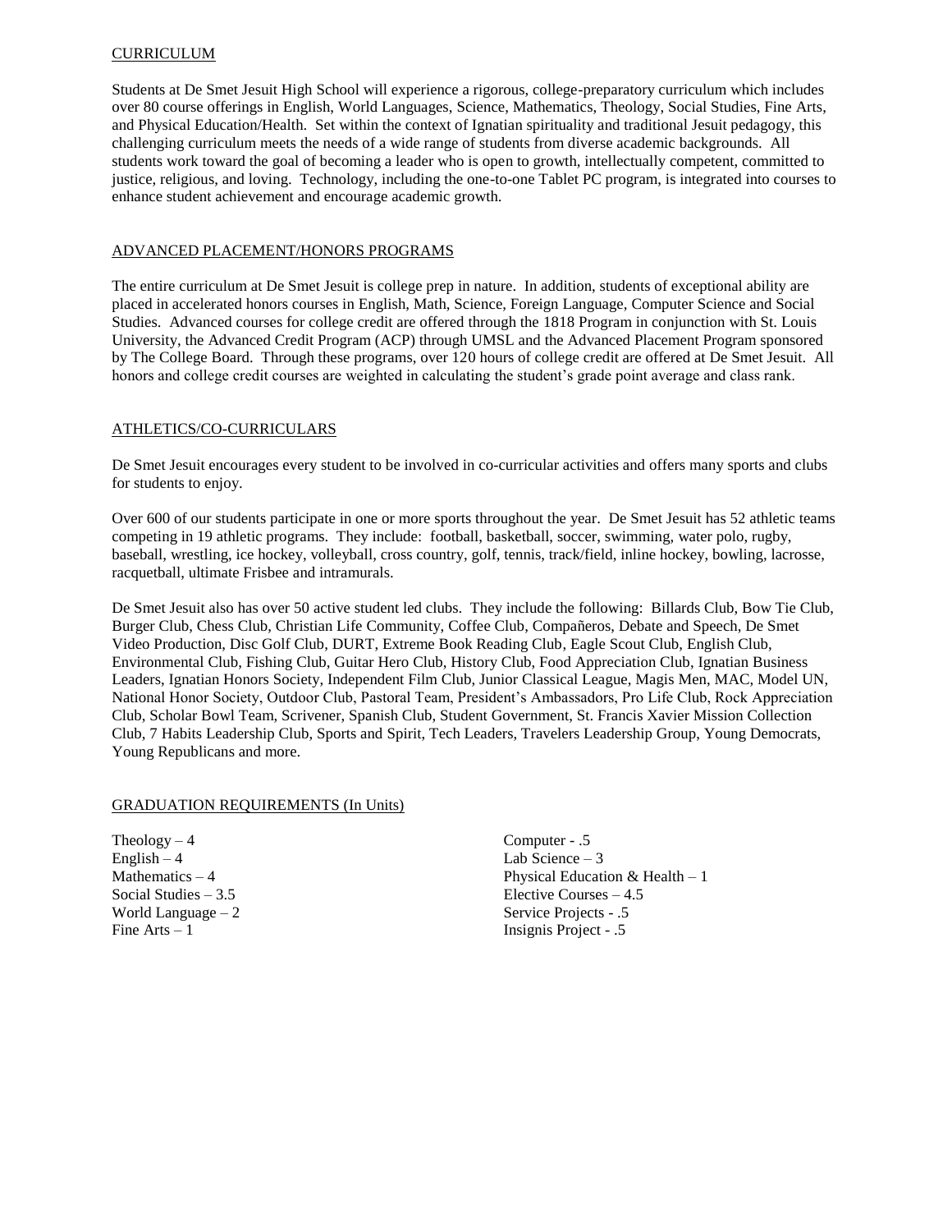## CURRICULUM

Students at De Smet Jesuit High School will experience a rigorous, college-preparatory curriculum which includes over 80 course offerings in English, World Languages, Science, Mathematics, Theology, Social Studies, Fine Arts, and Physical Education/Health. Set within the context of Ignatian spirituality and traditional Jesuit pedagogy, this challenging curriculum meets the needs of a wide range of students from diverse academic backgrounds. All students work toward the goal of becoming a leader who is open to growth, intellectually competent, committed to justice, religious, and loving. Technology, including the one-to-one Tablet PC program, is integrated into courses to enhance student achievement and encourage academic growth.

## ADVANCED PLACEMENT/HONORS PROGRAMS

The entire curriculum at De Smet Jesuit is college prep in nature. In addition, students of exceptional ability are placed in accelerated honors courses in English, Math, Science, Foreign Language, Computer Science and Social Studies. Advanced courses for college credit are offered through the 1818 Program in conjunction with St. Louis University, the Advanced Credit Program (ACP) through UMSL and the Advanced Placement Program sponsored by The College Board. Through these programs, over 120 hours of college credit are offered at De Smet Jesuit. All honors and college credit courses are weighted in calculating the student's grade point average and class rank.

## ATHLETICS/CO-CURRICULARS

De Smet Jesuit encourages every student to be involved in co-curricular activities and offers many sports and clubs for students to enjoy.

Over 600 of our students participate in one or more sports throughout the year. De Smet Jesuit has 52 athletic teams competing in 19 athletic programs. They include: football, basketball, soccer, swimming, water polo, rugby, baseball, wrestling, ice hockey, volleyball, cross country, golf, tennis, track/field, inline hockey, bowling, lacrosse, racquetball, ultimate Frisbee and intramurals.

De Smet Jesuit also has over 50 active student led clubs. They include the following: Billards Club, Bow Tie Club, Burger Club, Chess Club, Christian Life Community, Coffee Club, Compañeros, Debate and Speech, De Smet Video Production, Disc Golf Club, DURT, Extreme Book Reading Club, Eagle Scout Club, English Club, Environmental Club, Fishing Club, Guitar Hero Club, History Club, Food Appreciation Club, Ignatian Business Leaders, Ignatian Honors Society, Independent Film Club, Junior Classical League, Magis Men, MAC, Model UN, National Honor Society, Outdoor Club, Pastoral Team, President's Ambassadors, Pro Life Club, Rock Appreciation Club, Scholar Bowl Team, Scrivener, Spanish Club, Student Government, St. Francis Xavier Mission Collection Club, 7 Habits Leadership Club, Sports and Spirit, Tech Leaders, Travelers Leadership Group, Young Democrats, Young Republicans and more.

## GRADUATION REQUIREMENTS (In Units)

Theology – 4
English – 4
Mathematics – 4
Social Studies – 3.5
World Language – 2
Fine Arts – 1
Computer - .5
Lab Science – 3
Physical Education & Health – 1
Elective Courses – 4.5
Service Projects - .5
Insignis Project - .5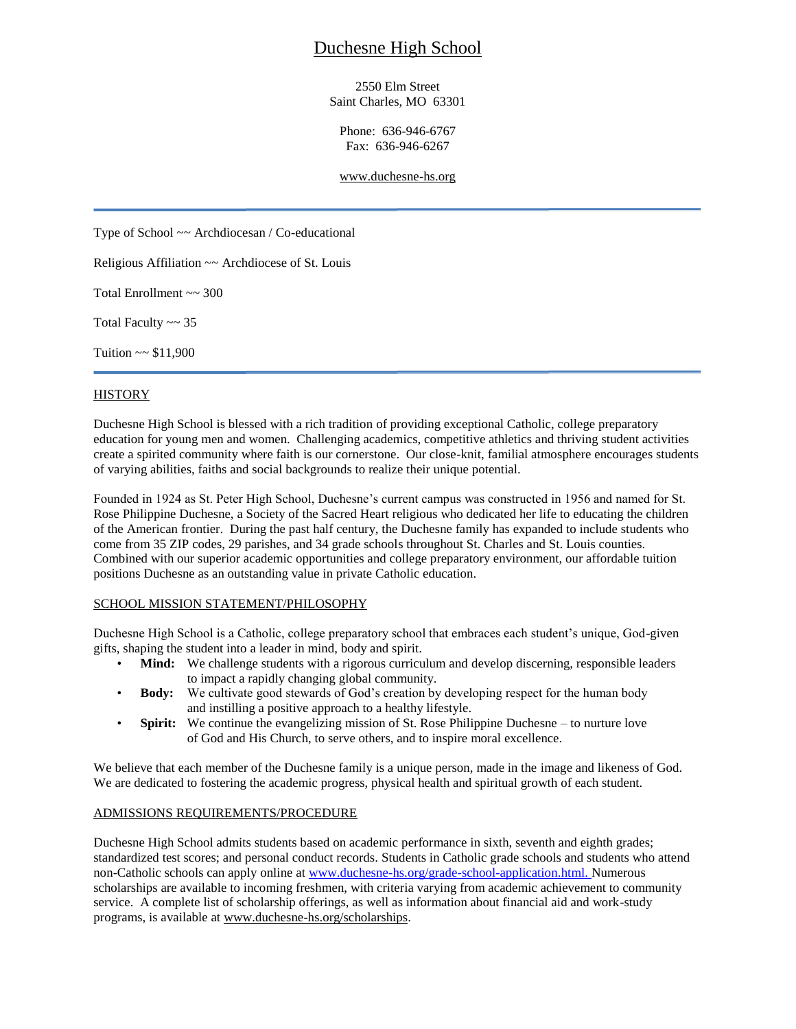# Duchesne High School

2550 Elm Street
Saint Charles, MO 63301

Phone: 636-946-6767
Fax: 636-946-6267

www.duchesne-hs.org

---

Type of School ~~ Archdiocesan / Co-educational

Religious Affiliation ~~ Archdiocese of St. Louis

Total Enrollment ~~ 300

Total Faculty ~~ 35

Tuition ~~ $11,900

---

## HISTORY

Duchesne High School is blessed with a rich tradition of providing exceptional Catholic, college preparatory education for young men and women. Challenging academics, competitive athletics and thriving student activities create a spirited community where faith is our cornerstone. Our close-knit, familial atmosphere encourages students of varying abilities, faiths and social backgrounds to realize their unique potential.

Founded in 1924 as St. Peter High School, Duchesne's current campus was constructed in 1956 and named for St. Rose Philippine Duchesne, a Society of the Sacred Heart religious who dedicated her life to educating the children of the American frontier. During the past half century, the Duchesne family has expanded to include students who come from 35 ZIP codes, 29 parishes, and 34 grade schools throughout St. Charles and St. Louis counties. Combined with our superior academic opportunities and college preparatory environment, our affordable tuition positions Duchesne as an outstanding value in private Catholic education.

## SCHOOL MISSION STATEMENT/PHILOSOPHY

Duchesne High School is a Catholic, college preparatory school that embraces each student's unique, God-given gifts, shaping the student into a leader in mind, body and spirit.

- **Mind:** We challenge students with a rigorous curriculum and develop discerning, responsible leaders to impact a rapidly changing global community.
- **Body:** We cultivate good stewards of God's creation by developing respect for the human body and instilling a positive approach to a healthy lifestyle.
- **Spirit:** We continue the evangelizing mission of St. Rose Philippine Duchesne – to nurture love of God and His Church, to serve others, and to inspire moral excellence.

We believe that each member of the Duchesne family is a unique person, made in the image and likeness of God. We are dedicated to fostering the academic progress, physical health and spiritual growth of each student.

## ADMISSIONS REQUIREMENTS/PROCEDURE

Duchesne High School admits students based on academic performance in sixth, seventh and eighth grades; standardized test scores; and personal conduct records. Students in Catholic grade schools and students who attend non-Catholic schools can apply online at www.duchesne-hs.org/grade-school-application.html. Numerous scholarships are available to incoming freshmen, with criteria varying from academic achievement to community service. A complete list of scholarship offerings, as well as information about financial aid and work-study programs, is available at www.duchesne-hs.org/scholarships.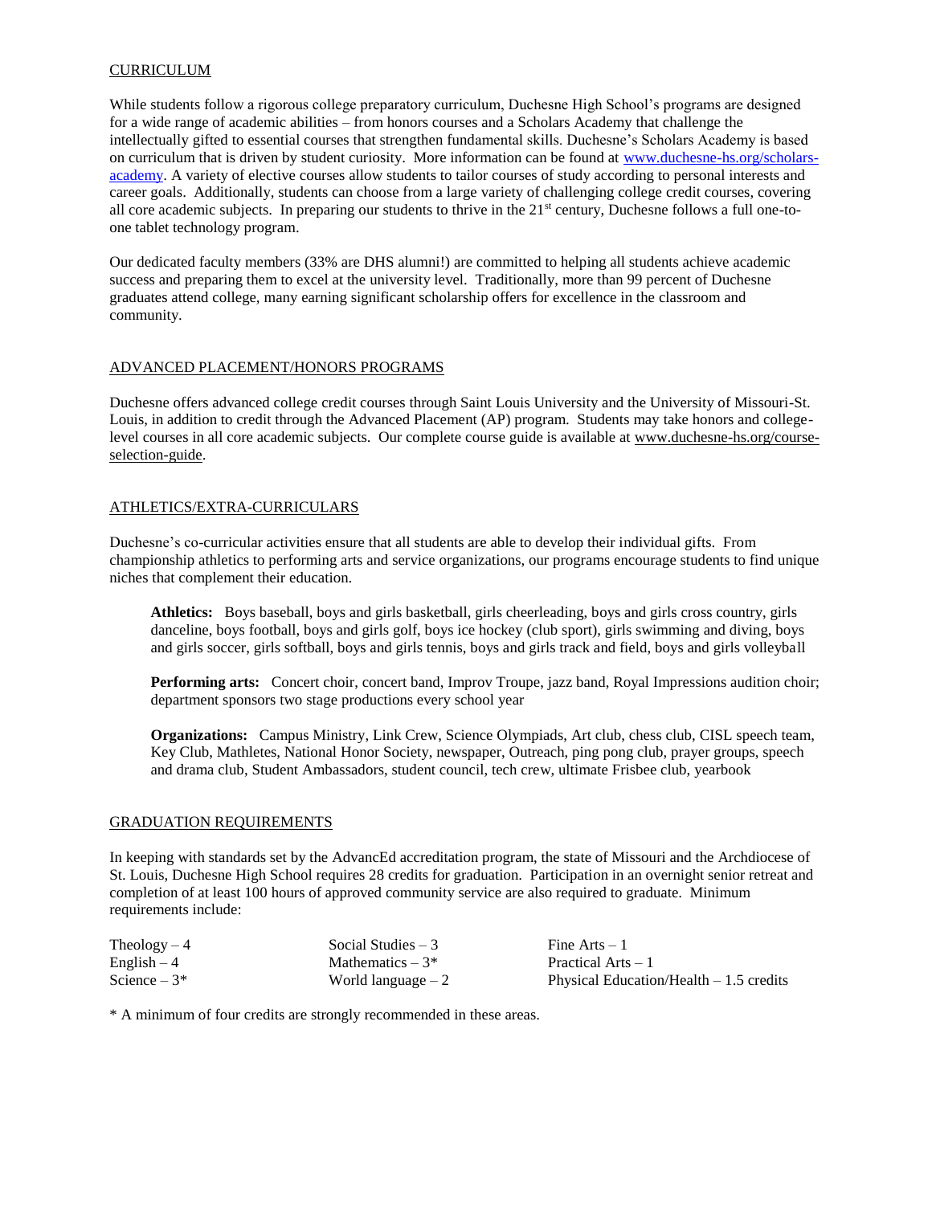## CURRICULUM

While students follow a rigorous college preparatory curriculum, Duchesne High School's programs are designed for a wide range of academic abilities – from honors courses and a Scholars Academy that challenge the intellectually gifted to essential courses that strengthen fundamental skills. Duchesne's Scholars Academy is based on curriculum that is driven by student curiosity. More information can be found at www.duchesne-hs.org/scholars-academy. A variety of elective courses allow students to tailor courses of study according to personal interests and career goals. Additionally, students can choose from a large variety of challenging college credit courses, covering all core academic subjects. In preparing our students to thrive in the 21st century, Duchesne follows a full one-to-one tablet technology program.

Our dedicated faculty members (33% are DHS alumni!) are committed to helping all students achieve academic success and preparing them to excel at the university level. Traditionally, more than 99 percent of Duchesne graduates attend college, many earning significant scholarship offers for excellence in the classroom and community.

## ADVANCED PLACEMENT/HONORS PROGRAMS

Duchesne offers advanced college credit courses through Saint Louis University and the University of Missouri-St. Louis, in addition to credit through the Advanced Placement (AP) program. Students may take honors and college-level courses in all core academic subjects. Our complete course guide is available at www.duchesne-hs.org/course-selection-guide.

## ATHLETICS/EXTRA-CURRICULARS

Duchesne's co-curricular activities ensure that all students are able to develop their individual gifts. From championship athletics to performing arts and service organizations, our programs encourage students to find unique niches that complement their education.

**Athletics:** Boys baseball, boys and girls basketball, girls cheerleading, boys and girls cross country, girls danceline, boys football, boys and girls golf, boys ice hockey (club sport), girls swimming and diving, boys and girls soccer, girls softball, boys and girls tennis, boys and girls track and field, boys and girls volleyball

**Performing arts:** Concert choir, concert band, Improv Troupe, jazz band, Royal Impressions audition choir; department sponsors two stage productions every school year

**Organizations:** Campus Ministry, Link Crew, Science Olympiads, Art club, chess club, CISL speech team, Key Club, Mathletes, National Honor Society, newspaper, Outreach, ping pong club, prayer groups, speech and drama club, Student Ambassadors, student council, tech crew, ultimate Frisbee club, yearbook

## GRADUATION REQUIREMENTS

In keeping with standards set by the AdvancEd accreditation program, the state of Missouri and the Archdiocese of St. Louis, Duchesne High School requires 28 credits for graduation. Participation in an overnight senior retreat and completion of at least 100 hours of approved community service are also required to graduate. Minimum requirements include:

| | | |
|---|---|---|
| Theology – 4 | Social Studies – 3 | Fine Arts – 1 |
| English – 4 | Mathematics – 3* | Practical Arts – 1 |
| Science – 3* | World language – 2 | Physical Education/Health – 1.5 credits |

* A minimum of four credits are strongly recommended in these areas.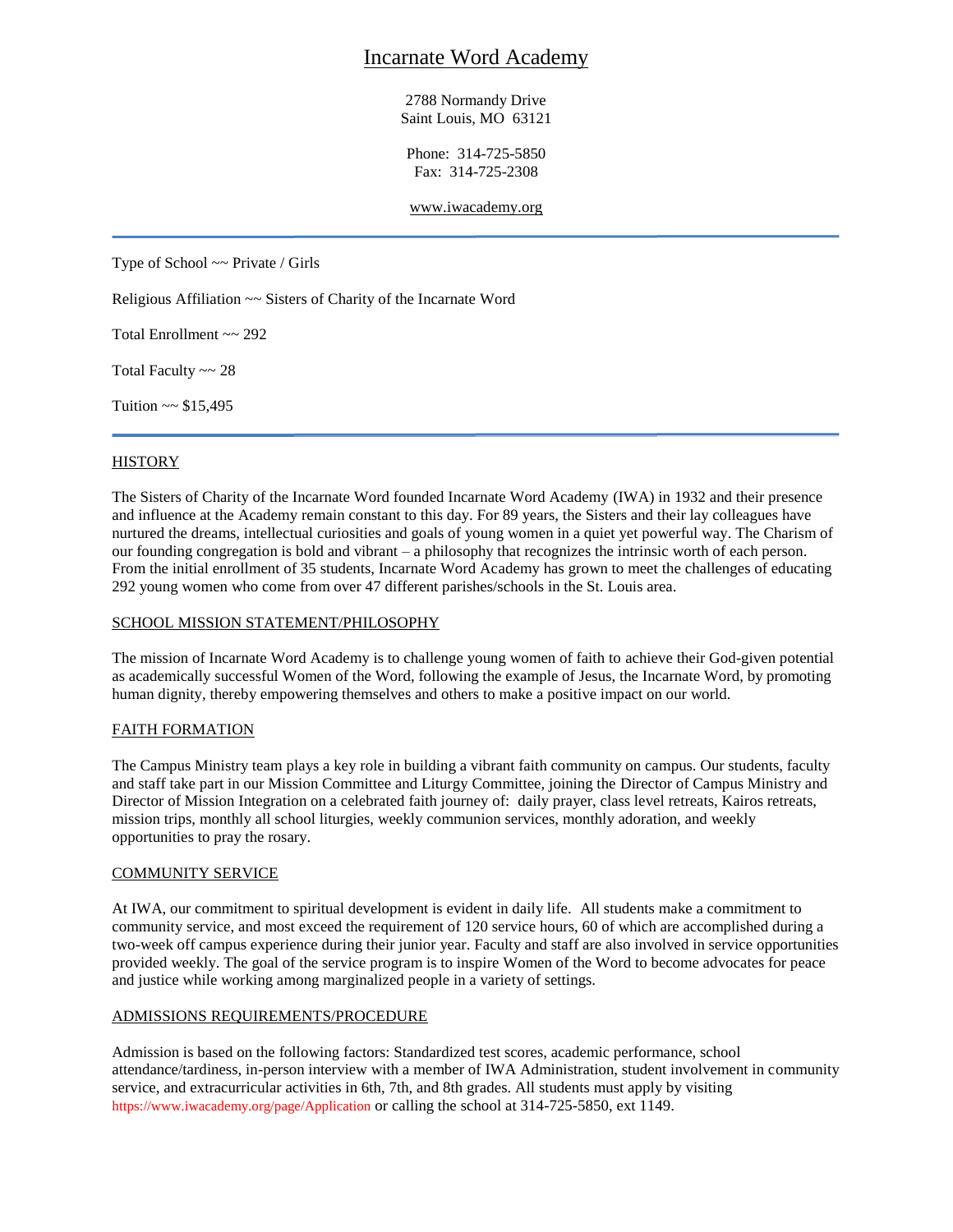# Incarnate Word Academy

2788 Normandy Drive
Saint Louis, MO 63121

Phone: 314-725-5850
Fax: 314-725-2308

www.iwacademy.org

---

Type of School ~~ Private / Girls

Religious Affiliation ~~ Sisters of Charity of the Incarnate Word

Total Enrollment ~~ 292

Total Faculty ~~ 28

Tuition ~~ $15,495

---

## HISTORY

The Sisters of Charity of the Incarnate Word founded Incarnate Word Academy (IWA) in 1932 and their presence and influence at the Academy remain constant to this day. For 89 years, the Sisters and their lay colleagues have nurtured the dreams, intellectual curiosities and goals of young women in a quiet yet powerful way. The Charism of our founding congregation is bold and vibrant – a philosophy that recognizes the intrinsic worth of each person. From the initial enrollment of 35 students, Incarnate Word Academy has grown to meet the challenges of educating 292 young women who come from over 47 different parishes/schools in the St. Louis area.

## SCHOOL MISSION STATEMENT/PHILOSOPHY

The mission of Incarnate Word Academy is to challenge young women of faith to achieve their God-given potential as academically successful Women of the Word, following the example of Jesus, the Incarnate Word, by promoting human dignity, thereby empowering themselves and others to make a positive impact on our world.

## FAITH FORMATION

The Campus Ministry team plays a key role in building a vibrant faith community on campus. Our students, faculty and staff take part in our Mission Committee and Liturgy Committee, joining the Director of Campus Ministry and Director of Mission Integration on a celebrated faith journey of: daily prayer, class level retreats, Kairos retreats, mission trips, monthly all school liturgies, weekly communion services, monthly adoration, and weekly opportunities to pray the rosary.

## COMMUNITY SERVICE

At IWA, our commitment to spiritual development is evident in daily life. All students make a commitment to community service, and most exceed the requirement of 120 service hours, 60 of which are accomplished during a two-week off campus experience during their junior year. Faculty and staff are also involved in service opportunities provided weekly. The goal of the service program is to inspire Women of the Word to become advocates for peace and justice while working among marginalized people in a variety of settings.

## ADMISSIONS REQUIREMENTS/PROCEDURE

Admission is based on the following factors: Standardized test scores, academic performance, school attendance/tardiness, in-person interview with a member of IWA Administration, student involvement in community service, and extracurricular activities in 6th, 7th, and 8th grades. All students must apply by visiting https://www.iwacademy.org/page/Application or calling the school at 314-725-5850, ext 1149.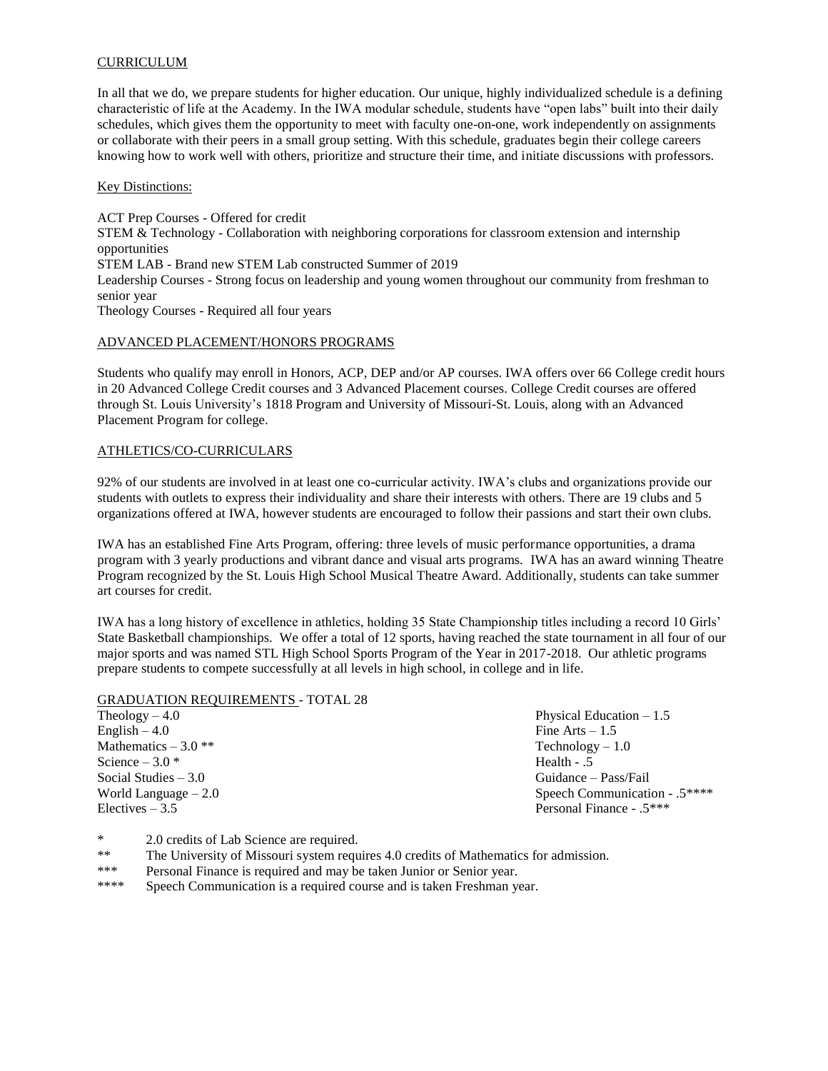## CURRICULUM

In all that we do, we prepare students for higher education. Our unique, highly individualized schedule is a defining characteristic of life at the Academy. In the IWA modular schedule, students have "open labs" built into their daily schedules, which gives them the opportunity to meet with faculty one-on-one, work independently on assignments or collaborate with their peers in a small group setting. With this schedule, graduates begin their college careers knowing how to work well with others, prioritize and structure their time, and initiate discussions with professors.

### Key Distinctions:

ACT Prep Courses - Offered for credit
STEM & Technology - Collaboration with neighboring corporations for classroom extension and internship opportunities
STEM LAB - Brand new STEM Lab constructed Summer of 2019
Leadership Courses - Strong focus on leadership and young women throughout our community from freshman to senior year
Theology Courses - Required all four years

## ADVANCED PLACEMENT/HONORS PROGRAMS

Students who qualify may enroll in Honors, ACP, DEP and/or AP courses. IWA offers over 66 College credit hours in 20 Advanced College Credit courses and 3 Advanced Placement courses. College Credit courses are offered through St. Louis University's 1818 Program and University of Missouri-St. Louis, along with an Advanced Placement Program for college.

## ATHLETICS/CO-CURRICULARS

92% of our students are involved in at least one co-curricular activity. IWA's clubs and organizations provide our students with outlets to express their individuality and share their interests with others. There are 19 clubs and 5 organizations offered at IWA, however students are encouraged to follow their passions and start their own clubs.

IWA has an established Fine Arts Program, offering: three levels of music performance opportunities, a drama program with 3 yearly productions and vibrant dance and visual arts programs. IWA has an award winning Theatre Program recognized by the St. Louis High School Musical Theatre Award. Additionally, students can take summer art courses for credit.

IWA has a long history of excellence in athletics, holding 35 State Championship titles including a record 10 Girls' State Basketball championships. We offer a total of 12 sports, having reached the state tournament in all four of our major sports and was named STL High School Sports Program of the Year in 2017-2018. Our athletic programs prepare students to compete successfully at all levels in high school, in college and in life.

## GRADUATION REQUIREMENTS - TOTAL 28

Theology – 4.0
English – 4.0
Mathematics – 3.0 **
Science – 3.0 *
Social Studies – 3.0
World Language – 2.0
Electives – 3.5
Physical Education – 1.5
Fine Arts – 1.5
Technology – 1.0
Health - .5
Guidance – Pass/Fail
Speech Communication - .5****
Personal Finance - .5***

* 2.0 credits of Lab Science are required.
** The University of Missouri system requires 4.0 credits of Mathematics for admission.
*** Personal Finance is required and may be taken Junior or Senior year.
**** Speech Communication is a required course and is taken Freshman year.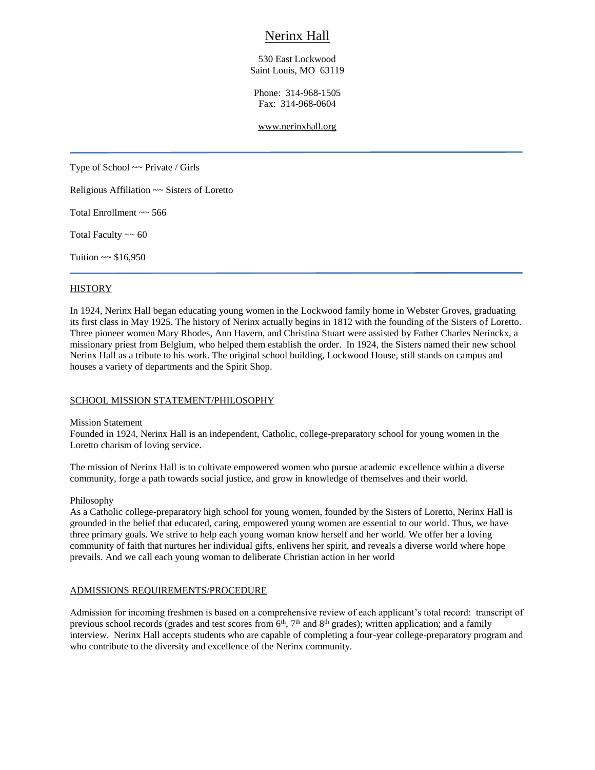# Nerinx Hall

530 East Lockwood
Saint Louis, MO 63119

Phone: 314-968-1505
Fax: 314-968-0604

www.nerinxhall.org

---

Type of School ~~ Private / Girls

Religious Affiliation ~~ Sisters of Loretto

Total Enrollment ~~ 566

Total Faculty ~~ 60

Tuition ~~ $16,950

---

## HISTORY

In 1924, Nerinx Hall began educating young women in the Lockwood family home in Webster Groves, graduating its first class in May 1925. The history of Nerinx actually begins in 1812 with the founding of the Sisters of Loretto. Three pioneer women Mary Rhodes, Ann Havern, and Christina Stuart were assisted by Father Charles Nerinckx, a missionary priest from Belgium, who helped them establish the order. In 1924, the Sisters named their new school Nerinx Hall as a tribute to his work. The original school building, Lockwood House, still stands on campus and houses a variety of departments and the Spirit Shop.

## SCHOOL MISSION STATEMENT/PHILOSOPHY

Mission Statement
Founded in 1924, Nerinx Hall is an independent, Catholic, college-preparatory school for young women in the Loretto charism of loving service.

The mission of Nerinx Hall is to cultivate empowered women who pursue academic excellence within a diverse community, forge a path towards social justice, and grow in knowledge of themselves and their world.

Philosophy
As a Catholic college-preparatory high school for young women, founded by the Sisters of Loretto, Nerinx Hall is grounded in the belief that educated, caring, empowered young women are essential to our world. Thus, we have three primary goals. We strive to help each young woman know herself and her world. We offer her a loving community of faith that nurtures her individual gifts, enlivens her spirit, and reveals a diverse world where hope prevails. And we call each young woman to deliberate Christian action in her world

## ADMISSIONS REQUIREMENTS/PROCEDURE

Admission for incoming freshmen is based on a comprehensive review of each applicant's total record: transcript of previous school records (grades and test scores from 6th, 7th and 8th grades); written application; and a family interview. Nerinx Hall accepts students who are capable of completing a four-year college-preparatory program and who contribute to the diversity and excellence of the Nerinx community.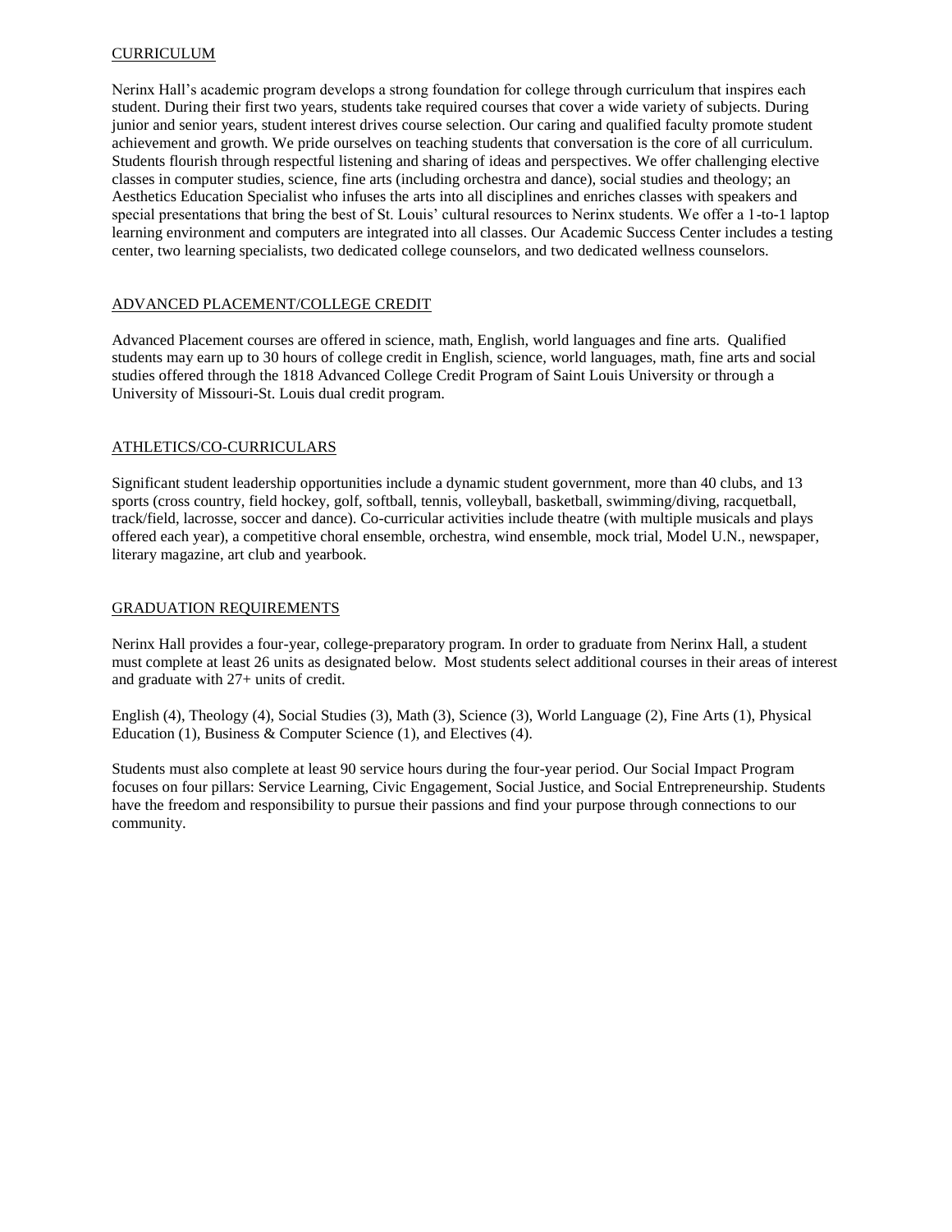## CURRICULUM

Nerinx Hall's academic program develops a strong foundation for college through curriculum that inspires each student. During their first two years, students take required courses that cover a wide variety of subjects. During junior and senior years, student interest drives course selection. Our caring and qualified faculty promote student achievement and growth. We pride ourselves on teaching students that conversation is the core of all curriculum. Students flourish through respectful listening and sharing of ideas and perspectives. We offer challenging elective classes in computer studies, science, fine arts (including orchestra and dance), social studies and theology; an Aesthetics Education Specialist who infuses the arts into all disciplines and enriches classes with speakers and special presentations that bring the best of St. Louis' cultural resources to Nerinx students. We offer a 1-to-1 laptop learning environment and computers are integrated into all classes. Our Academic Success Center includes a testing center, two learning specialists, two dedicated college counselors, and two dedicated wellness counselors.

## ADVANCED PLACEMENT/COLLEGE CREDIT

Advanced Placement courses are offered in science, math, English, world languages and fine arts. Qualified students may earn up to 30 hours of college credit in English, science, world languages, math, fine arts and social studies offered through the 1818 Advanced College Credit Program of Saint Louis University or through a University of Missouri-St. Louis dual credit program.

## ATHLETICS/CO-CURRICULARS

Significant student leadership opportunities include a dynamic student government, more than 40 clubs, and 13 sports (cross country, field hockey, golf, softball, tennis, volleyball, basketball, swimming/diving, racquetball, track/field, lacrosse, soccer and dance). Co-curricular activities include theatre (with multiple musicals and plays offered each year), a competitive choral ensemble, orchestra, wind ensemble, mock trial, Model U.N., newspaper, literary magazine, art club and yearbook.

## GRADUATION REQUIREMENTS

Nerinx Hall provides a four-year, college-preparatory program. In order to graduate from Nerinx Hall, a student must complete at least 26 units as designated below. Most students select additional courses in their areas of interest and graduate with 27+ units of credit.

English (4), Theology (4), Social Studies (3), Math (3), Science (3), World Language (2), Fine Arts (1), Physical Education (1), Business & Computer Science (1), and Electives (4).

Students must also complete at least 90 service hours during the four-year period. Our Social Impact Program focuses on four pillars: Service Learning, Civic Engagement, Social Justice, and Social Entrepreneurship. Students have the freedom and responsibility to pursue their passions and find your purpose through connections to our community.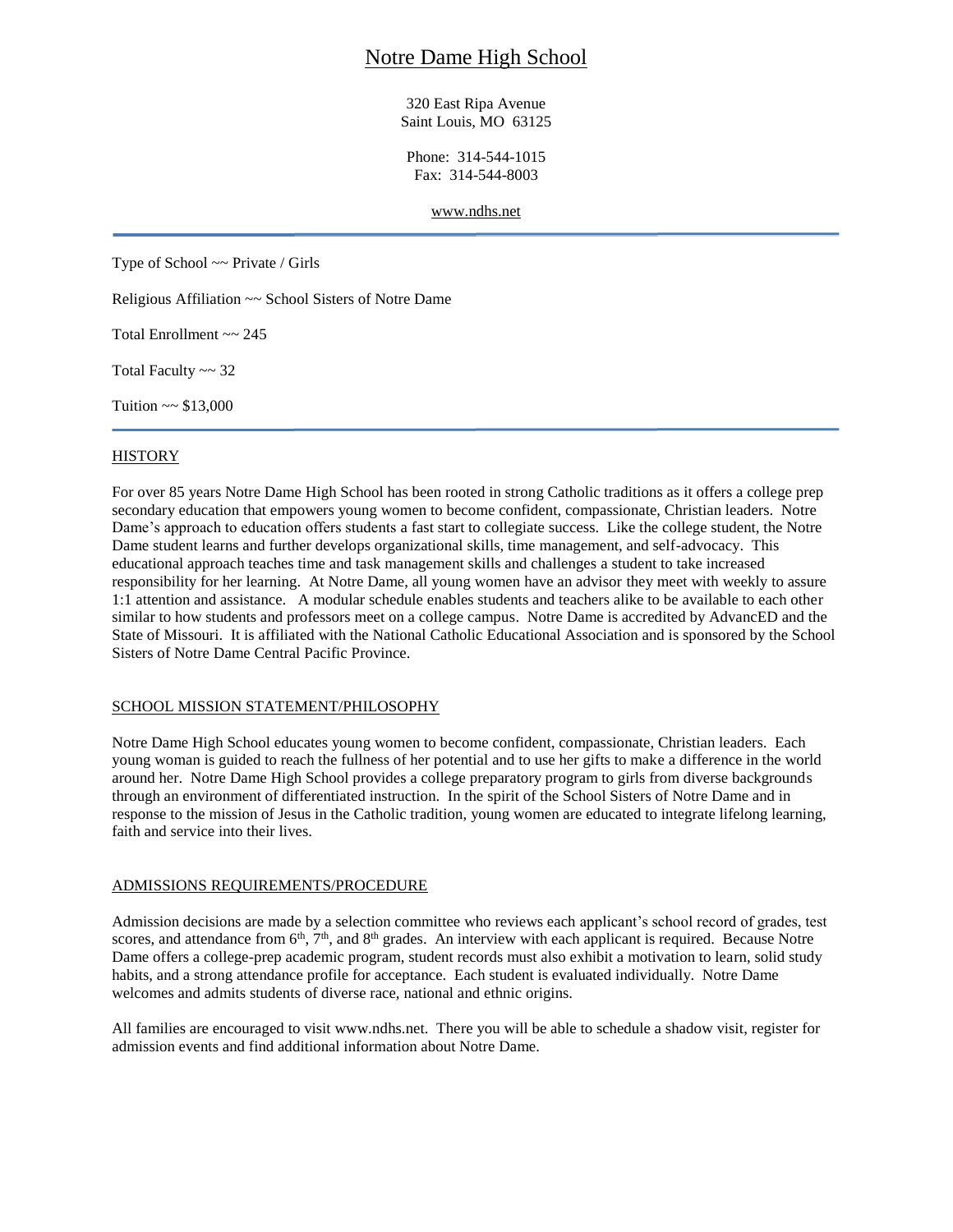# Notre Dame High School

320 East Ripa Avenue
Saint Louis, MO 63125

Phone: 314-544-1015
Fax: 314-544-8003

www.ndhs.net

---

Type of School ~~ Private / Girls

Religious Affiliation ~~ School Sisters of Notre Dame

Total Enrollment ~~ 245

Total Faculty ~~ 32

Tuition ~~ $13,000

---

## HISTORY

For over 85 years Notre Dame High School has been rooted in strong Catholic traditions as it offers a college prep secondary education that empowers young women to become confident, compassionate, Christian leaders. Notre Dame's approach to education offers students a fast start to collegiate success. Like the college student, the Notre Dame student learns and further develops organizational skills, time management, and self-advocacy. This educational approach teaches time and task management skills and challenges a student to take increased responsibility for her learning. At Notre Dame, all young women have an advisor they meet with weekly to assure 1:1 attention and assistance. A modular schedule enables students and teachers alike to be available to each other similar to how students and professors meet on a college campus. Notre Dame is accredited by AdvancED and the State of Missouri. It is affiliated with the National Catholic Educational Association and is sponsored by the School Sisters of Notre Dame Central Pacific Province.

## SCHOOL MISSION STATEMENT/PHILOSOPHY

Notre Dame High School educates young women to become confident, compassionate, Christian leaders. Each young woman is guided to reach the fullness of her potential and to use her gifts to make a difference in the world around her. Notre Dame High School provides a college preparatory program to girls from diverse backgrounds through an environment of differentiated instruction. In the spirit of the School Sisters of Notre Dame and in response to the mission of Jesus in the Catholic tradition, young women are educated to integrate lifelong learning, faith and service into their lives.

## ADMISSIONS REQUIREMENTS/PROCEDURE

Admission decisions are made by a selection committee who reviews each applicant's school record of grades, test scores, and attendance from 6th, 7th, and 8th grades. An interview with each applicant is required. Because Notre Dame offers a college-prep academic program, student records must also exhibit a motivation to learn, solid study habits, and a strong attendance profile for acceptance. Each student is evaluated individually. Notre Dame welcomes and admits students of diverse race, national and ethnic origins.

All families are encouraged to visit www.ndhs.net. There you will be able to schedule a shadow visit, register for admission events and find additional information about Notre Dame.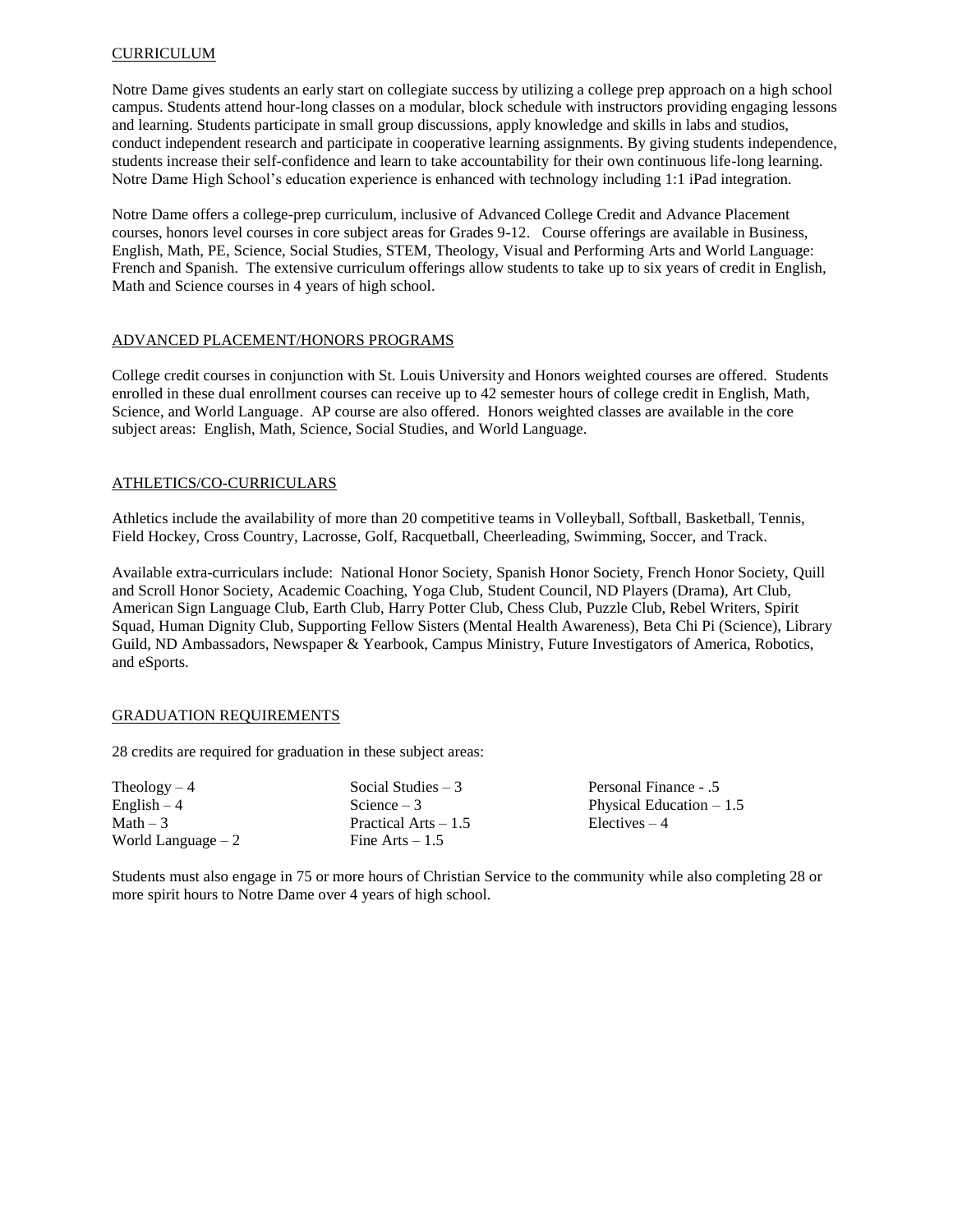## CURRICULUM

Notre Dame gives students an early start on collegiate success by utilizing a college prep approach on a high school campus. Students attend hour-long classes on a modular, block schedule with instructors providing engaging lessons and learning. Students participate in small group discussions, apply knowledge and skills in labs and studios, conduct independent research and participate in cooperative learning assignments. By giving students independence, students increase their self-confidence and learn to take accountability for their own continuous life-long learning. Notre Dame High School's education experience is enhanced with technology including 1:1 iPad integration.

Notre Dame offers a college-prep curriculum, inclusive of Advanced College Credit and Advance Placement courses, honors level courses in core subject areas for Grades 9-12. Course offerings are available in Business, English, Math, PE, Science, Social Studies, STEM, Theology, Visual and Performing Arts and World Language: French and Spanish. The extensive curriculum offerings allow students to take up to six years of credit in English, Math and Science courses in 4 years of high school.

## ADVANCED PLACEMENT/HONORS PROGRAMS

College credit courses in conjunction with St. Louis University and Honors weighted courses are offered. Students enrolled in these dual enrollment courses can receive up to 42 semester hours of college credit in English, Math, Science, and World Language. AP course are also offered. Honors weighted classes are available in the core subject areas: English, Math, Science, Social Studies, and World Language.

## ATHLETICS/CO-CURRICULARS

Athletics include the availability of more than 20 competitive teams in Volleyball, Softball, Basketball, Tennis, Field Hockey, Cross Country, Lacrosse, Golf, Racquetball, Cheerleading, Swimming, Soccer, and Track.

Available extra-curriculars include: National Honor Society, Spanish Honor Society, French Honor Society, Quill and Scroll Honor Society, Academic Coaching, Yoga Club, Student Council, ND Players (Drama), Art Club, American Sign Language Club, Earth Club, Harry Potter Club, Chess Club, Puzzle Club, Rebel Writers, Spirit Squad, Human Dignity Club, Supporting Fellow Sisters (Mental Health Awareness), Beta Chi Pi (Science), Library Guild, ND Ambassadors, Newspaper & Yearbook, Campus Ministry, Future Investigators of America, Robotics, and eSports.

## GRADUATION REQUIREMENTS

28 credits are required for graduation in these subject areas:

- Theology – 4
- English – 4
- Math – 3
- World Language – 2
- Social Studies – 3
- Science – 3
- Practical Arts – 1.5
- Fine Arts – 1.5
- Personal Finance - .5
- Physical Education – 1.5
- Electives – 4

Students must also engage in 75 or more hours of Christian Service to the community while also completing 28 or more spirit hours to Notre Dame over 4 years of high school.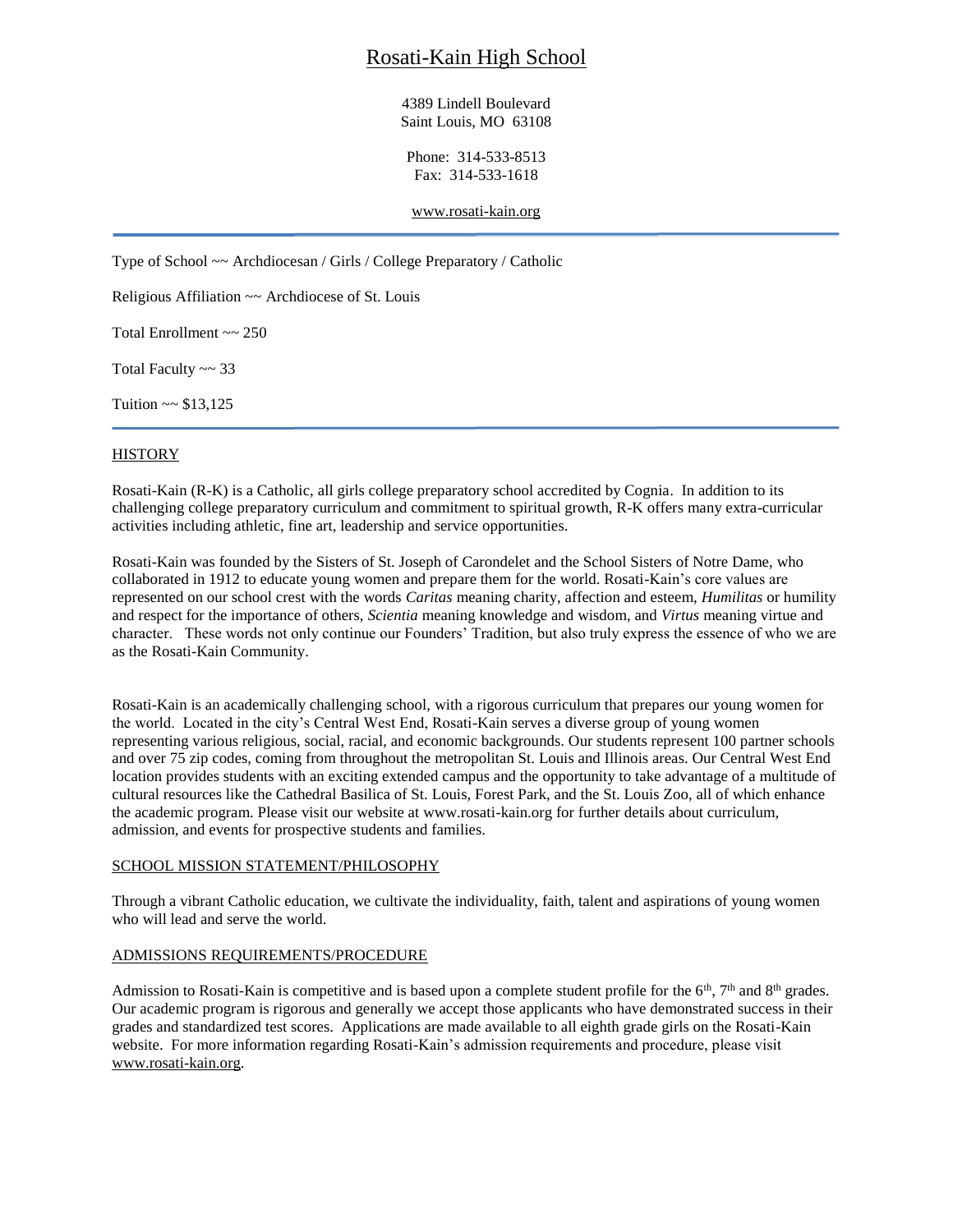# Rosati-Kain High School

4389 Lindell Boulevard
Saint Louis, MO 63108

Phone: 314-533-8513
Fax: 314-533-1618

www.rosati-kain.org

---

Type of School ~~ Archdiocesan / Girls / College Preparatory / Catholic

Religious Affiliation ~~ Archdiocese of St. Louis

Total Enrollment ~~ 250

Total Faculty ~~ 33

Tuition ~~ $13,125

---

## HISTORY

Rosati-Kain (R-K) is a Catholic, all girls college preparatory school accredited by Cognia. In addition to its challenging college preparatory curriculum and commitment to spiritual growth, R-K offers many extra-curricular activities including athletic, fine art, leadership and service opportunities.

Rosati-Kain was founded by the Sisters of St. Joseph of Carondelet and the School Sisters of Notre Dame, who collaborated in 1912 to educate young women and prepare them for the world. Rosati-Kain's core values are represented on our school crest with the words *Caritas* meaning charity, affection and esteem, *Humilitas* or humility and respect for the importance of others, *Scientia* meaning knowledge and wisdom, and *Virtus* meaning virtue and character. These words not only continue our Founders' Tradition, but also truly express the essence of who we are as the Rosati-Kain Community.

Rosati-Kain is an academically challenging school, with a rigorous curriculum that prepares our young women for the world. Located in the city's Central West End, Rosati-Kain serves a diverse group of young women representing various religious, social, racial, and economic backgrounds. Our students represent 100 partner schools and over 75 zip codes, coming from throughout the metropolitan St. Louis and Illinois areas. Our Central West End location provides students with an exciting extended campus and the opportunity to take advantage of a multitude of cultural resources like the Cathedral Basilica of St. Louis, Forest Park, and the St. Louis Zoo, all of which enhance the academic program. Please visit our website at www.rosati-kain.org for further details about curriculum, admission, and events for prospective students and families.

## SCHOOL MISSION STATEMENT/PHILOSOPHY

Through a vibrant Catholic education, we cultivate the individuality, faith, talent and aspirations of young women who will lead and serve the world.

## ADMISSIONS REQUIREMENTS/PROCEDURE

Admission to Rosati-Kain is competitive and is based upon a complete student profile for the 6th, 7th and 8th grades. Our academic program is rigorous and generally we accept those applicants who have demonstrated success in their grades and standardized test scores. Applications are made available to all eighth grade girls on the Rosati-Kain website. For more information regarding Rosati-Kain's admission requirements and procedure, please visit www.rosati-kain.org.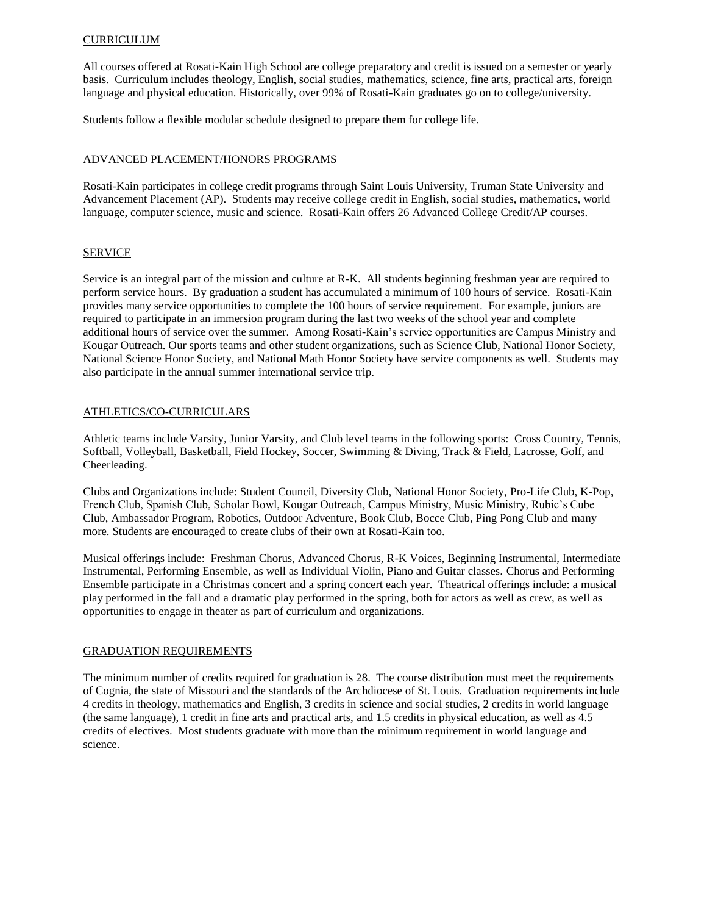## CURRICULUM

All courses offered at Rosati-Kain High School are college preparatory and credit is issued on a semester or yearly basis. Curriculum includes theology, English, social studies, mathematics, science, fine arts, practical arts, foreign language and physical education. Historically, over 99% of Rosati-Kain graduates go on to college/university.

Students follow a flexible modular schedule designed to prepare them for college life.

## ADVANCED PLACEMENT/HONORS PROGRAMS

Rosati-Kain participates in college credit programs through Saint Louis University, Truman State University and Advancement Placement (AP). Students may receive college credit in English, social studies, mathematics, world language, computer science, music and science. Rosati-Kain offers 26 Advanced College Credit/AP courses.

## SERVICE

Service is an integral part of the mission and culture at R-K. All students beginning freshman year are required to perform service hours. By graduation a student has accumulated a minimum of 100 hours of service. Rosati-Kain provides many service opportunities to complete the 100 hours of service requirement. For example, juniors are required to participate in an immersion program during the last two weeks of the school year and complete additional hours of service over the summer. Among Rosati-Kain's service opportunities are Campus Ministry and Kougar Outreach. Our sports teams and other student organizations, such as Science Club, National Honor Society, National Science Honor Society, and National Math Honor Society have service components as well. Students may also participate in the annual summer international service trip.

## ATHLETICS/CO-CURRICULARS

Athletic teams include Varsity, Junior Varsity, and Club level teams in the following sports: Cross Country, Tennis, Softball, Volleyball, Basketball, Field Hockey, Soccer, Swimming & Diving, Track & Field, Lacrosse, Golf, and Cheerleading.

Clubs and Organizations include: Student Council, Diversity Club, National Honor Society, Pro-Life Club, K-Pop, French Club, Spanish Club, Scholar Bowl, Kougar Outreach, Campus Ministry, Music Ministry, Rubic's Cube Club, Ambassador Program, Robotics, Outdoor Adventure, Book Club, Bocce Club, Ping Pong Club and many more. Students are encouraged to create clubs of their own at Rosati-Kain too.

Musical offerings include: Freshman Chorus, Advanced Chorus, R-K Voices, Beginning Instrumental, Intermediate Instrumental, Performing Ensemble, as well as Individual Violin, Piano and Guitar classes. Chorus and Performing Ensemble participate in a Christmas concert and a spring concert each year. Theatrical offerings include: a musical play performed in the fall and a dramatic play performed in the spring, both for actors as well as crew, as well as opportunities to engage in theater as part of curriculum and organizations.

## GRADUATION REQUIREMENTS

The minimum number of credits required for graduation is 28. The course distribution must meet the requirements of Cognia, the state of Missouri and the standards of the Archdiocese of St. Louis. Graduation requirements include 4 credits in theology, mathematics and English, 3 credits in science and social studies, 2 credits in world language (the same language), 1 credit in fine arts and practical arts, and 1.5 credits in physical education, as well as 4.5 credits of electives. Most students graduate with more than the minimum requirement in world language and science.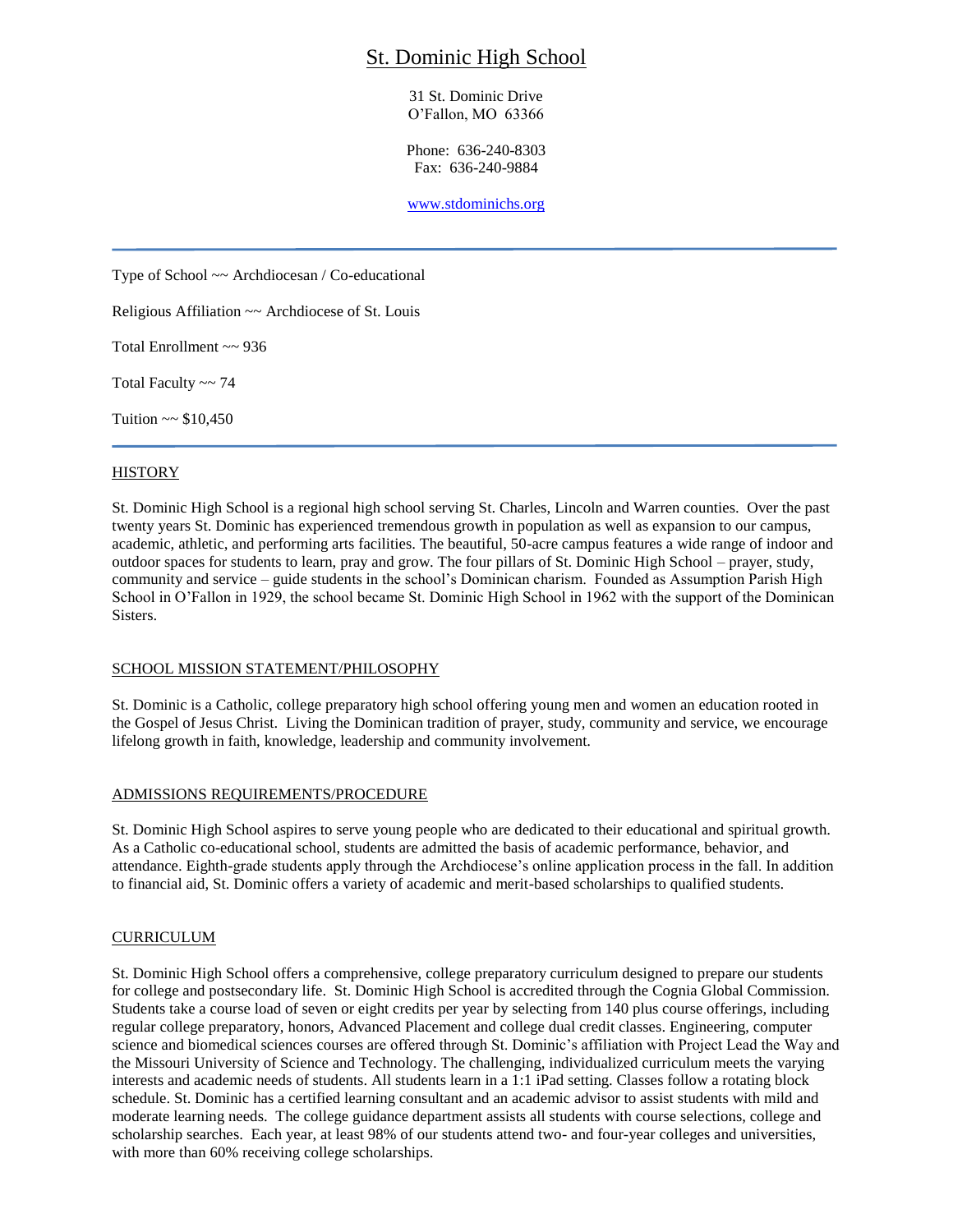# St. Dominic High School

31 St. Dominic Drive
O'Fallon, MO 63366

Phone: 636-240-8303
Fax: 636-240-9884

www.stdominichs.org

---

Type of School ~~ Archdiocesan / Co-educational

Religious Affiliation ~~ Archdiocese of St. Louis

Total Enrollment ~~ 936

Total Faculty ~~ 74

Tuition ~~ $10,450

---

## HISTORY

St. Dominic High School is a regional high school serving St. Charles, Lincoln and Warren counties. Over the past twenty years St. Dominic has experienced tremendous growth in population as well as expansion to our campus, academic, athletic, and performing arts facilities. The beautiful, 50-acre campus features a wide range of indoor and outdoor spaces for students to learn, pray and grow. The four pillars of St. Dominic High School – prayer, study, community and service – guide students in the school's Dominican charism. Founded as Assumption Parish High School in O'Fallon in 1929, the school became St. Dominic High School in 1962 with the support of the Dominican Sisters.

## SCHOOL MISSION STATEMENT/PHILOSOPHY

St. Dominic is a Catholic, college preparatory high school offering young men and women an education rooted in the Gospel of Jesus Christ. Living the Dominican tradition of prayer, study, community and service, we encourage lifelong growth in faith, knowledge, leadership and community involvement.

## ADMISSIONS REQUIREMENTS/PROCEDURE

St. Dominic High School aspires to serve young people who are dedicated to their educational and spiritual growth. As a Catholic co-educational school, students are admitted the basis of academic performance, behavior, and attendance. Eighth-grade students apply through the Archdiocese's online application process in the fall. In addition to financial aid, St. Dominic offers a variety of academic and merit-based scholarships to qualified students.

## CURRICULUM

St. Dominic High School offers a comprehensive, college preparatory curriculum designed to prepare our students for college and postsecondary life. St. Dominic High School is accredited through the Cognia Global Commission. Students take a course load of seven or eight credits per year by selecting from 140 plus course offerings, including regular college preparatory, honors, Advanced Placement and college dual credit classes. Engineering, computer science and biomedical sciences courses are offered through St. Dominic's affiliation with Project Lead the Way and the Missouri University of Science and Technology. The challenging, individualized curriculum meets the varying interests and academic needs of students. All students learn in a 1:1 iPad setting. Classes follow a rotating block schedule. St. Dominic has a certified learning consultant and an academic advisor to assist students with mild and moderate learning needs. The college guidance department assists all students with course selections, college and scholarship searches. Each year, at least 98% of our students attend two- and four-year colleges and universities, with more than 60% receiving college scholarships.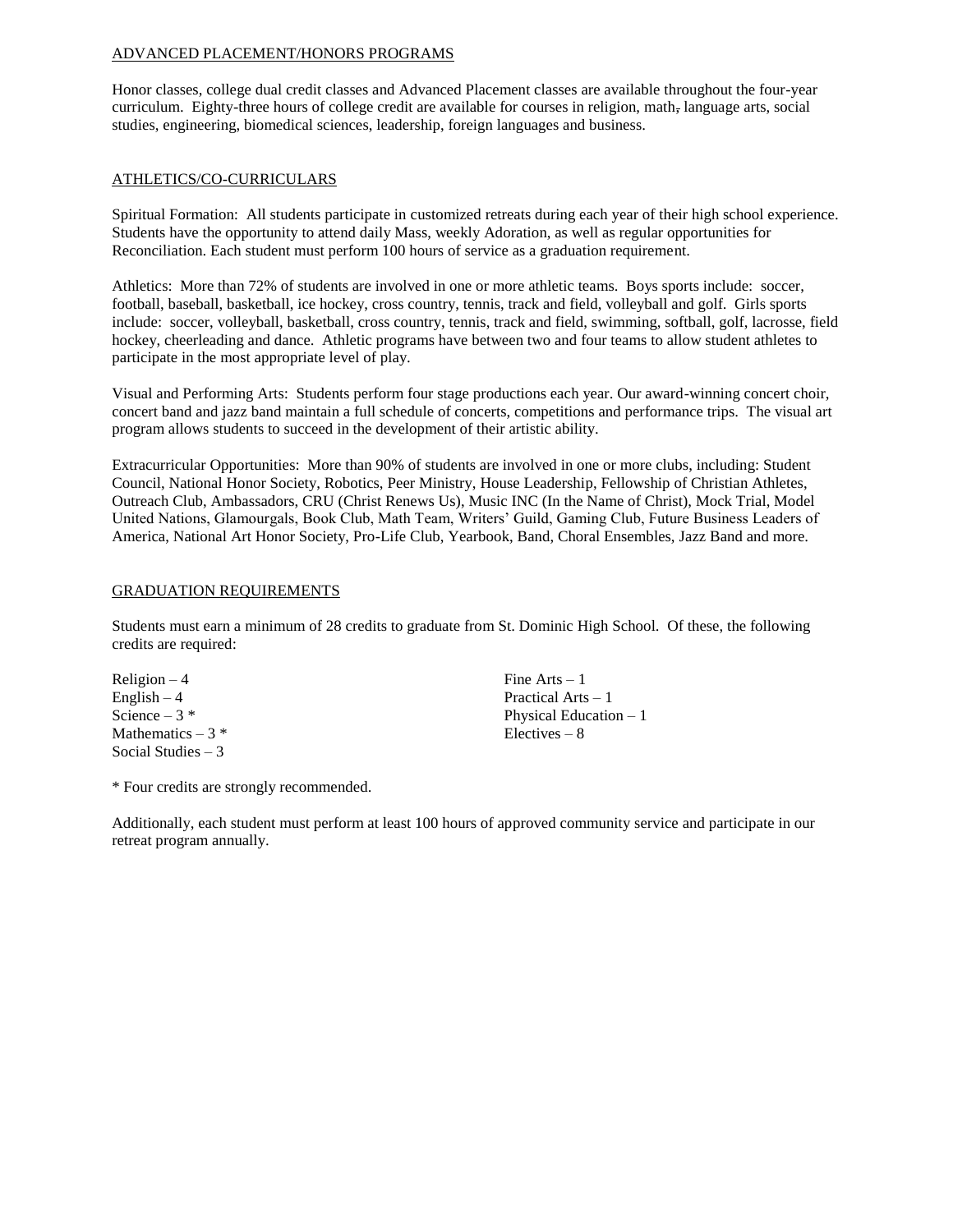## ADVANCED PLACEMENT/HONORS PROGRAMS

Honor classes, college dual credit classes and Advanced Placement classes are available throughout the four-year curriculum. Eighty-three hours of college credit are available for courses in religion, math, language arts, social studies, engineering, biomedical sciences, leadership, foreign languages and business.

## ATHLETICS/CO-CURRICULARS

Spiritual Formation: All students participate in customized retreats during each year of their high school experience. Students have the opportunity to attend daily Mass, weekly Adoration, as well as regular opportunities for Reconciliation. Each student must perform 100 hours of service as a graduation requirement.

Athletics: More than 72% of students are involved in one or more athletic teams. Boys sports include: soccer, football, baseball, basketball, ice hockey, cross country, tennis, track and field, volleyball and golf. Girls sports include: soccer, volleyball, basketball, cross country, tennis, track and field, swimming, softball, golf, lacrosse, field hockey, cheerleading and dance. Athletic programs have between two and four teams to allow student athletes to participate in the most appropriate level of play.

Visual and Performing Arts: Students perform four stage productions each year. Our award-winning concert choir, concert band and jazz band maintain a full schedule of concerts, competitions and performance trips. The visual art program allows students to succeed in the development of their artistic ability.

Extracurricular Opportunities: More than 90% of students are involved in one or more clubs, including: Student Council, National Honor Society, Robotics, Peer Ministry, House Leadership, Fellowship of Christian Athletes, Outreach Club, Ambassadors, CRU (Christ Renews Us), Music INC (In the Name of Christ), Mock Trial, Model United Nations, Glamourgals, Book Club, Math Team, Writers' Guild, Gaming Club, Future Business Leaders of America, National Art Honor Society, Pro-Life Club, Yearbook, Band, Choral Ensembles, Jazz Band and more.

## GRADUATION REQUIREMENTS

Students must earn a minimum of 28 credits to graduate from St. Dominic High School. Of these, the following credits are required:

Religion – 4
English – 4
Science – 3 *
Mathematics – 3 *
Social Studies – 3
Fine Arts – 1
Practical Arts – 1
Physical Education – 1
Electives – 8

* Four credits are strongly recommended.

Additionally, each student must perform at least 100 hours of approved community service and participate in our retreat program annually.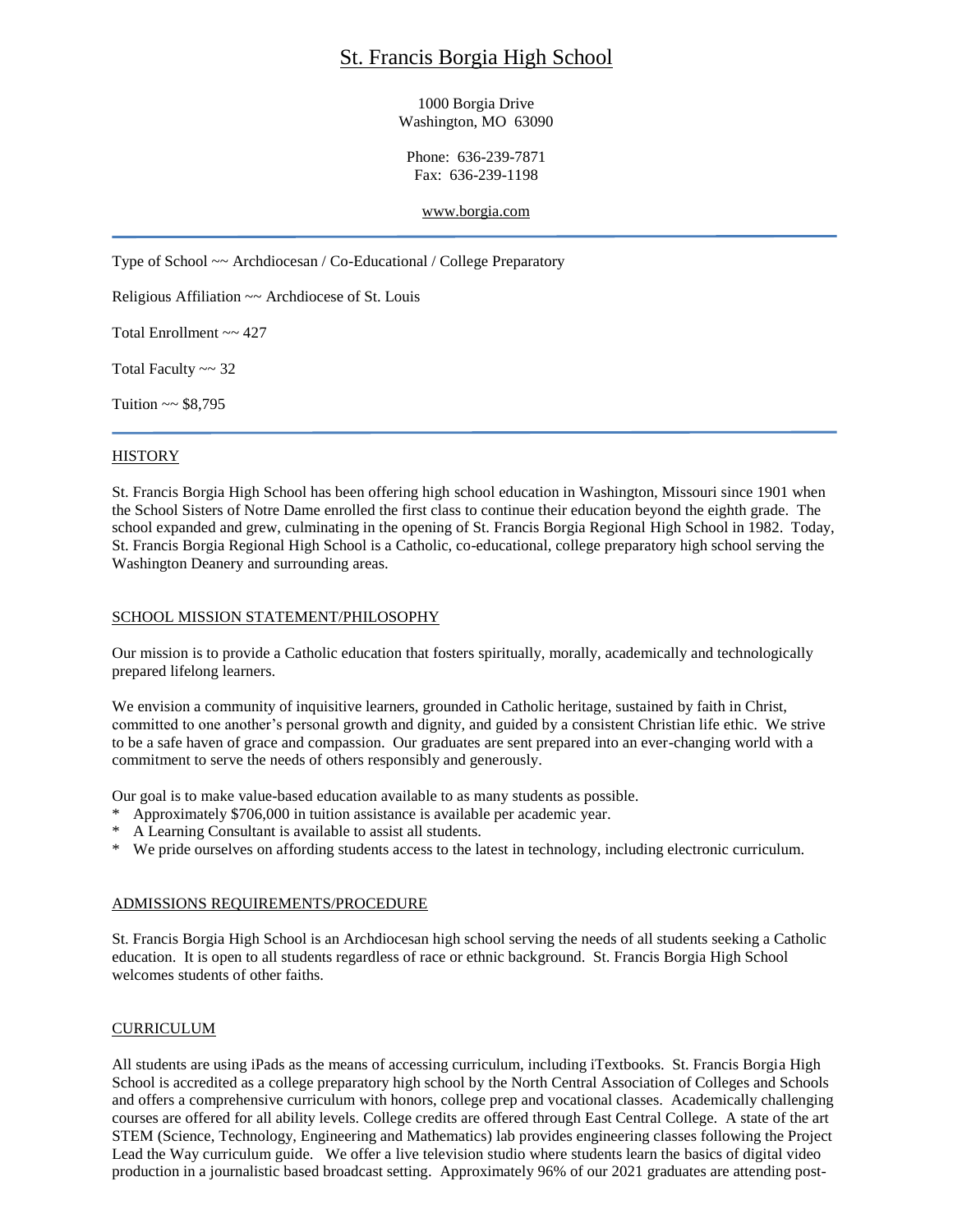# St. Francis Borgia High School

1000 Borgia Drive
Washington, MO 63090

Phone: 636-239-7871
Fax: 636-239-1198

www.borgia.com

---

Type of School ~~ Archdiocesan / Co-Educational / College Preparatory

Religious Affiliation ~~ Archdiocese of St. Louis

Total Enrollment ~~ 427

Total Faculty ~~ 32

Tuition ~~ $8,795

---

## HISTORY

St. Francis Borgia High School has been offering high school education in Washington, Missouri since 1901 when the School Sisters of Notre Dame enrolled the first class to continue their education beyond the eighth grade. The school expanded and grew, culminating in the opening of St. Francis Borgia Regional High School in 1982. Today, St. Francis Borgia Regional High School is a Catholic, co-educational, college preparatory high school serving the Washington Deanery and surrounding areas.

## SCHOOL MISSION STATEMENT/PHILOSOPHY

Our mission is to provide a Catholic education that fosters spiritually, morally, academically and technologically prepared lifelong learners.

We envision a community of inquisitive learners, grounded in Catholic heritage, sustained by faith in Christ, committed to one another's personal growth and dignity, and guided by a consistent Christian life ethic. We strive to be a safe haven of grace and compassion. Our graduates are sent prepared into an ever-changing world with a commitment to serve the needs of others responsibly and generously.

Our goal is to make value-based education available to as many students as possible.

* Approximately $706,000 in tuition assistance is available per academic year.
* A Learning Consultant is available to assist all students.
* We pride ourselves on affording students access to the latest in technology, including electronic curriculum.

## ADMISSIONS REQUIREMENTS/PROCEDURE

St. Francis Borgia High School is an Archdiocesan high school serving the needs of all students seeking a Catholic education. It is open to all students regardless of race or ethnic background. St. Francis Borgia High School welcomes students of other faiths.

## CURRICULUM

All students are using iPads as the means of accessing curriculum, including iTextbooks. St. Francis Borgia High School is accredited as a college preparatory high school by the North Central Association of Colleges and Schools and offers a comprehensive curriculum with honors, college prep and vocational classes. Academically challenging courses are offered for all ability levels. College credits are offered through East Central College. A state of the art STEM (Science, Technology, Engineering and Mathematics) lab provides engineering classes following the Project Lead the Way curriculum guide. We offer a live television studio where students learn the basics of digital video production in a journalistic based broadcast setting. Approximately 96% of our 2021 graduates are attending post-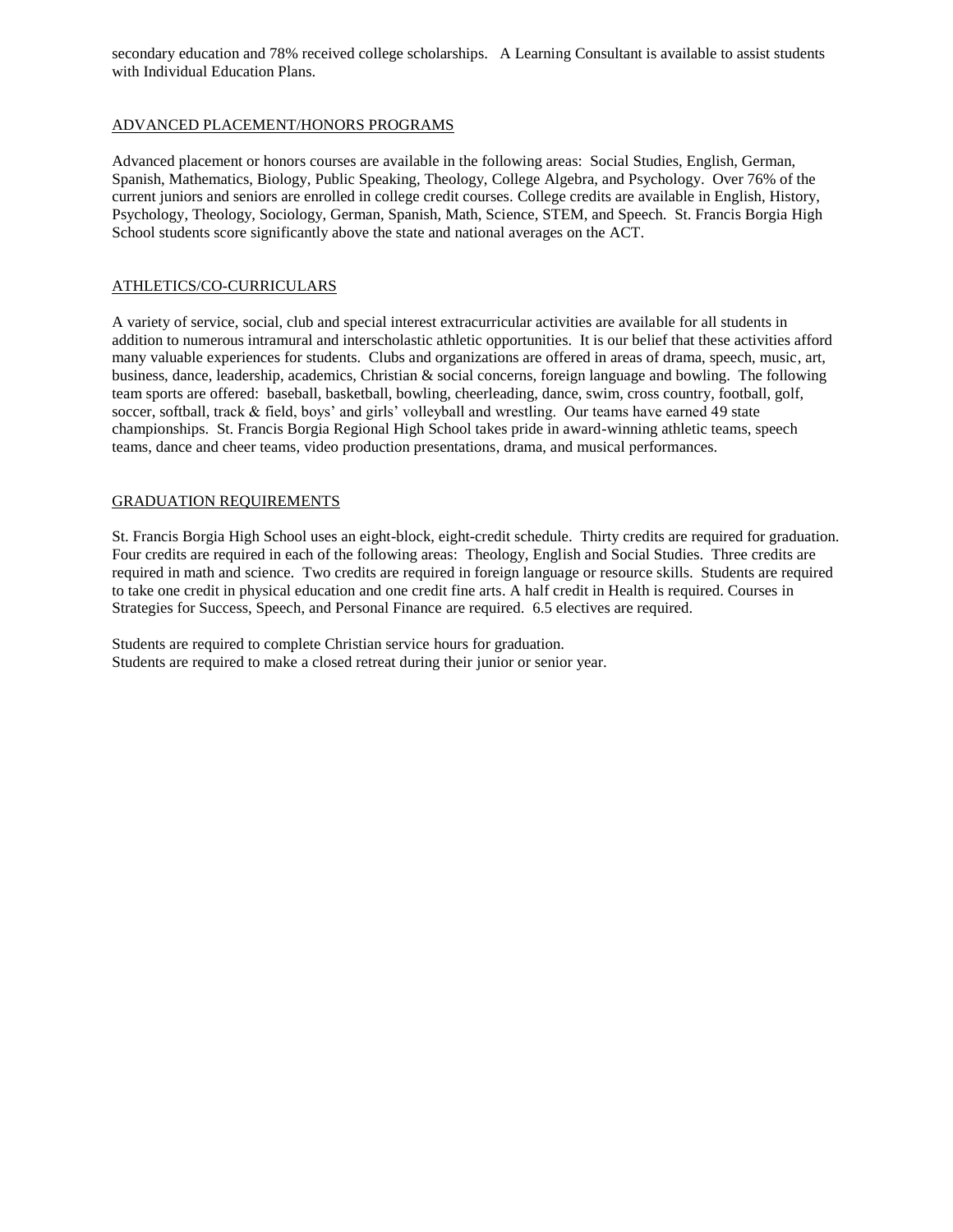secondary education and 78% received college scholarships. A Learning Consultant is available to assist students with Individual Education Plans.

## ADVANCED PLACEMENT/HONORS PROGRAMS

Advanced placement or honors courses are available in the following areas: Social Studies, English, German, Spanish, Mathematics, Biology, Public Speaking, Theology, College Algebra, and Psychology. Over 76% of the current juniors and seniors are enrolled in college credit courses. College credits are available in English, History, Psychology, Theology, Sociology, German, Spanish, Math, Science, STEM, and Speech. St. Francis Borgia High School students score significantly above the state and national averages on the ACT.

## ATHLETICS/CO-CURRICULARS

A variety of service, social, club and special interest extracurricular activities are available for all students in addition to numerous intramural and interscholastic athletic opportunities. It is our belief that these activities afford many valuable experiences for students. Clubs and organizations are offered in areas of drama, speech, music, art, business, dance, leadership, academics, Christian & social concerns, foreign language and bowling. The following team sports are offered: baseball, basketball, bowling, cheerleading, dance, swim, cross country, football, golf, soccer, softball, track & field, boys' and girls' volleyball and wrestling. Our teams have earned 49 state championships. St. Francis Borgia Regional High School takes pride in award-winning athletic teams, speech teams, dance and cheer teams, video production presentations, drama, and musical performances.

## GRADUATION REQUIREMENTS

St. Francis Borgia High School uses an eight-block, eight-credit schedule. Thirty credits are required for graduation. Four credits are required in each of the following areas: Theology, English and Social Studies. Three credits are required in math and science. Two credits are required in foreign language or resource skills. Students are required to take one credit in physical education and one credit fine arts. A half credit in Health is required. Courses in Strategies for Success, Speech, and Personal Finance are required. 6.5 electives are required.

Students are required to complete Christian service hours for graduation.
Students are required to make a closed retreat during their junior or senior year.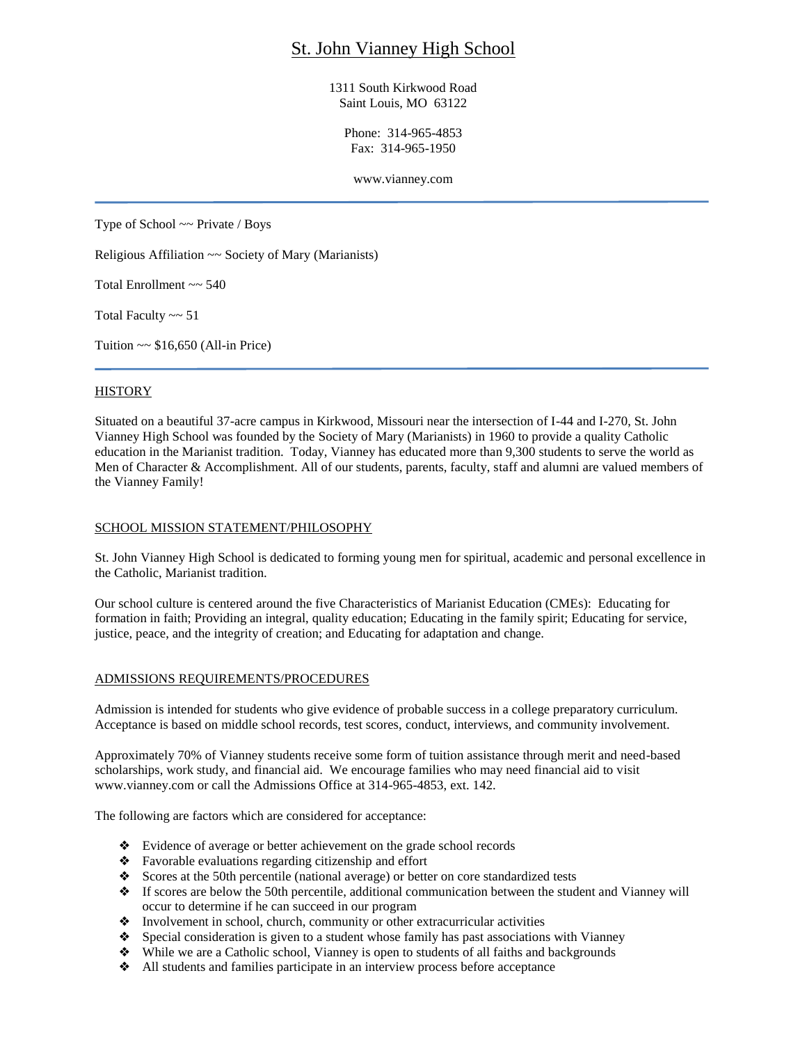# St. John Vianney High School

1311 South Kirkwood Road
Saint Louis, MO 63122

Phone: 314-965-4853
Fax: 314-965-1950

www.vianney.com

---

Type of School ~~ Private / Boys

Religious Affiliation ~~ Society of Mary (Marianists)

Total Enrollment ~~ 540

Total Faculty ~~ 51

Tuition ~~ $16,650 (All-in Price)

---

## HISTORY

Situated on a beautiful 37-acre campus in Kirkwood, Missouri near the intersection of I-44 and I-270, St. John Vianney High School was founded by the Society of Mary (Marianists) in 1960 to provide a quality Catholic education in the Marianist tradition. Today, Vianney has educated more than 9,300 students to serve the world as Men of Character & Accomplishment. All of our students, parents, faculty, staff and alumni are valued members of the Vianney Family!

## SCHOOL MISSION STATEMENT/PHILOSOPHY

St. John Vianney High School is dedicated to forming young men for spiritual, academic and personal excellence in the Catholic, Marianist tradition.

Our school culture is centered around the five Characteristics of Marianist Education (CMEs): Educating for formation in faith; Providing an integral, quality education; Educating in the family spirit; Educating for service, justice, peace, and the integrity of creation; and Educating for adaptation and change.

## ADMISSIONS REQUIREMENTS/PROCEDURES

Admission is intended for students who give evidence of probable success in a college preparatory curriculum. Acceptance is based on middle school records, test scores, conduct, interviews, and community involvement.

Approximately 70% of Vianney students receive some form of tuition assistance through merit and need-based scholarships, work study, and financial aid. We encourage families who may need financial aid to visit www.vianney.com or call the Admissions Office at 314-965-4853, ext. 142.

The following are factors which are considered for acceptance:

- Evidence of average or better achievement on the grade school records
- Favorable evaluations regarding citizenship and effort
- Scores at the 50th percentile (national average) or better on core standardized tests
- If scores are below the 50th percentile, additional communication between the student and Vianney will occur to determine if he can succeed in our program
- Involvement in school, church, community or other extracurricular activities
- Special consideration is given to a student whose family has past associations with Vianney
- While we are a Catholic school, Vianney is open to students of all faiths and backgrounds
- All students and families participate in an interview process before acceptance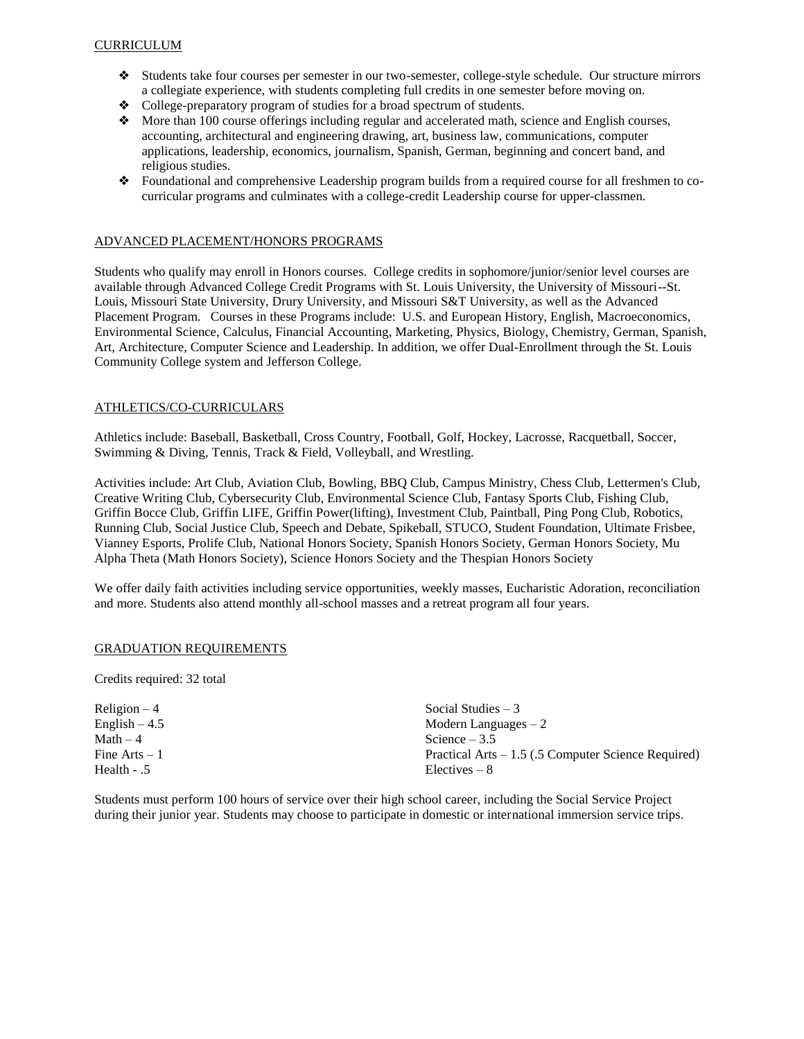## CURRICULUM

- Students take four courses per semester in our two-semester, college-style schedule. Our structure mirrors a collegiate experience, with students completing full credits in one semester before moving on.
- College-preparatory program of studies for a broad spectrum of students.
- More than 100 course offerings including regular and accelerated math, science and English courses, accounting, architectural and engineering drawing, art, business law, communications, computer applications, leadership, economics, journalism, Spanish, German, beginning and concert band, and religious studies.
- Foundational and comprehensive Leadership program builds from a required course for all freshmen to co-curricular programs and culminates with a college-credit Leadership course for upper-classmen.

## ADVANCED PLACEMENT/HONORS PROGRAMS

Students who qualify may enroll in Honors courses. College credits in sophomore/junior/senior level courses are available through Advanced College Credit Programs with St. Louis University, the University of Missouri--St. Louis, Missouri State University, Drury University, and Missouri S&T University, as well as the Advanced Placement Program. Courses in these Programs include: U.S. and European History, English, Macroeconomics, Environmental Science, Calculus, Financial Accounting, Marketing, Physics, Biology, Chemistry, German, Spanish, Art, Architecture, Computer Science and Leadership. In addition, we offer Dual-Enrollment through the St. Louis Community College system and Jefferson College.

## ATHLETICS/CO-CURRICULARS

Athletics include: Baseball, Basketball, Cross Country, Football, Golf, Hockey, Lacrosse, Racquetball, Soccer, Swimming & Diving, Tennis, Track & Field, Volleyball, and Wrestling.

Activities include: Art Club, Aviation Club, Bowling, BBQ Club, Campus Ministry, Chess Club, Lettermen's Club, Creative Writing Club, Cybersecurity Club, Environmental Science Club, Fantasy Sports Club, Fishing Club, Griffin Bocce Club, Griffin LIFE, Griffin Power(lifting), Investment Club, Paintball, Ping Pong Club, Robotics, Running Club, Social Justice Club, Speech and Debate, Spikeball, STUCO, Student Foundation, Ultimate Frisbee, Vianney Esports, Prolife Club, National Honors Society, Spanish Honors Society, German Honors Society, Mu Alpha Theta (Math Honors Society), Science Honors Society and the Thespian Honors Society

We offer daily faith activities including service opportunities, weekly masses, Eucharistic Adoration, reconciliation and more. Students also attend monthly all-school masses and a retreat program all four years.

## GRADUATION REQUIREMENTS

Credits required: 32 total

| | |
|---|---|
| Religion – 4 | Social Studies – 3 |
| English – 4.5 | Modern Languages – 2 |
| Math – 4 | Science – 3.5 |
| Fine Arts – 1 | Practical Arts – 1.5 (.5 Computer Science Required) |
| Health - .5 | Electives – 8 |

Students must perform 100 hours of service over their high school career, including the Social Service Project during their junior year. Students may choose to participate in domestic or international immersion service trips.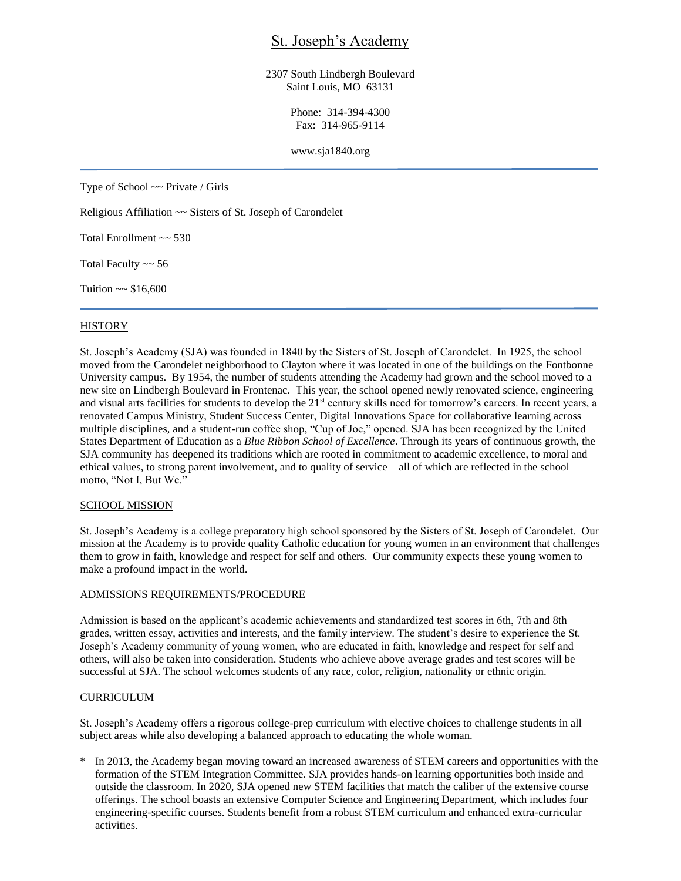# St. Joseph's Academy

2307 South Lindbergh Boulevard
Saint Louis, MO 63131

Phone: 314-394-4300
Fax: 314-965-9114

www.sja1840.org

---

Type of School ~~ Private / Girls

Religious Affiliation ~~ Sisters of St. Joseph of Carondelet

Total Enrollment ~~ 530

Total Faculty ~~ 56

Tuition ~~ $16,600

---

## HISTORY

St. Joseph's Academy (SJA) was founded in 1840 by the Sisters of St. Joseph of Carondelet. In 1925, the school moved from the Carondelet neighborhood to Clayton where it was located in one of the buildings on the Fontbonne University campus. By 1954, the number of students attending the Academy had grown and the school moved to a new site on Lindbergh Boulevard in Frontenac. This year, the school opened newly renovated science, engineering and visual arts facilities for students to develop the 21st century skills need for tomorrow's careers. In recent years, a renovated Campus Ministry, Student Success Center, Digital Innovations Space for collaborative learning across multiple disciplines, and a student-run coffee shop, "Cup of Joe," opened. SJA has been recognized by the United States Department of Education as a *Blue Ribbon School of Excellence*. Through its years of continuous growth, the SJA community has deepened its traditions which are rooted in commitment to academic excellence, to moral and ethical values, to strong parent involvement, and to quality of service – all of which are reflected in the school motto, "Not I, But We."

## SCHOOL MISSION

St. Joseph's Academy is a college preparatory high school sponsored by the Sisters of St. Joseph of Carondelet. Our mission at the Academy is to provide quality Catholic education for young women in an environment that challenges them to grow in faith, knowledge and respect for self and others. Our community expects these young women to make a profound impact in the world.

## ADMISSIONS REQUIREMENTS/PROCEDURE

Admission is based on the applicant's academic achievements and standardized test scores in 6th, 7th and 8th grades, written essay, activities and interests, and the family interview. The student's desire to experience the St. Joseph's Academy community of young women, who are educated in faith, knowledge and respect for self and others, will also be taken into consideration. Students who achieve above average grades and test scores will be successful at SJA. The school welcomes students of any race, color, religion, nationality or ethnic origin.

## CURRICULUM

St. Joseph's Academy offers a rigorous college-prep curriculum with elective choices to challenge students in all subject areas while also developing a balanced approach to educating the whole woman.

* In 2013, the Academy began moving toward an increased awareness of STEM careers and opportunities with the formation of the STEM Integration Committee. SJA provides hands-on learning opportunities both inside and outside the classroom. In 2020, SJA opened new STEM facilities that match the caliber of the extensive course offerings. The school boasts an extensive Computer Science and Engineering Department, which includes four engineering-specific courses. Students benefit from a robust STEM curriculum and enhanced extra-curricular activities.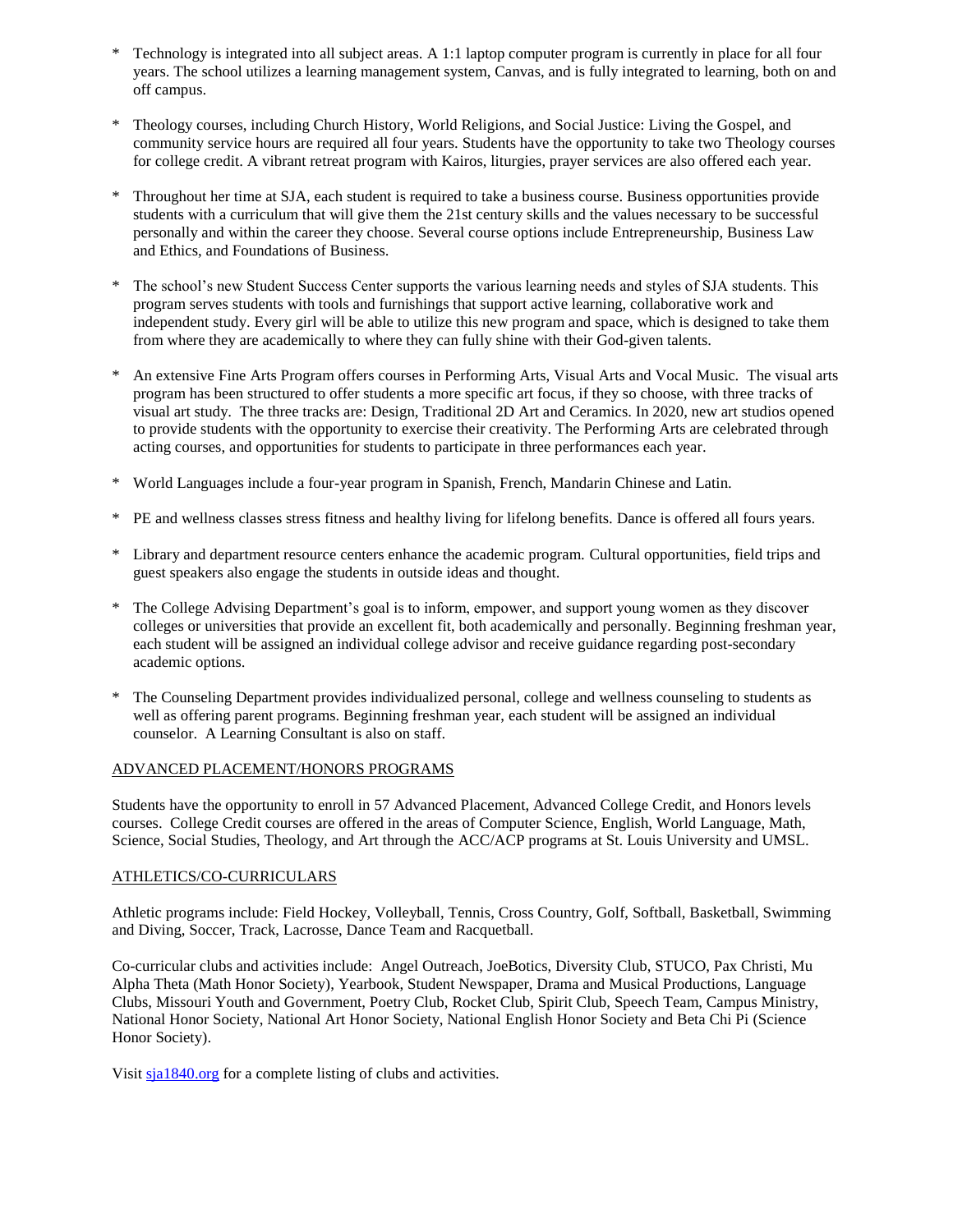* Technology is integrated into all subject areas. A 1:1 laptop computer program is currently in place for all four years. The school utilizes a learning management system, Canvas, and is fully integrated to learning, both on and off campus.

* Theology courses, including Church History, World Religions, and Social Justice: Living the Gospel, and community service hours are required all four years. Students have the opportunity to take two Theology courses for college credit. A vibrant retreat program with Kairos, liturgies, prayer services are also offered each year.

* Throughout her time at SJA, each student is required to take a business course. Business opportunities provide students with a curriculum that will give them the 21st century skills and the values necessary to be successful personally and within the career they choose. Several course options include Entrepreneurship, Business Law and Ethics, and Foundations of Business.

* The school's new Student Success Center supports the various learning needs and styles of SJA students. This program serves students with tools and furnishings that support active learning, collaborative work and independent study. Every girl will be able to utilize this new program and space, which is designed to take them from where they are academically to where they can fully shine with their God-given talents.

* An extensive Fine Arts Program offers courses in Performing Arts, Visual Arts and Vocal Music. The visual arts program has been structured to offer students a more specific art focus, if they so choose, with three tracks of visual art study. The three tracks are: Design, Traditional 2D Art and Ceramics. In 2020, new art studios opened to provide students with the opportunity to exercise their creativity. The Performing Arts are celebrated through acting courses, and opportunities for students to participate in three performances each year.

* World Languages include a four-year program in Spanish, French, Mandarin Chinese and Latin.

* PE and wellness classes stress fitness and healthy living for lifelong benefits. Dance is offered all fours years.

* Library and department resource centers enhance the academic program. Cultural opportunities, field trips and guest speakers also engage the students in outside ideas and thought.

* The College Advising Department's goal is to inform, empower, and support young women as they discover colleges or universities that provide an excellent fit, both academically and personally. Beginning freshman year, each student will be assigned an individual college advisor and receive guidance regarding post-secondary academic options.

* The Counseling Department provides individualized personal, college and wellness counseling to students as well as offering parent programs. Beginning freshman year, each student will be assigned an individual counselor. A Learning Consultant is also on staff.

## ADVANCED PLACEMENT/HONORS PROGRAMS

Students have the opportunity to enroll in 57 Advanced Placement, Advanced College Credit, and Honors levels courses. College Credit courses are offered in the areas of Computer Science, English, World Language, Math, Science, Social Studies, Theology, and Art through the ACC/ACP programs at St. Louis University and UMSL.

## ATHLETICS/CO-CURRICULARS

Athletic programs include: Field Hockey, Volleyball, Tennis, Cross Country, Golf, Softball, Basketball, Swimming and Diving, Soccer, Track, Lacrosse, Dance Team and Racquetball.

Co-curricular clubs and activities include: Angel Outreach, JoeBotics, Diversity Club, STUCO, Pax Christi, Mu Alpha Theta (Math Honor Society), Yearbook, Student Newspaper, Drama and Musical Productions, Language Clubs, Missouri Youth and Government, Poetry Club, Rocket Club, Spirit Club, Speech Team, Campus Ministry, National Honor Society, National Art Honor Society, National English Honor Society and Beta Chi Pi (Science Honor Society).

Visit [sja1840.org](sja1840.org) for a complete listing of clubs and activities.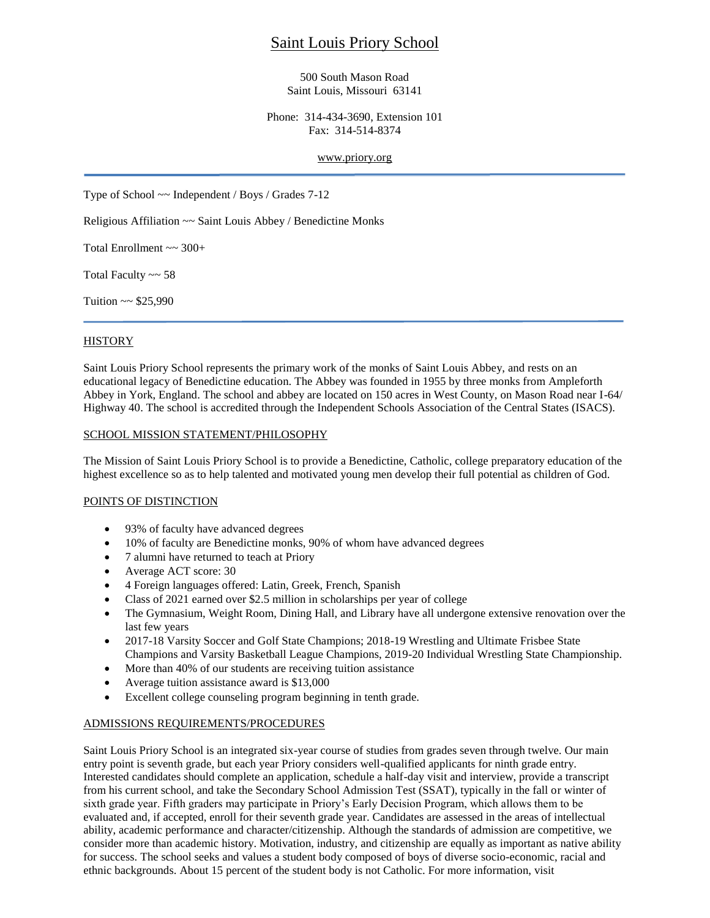# Saint Louis Priory School

500 South Mason Road
Saint Louis, Missouri 63141

Phone: 314-434-3690, Extension 101
Fax: 314-514-8374

www.priory.org

---

Type of School ~~ Independent / Boys / Grades 7-12

Religious Affiliation ~~ Saint Louis Abbey / Benedictine Monks

Total Enrollment ~~ 300+

Total Faculty ~~ 58

Tuition ~~ $25,990

---

## HISTORY

Saint Louis Priory School represents the primary work of the monks of Saint Louis Abbey, and rests on an educational legacy of Benedictine education. The Abbey was founded in 1955 by three monks from Ampleforth Abbey in York, England. The school and abbey are located on 150 acres in West County, on Mason Road near I-64/ Highway 40. The school is accredited through the Independent Schools Association of the Central States (ISACS).

## SCHOOL MISSION STATEMENT/PHILOSOPHY

The Mission of Saint Louis Priory School is to provide a Benedictine, Catholic, college preparatory education of the highest excellence so as to help talented and motivated young men develop their full potential as children of God.

## POINTS OF DISTINCTION

- 93% of faculty have advanced degrees
- 10% of faculty are Benedictine monks, 90% of whom have advanced degrees
- 7 alumni have returned to teach at Priory
- Average ACT score: 30
- 4 Foreign languages offered: Latin, Greek, French, Spanish
- Class of 2021 earned over $2.5 million in scholarships per year of college
- The Gymnasium, Weight Room, Dining Hall, and Library have all undergone extensive renovation over the last few years
- 2017-18 Varsity Soccer and Golf State Champions; 2018-19 Wrestling and Ultimate Frisbee State Champions and Varsity Basketball League Champions, 2019-20 Individual Wrestling State Championship.
- More than 40% of our students are receiving tuition assistance
- Average tuition assistance award is $13,000
- Excellent college counseling program beginning in tenth grade.

## ADMISSIONS REQUIREMENTS/PROCEDURES

Saint Louis Priory School is an integrated six-year course of studies from grades seven through twelve. Our main entry point is seventh grade, but each year Priory considers well-qualified applicants for ninth grade entry. Interested candidates should complete an application, schedule a half-day visit and interview, provide a transcript from his current school, and take the Secondary School Admission Test (SSAT), typically in the fall or winter of sixth grade year. Fifth graders may participate in Priory's Early Decision Program, which allows them to be evaluated and, if accepted, enroll for their seventh grade year. Candidates are assessed in the areas of intellectual ability, academic performance and character/citizenship. Although the standards of admission are competitive, we consider more than academic history. Motivation, industry, and citizenship are equally as important as native ability for success. The school seeks and values a student body composed of boys of diverse socio-economic, racial and ethnic backgrounds. About 15 percent of the student body is not Catholic. For more information, visit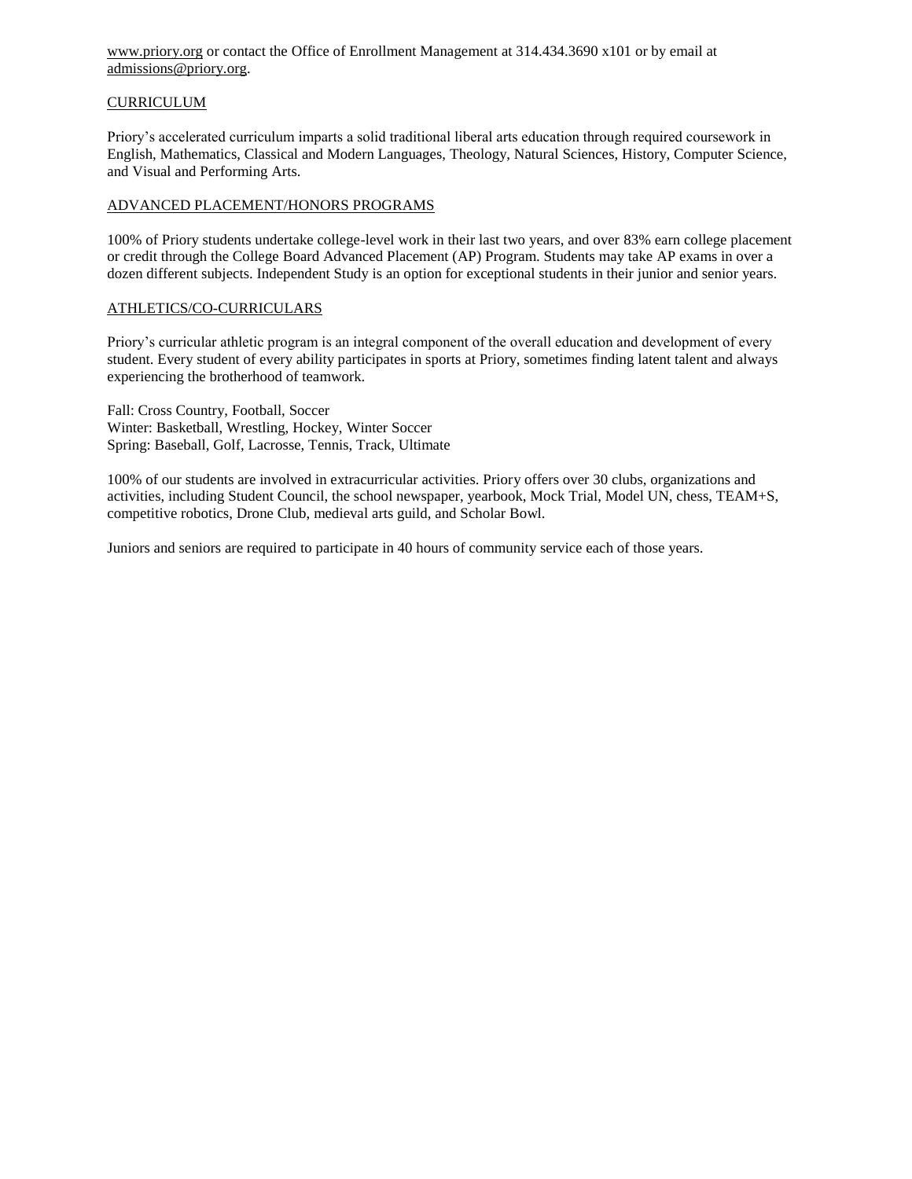www.priory.org or contact the Office of Enrollment Management at 314.434.3690 x101 or by email at admissions@priory.org.

## CURRICULUM

Priory's accelerated curriculum imparts a solid traditional liberal arts education through required coursework in English, Mathematics, Classical and Modern Languages, Theology, Natural Sciences, History, Computer Science, and Visual and Performing Arts.

## ADVANCED PLACEMENT/HONORS PROGRAMS

100% of Priory students undertake college-level work in their last two years, and over 83% earn college placement or credit through the College Board Advanced Placement (AP) Program. Students may take AP exams in over a dozen different subjects. Independent Study is an option for exceptional students in their junior and senior years.

## ATHLETICS/CO-CURRICULARS

Priory's curricular athletic program is an integral component of the overall education and development of every student. Every student of every ability participates in sports at Priory, sometimes finding latent talent and always experiencing the brotherhood of teamwork.

Fall: Cross Country, Football, Soccer
Winter: Basketball, Wrestling, Hockey, Winter Soccer
Spring: Baseball, Golf, Lacrosse, Tennis, Track, Ultimate

100% of our students are involved in extracurricular activities. Priory offers over 30 clubs, organizations and activities, including Student Council, the school newspaper, yearbook, Mock Trial, Model UN, chess, TEAM+S, competitive robotics, Drone Club, medieval arts guild, and Scholar Bowl.

Juniors and seniors are required to participate in 40 hours of community service each of those years.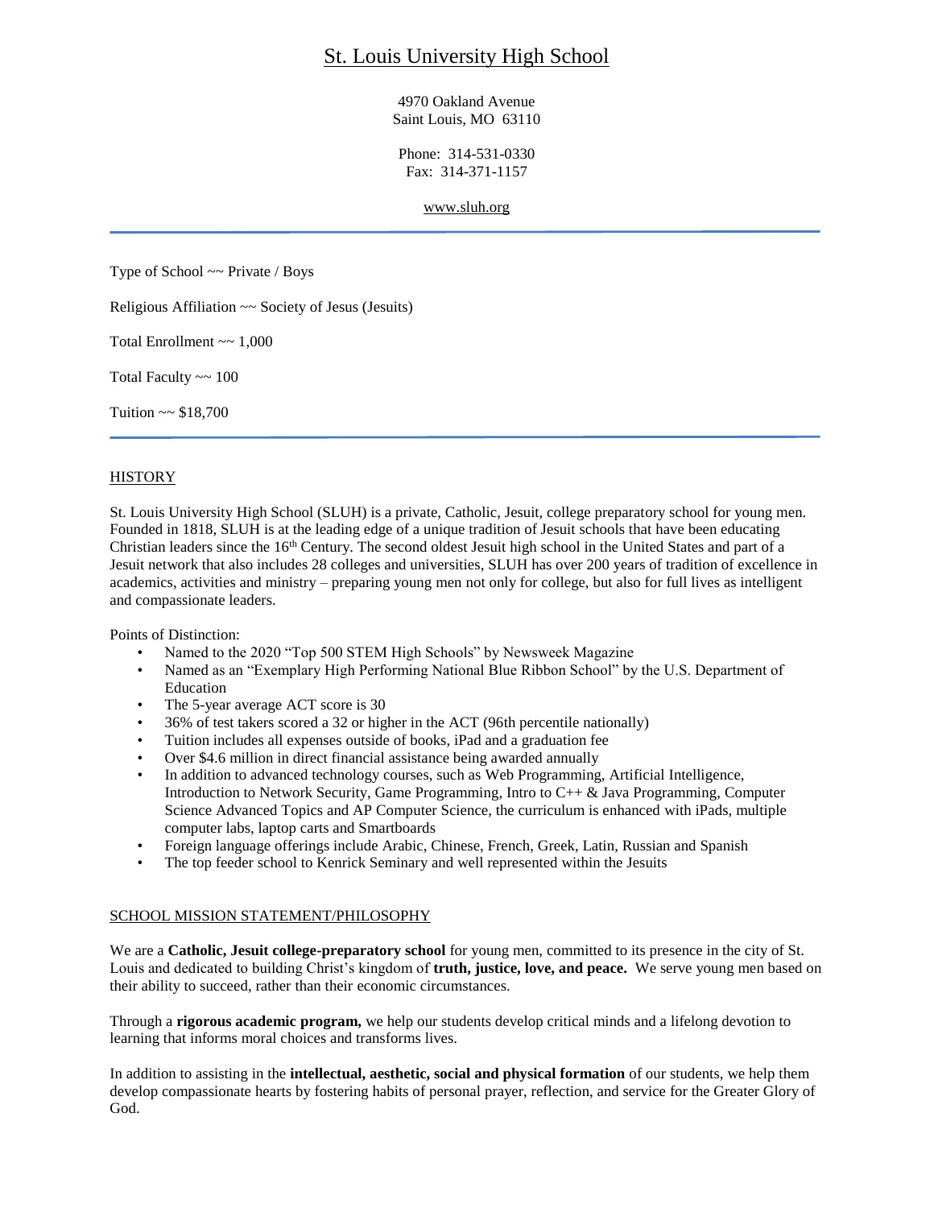# St. Louis University High School

4970 Oakland Avenue
Saint Louis, MO 63110

Phone: 314-531-0330
Fax: 314-371-1157

www.sluh.org

---

Type of School ~~ Private / Boys

Religious Affiliation ~~ Society of Jesus (Jesuits)

Total Enrollment ~~ 1,000

Total Faculty ~~ 100

Tuition ~~ $18,700

---

## HISTORY

St. Louis University High School (SLUH) is a private, Catholic, Jesuit, college preparatory school for young men. Founded in 1818, SLUH is at the leading edge of a unique tradition of Jesuit schools that have been educating Christian leaders since the 16th Century. The second oldest Jesuit high school in the United States and part of a Jesuit network that also includes 28 colleges and universities, SLUH has over 200 years of tradition of excellence in academics, activities and ministry – preparing young men not only for college, but also for full lives as intelligent and compassionate leaders.

Points of Distinction:

- Named to the 2020 "Top 500 STEM High Schools" by Newsweek Magazine
- Named as an "Exemplary High Performing National Blue Ribbon School" by the U.S. Department of Education
- The 5-year average ACT score is 30
- 36% of test takers scored a 32 or higher in the ACT (96th percentile nationally)
- Tuition includes all expenses outside of books, iPad and a graduation fee
- Over $4.6 million in direct financial assistance being awarded annually
- In addition to advanced technology courses, such as Web Programming, Artificial Intelligence, Introduction to Network Security, Game Programming, Intro to C++ & Java Programming, Computer Science Advanced Topics and AP Computer Science, the curriculum is enhanced with iPads, multiple computer labs, laptop carts and Smartboards
- Foreign language offerings include Arabic, Chinese, French, Greek, Latin, Russian and Spanish
- The top feeder school to Kenrick Seminary and well represented within the Jesuits

## SCHOOL MISSION STATEMENT/PHILOSOPHY

We are a **Catholic, Jesuit college-preparatory school** for young men, committed to its presence in the city of St. Louis and dedicated to building Christ's kingdom of **truth, justice, love, and peace.** We serve young men based on their ability to succeed, rather than their economic circumstances.

Through a **rigorous academic program,** we help our students develop critical minds and a lifelong devotion to learning that informs moral choices and transforms lives.

In addition to assisting in the **intellectual, aesthetic, social and physical formation** of our students, we help them develop compassionate hearts by fostering habits of personal prayer, reflection, and service for the Greater Glory of God.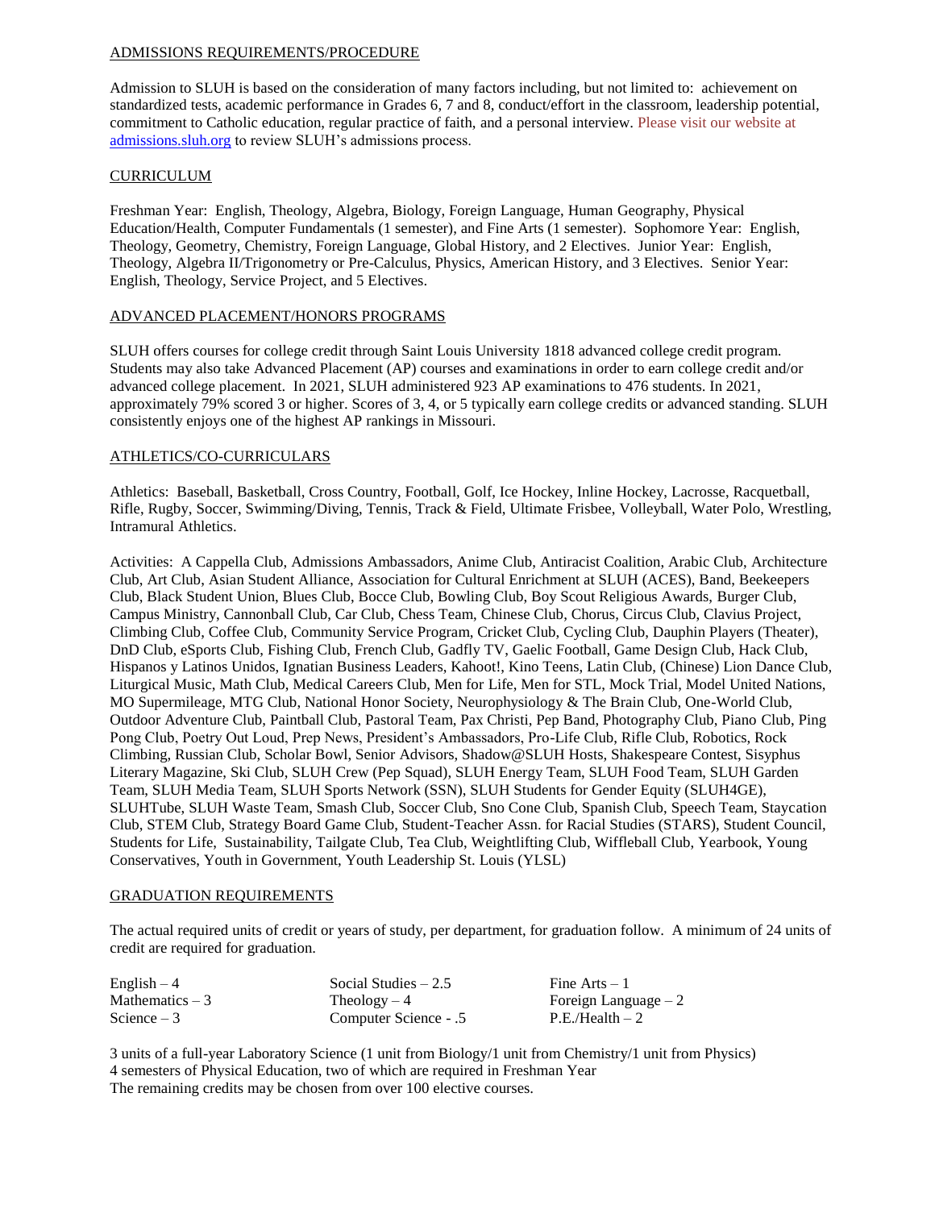## ADMISSIONS REQUIREMENTS/PROCEDURE

Admission to SLUH is based on the consideration of many factors including, but not limited to: achievement on standardized tests, academic performance in Grades 6, 7 and 8, conduct/effort in the classroom, leadership potential, commitment to Catholic education, regular practice of faith, and a personal interview. Please visit our website at admissions.sluh.org to review SLUH's admissions process.

## CURRICULUM

Freshman Year: English, Theology, Algebra, Biology, Foreign Language, Human Geography, Physical Education/Health, Computer Fundamentals (1 semester), and Fine Arts (1 semester). Sophomore Year: English, Theology, Geometry, Chemistry, Foreign Language, Global History, and 2 Electives. Junior Year: English, Theology, Algebra II/Trigonometry or Pre-Calculus, Physics, American History, and 3 Electives. Senior Year: English, Theology, Service Project, and 5 Electives.

## ADVANCED PLACEMENT/HONORS PROGRAMS

SLUH offers courses for college credit through Saint Louis University 1818 advanced college credit program. Students may also take Advanced Placement (AP) courses and examinations in order to earn college credit and/or advanced college placement. In 2021, SLUH administered 923 AP examinations to 476 students. In 2021, approximately 79% scored 3 or higher. Scores of 3, 4, or 5 typically earn college credits or advanced standing. SLUH consistently enjoys one of the highest AP rankings in Missouri.

## ATHLETICS/CO-CURRICULARS

Athletics: Baseball, Basketball, Cross Country, Football, Golf, Ice Hockey, Inline Hockey, Lacrosse, Racquetball, Rifle, Rugby, Soccer, Swimming/Diving, Tennis, Track & Field, Ultimate Frisbee, Volleyball, Water Polo, Wrestling, Intramural Athletics.

Activities: A Cappella Club, Admissions Ambassadors, Anime Club, Antiracist Coalition, Arabic Club, Architecture Club, Art Club, Asian Student Alliance, Association for Cultural Enrichment at SLUH (ACES), Band, Beekeepers Club, Black Student Union, Blues Club, Bocce Club, Bowling Club, Boy Scout Religious Awards, Burger Club, Campus Ministry, Cannonball Club, Car Club, Chess Team, Chinese Club, Chorus, Circus Club, Clavius Project, Climbing Club, Coffee Club, Community Service Program, Cricket Club, Cycling Club, Dauphin Players (Theater), DnD Club, eSports Club, Fishing Club, French Club, Gadfly TV, Gaelic Football, Game Design Club, Hack Club, Hispanos y Latinos Unidos, Ignatian Business Leaders, Kahoot!, Kino Teens, Latin Club, (Chinese) Lion Dance Club, Liturgical Music, Math Club, Medical Careers Club, Men for Life, Men for STL, Mock Trial, Model United Nations, MO Supermileage, MTG Club, National Honor Society, Neurophysiology & The Brain Club, One-World Club, Outdoor Adventure Club, Paintball Club, Pastoral Team, Pax Christi, Pep Band, Photography Club, Piano Club, Ping Pong Club, Poetry Out Loud, Prep News, President's Ambassadors, Pro-Life Club, Rifle Club, Robotics, Rock Climbing, Russian Club, Scholar Bowl, Senior Advisors, Shadow@SLUH Hosts, Shakespeare Contest, Sisyphus Literary Magazine, Ski Club, SLUH Crew (Pep Squad), SLUH Energy Team, SLUH Food Team, SLUH Garden Team, SLUH Media Team, SLUH Sports Network (SSN), SLUH Students for Gender Equity (SLUH4GE), SLUHTube, SLUH Waste Team, Smash Club, Soccer Club, Sno Cone Club, Spanish Club, Speech Team, Staycation Club, STEM Club, Strategy Board Game Club, Student-Teacher Assn. for Racial Studies (STARS), Student Council, Students for Life, Sustainability, Tailgate Club, Tea Club, Weightlifting Club, Wiffleball Club, Yearbook, Young Conservatives, Youth in Government, Youth Leadership St. Louis (YLSL)

## GRADUATION REQUIREMENTS

The actual required units of credit or years of study, per department, for graduation follow. A minimum of 24 units of credit are required for graduation.

| | | |
|---|---|---|
| English – 4 | Social Studies – 2.5 | Fine Arts – 1 |
| Mathematics – 3 | Theology – 4 | Foreign Language – 2 |
| Science – 3 | Computer Science - .5 | P.E./Health – 2 |

3 units of a full-year Laboratory Science (1 unit from Biology/1 unit from Chemistry/1 unit from Physics)
4 semesters of Physical Education, two of which are required in Freshman Year
The remaining credits may be chosen from over 100 elective courses.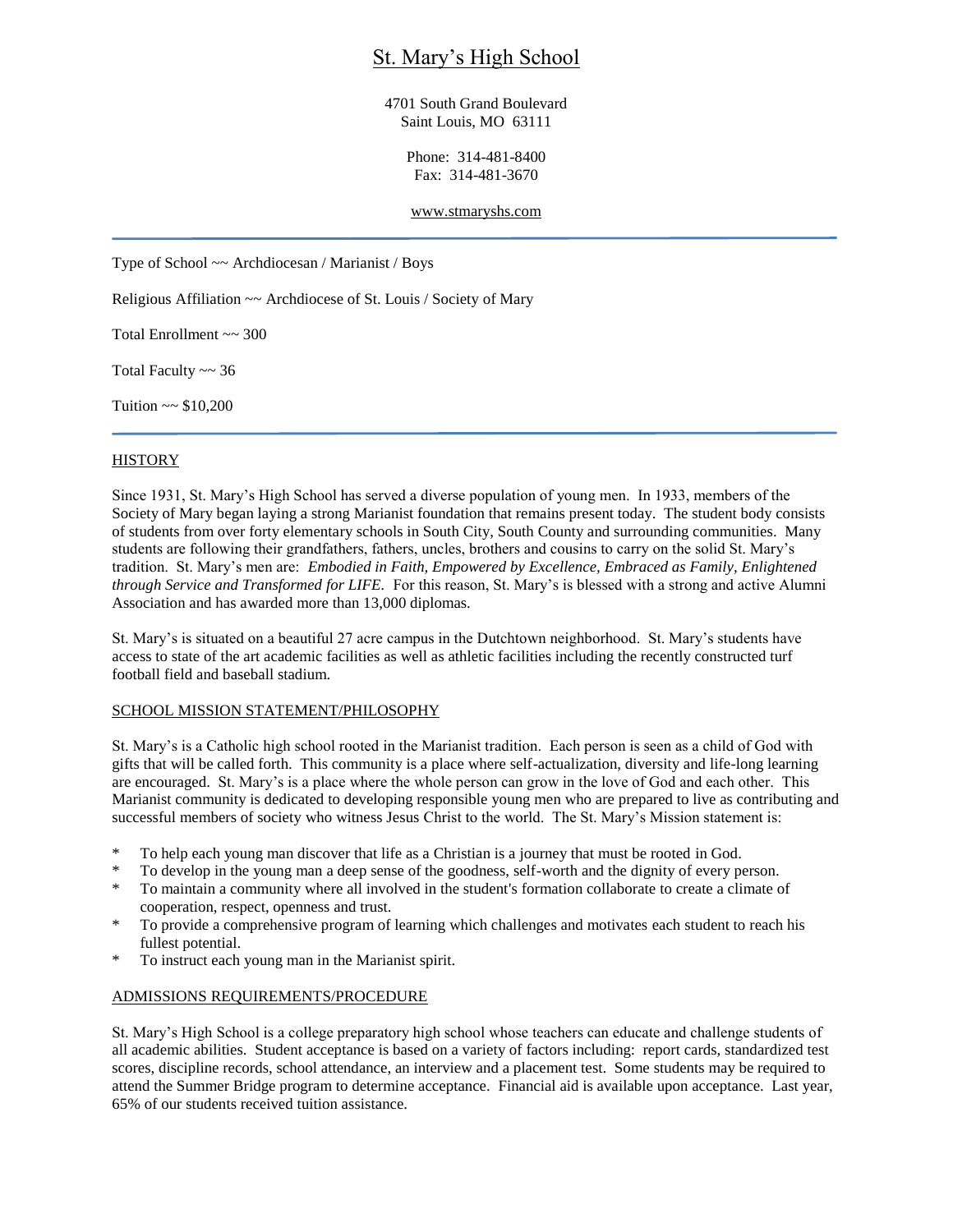# St. Mary's High School

4701 South Grand Boulevard
Saint Louis, MO 63111

Phone: 314-481-8400
Fax: 314-481-3670

www.stmaryshs.com

---

Type of School ~~ Archdiocesan / Marianist / Boys

Religious Affiliation ~~ Archdiocese of St. Louis / Society of Mary

Total Enrollment ~~ 300

Total Faculty ~~ 36

Tuition ~~ $10,200

---

## HISTORY

Since 1931, St. Mary's High School has served a diverse population of young men. In 1933, members of the Society of Mary began laying a strong Marianist foundation that remains present today. The student body consists of students from over forty elementary schools in South City, South County and surrounding communities. Many students are following their grandfathers, fathers, uncles, brothers and cousins to carry on the solid St. Mary's tradition. St. Mary's men are: *Embodied in Faith, Empowered by Excellence, Embraced as Family, Enlightened through Service and Transformed for LIFE.* For this reason, St. Mary's is blessed with a strong and active Alumni Association and has awarded more than 13,000 diplomas.

St. Mary's is situated on a beautiful 27 acre campus in the Dutchtown neighborhood. St. Mary's students have access to state of the art academic facilities as well as athletic facilities including the recently constructed turf football field and baseball stadium.

## SCHOOL MISSION STATEMENT/PHILOSOPHY

St. Mary's is a Catholic high school rooted in the Marianist tradition. Each person is seen as a child of God with gifts that will be called forth. This community is a place where self-actualization, diversity and life-long learning are encouraged. St. Mary's is a place where the whole person can grow in the love of God and each other. This Marianist community is dedicated to developing responsible young men who are prepared to live as contributing and successful members of society who witness Jesus Christ to the world. The St. Mary's Mission statement is:

* To help each young man discover that life as a Christian is a journey that must be rooted in God.
* To develop in the young man a deep sense of the goodness, self-worth and the dignity of every person.
* To maintain a community where all involved in the student's formation collaborate to create a climate of cooperation, respect, openness and trust.
* To provide a comprehensive program of learning which challenges and motivates each student to reach his fullest potential.
* To instruct each young man in the Marianist spirit.

## ADMISSIONS REQUIREMENTS/PROCEDURE

St. Mary's High School is a college preparatory high school whose teachers can educate and challenge students of all academic abilities. Student acceptance is based on a variety of factors including: report cards, standardized test scores, discipline records, school attendance, an interview and a placement test. Some students may be required to attend the Summer Bridge program to determine acceptance. Financial aid is available upon acceptance. Last year, 65% of our students received tuition assistance.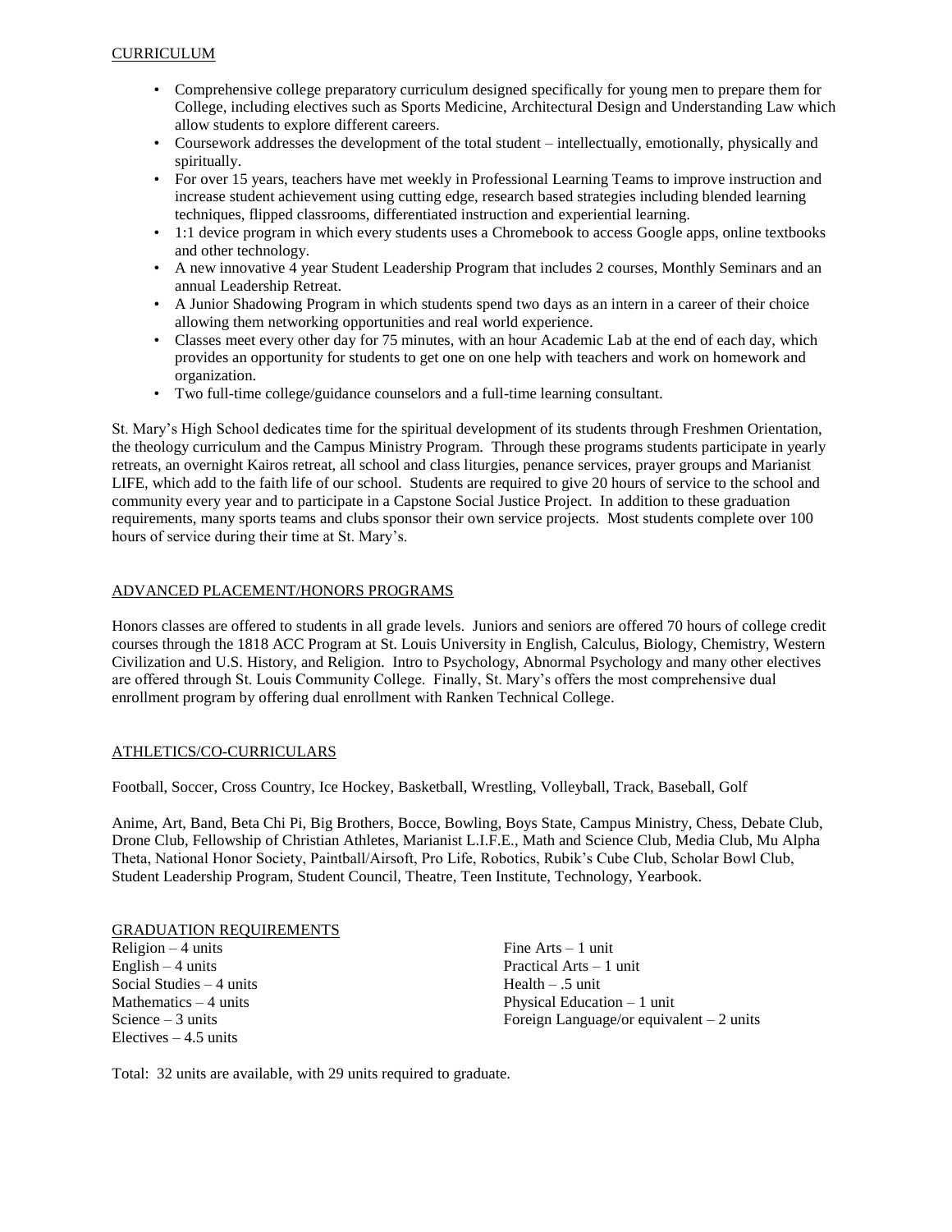## CURRICULUM

- Comprehensive college preparatory curriculum designed specifically for young men to prepare them for College, including electives such as Sports Medicine, Architectural Design and Understanding Law which allow students to explore different careers.
- Coursework addresses the development of the total student – intellectually, emotionally, physically and spiritually.
- For over 15 years, teachers have met weekly in Professional Learning Teams to improve instruction and increase student achievement using cutting edge, research based strategies including blended learning techniques, flipped classrooms, differentiated instruction and experiential learning.
- 1:1 device program in which every students uses a Chromebook to access Google apps, online textbooks and other technology.
- A new innovative 4 year Student Leadership Program that includes 2 courses, Monthly Seminars and an annual Leadership Retreat.
- A Junior Shadowing Program in which students spend two days as an intern in a career of their choice allowing them networking opportunities and real world experience.
- Classes meet every other day for 75 minutes, with an hour Academic Lab at the end of each day, which provides an opportunity for students to get one on one help with teachers and work on homework and organization.
- Two full-time college/guidance counselors and a full-time learning consultant.

St. Mary's High School dedicates time for the spiritual development of its students through Freshmen Orientation, the theology curriculum and the Campus Ministry Program. Through these programs students participate in yearly retreats, an overnight Kairos retreat, all school and class liturgies, penance services, prayer groups and Marianist LIFE, which add to the faith life of our school. Students are required to give 20 hours of service to the school and community every year and to participate in a Capstone Social Justice Project. In addition to these graduation requirements, many sports teams and clubs sponsor their own service projects. Most students complete over 100 hours of service during their time at St. Mary's.

## ADVANCED PLACEMENT/HONORS PROGRAMS

Honors classes are offered to students in all grade levels. Juniors and seniors are offered 70 hours of college credit courses through the 1818 ACC Program at St. Louis University in English, Calculus, Biology, Chemistry, Western Civilization and U.S. History, and Religion. Intro to Psychology, Abnormal Psychology and many other electives are offered through St. Louis Community College. Finally, St. Mary's offers the most comprehensive dual enrollment program by offering dual enrollment with Ranken Technical College.

## ATHLETICS/CO-CURRICULARS

Football, Soccer, Cross Country, Ice Hockey, Basketball, Wrestling, Volleyball, Track, Baseball, Golf

Anime, Art, Band, Beta Chi Pi, Big Brothers, Bocce, Bowling, Boys State, Campus Ministry, Chess, Debate Club, Drone Club, Fellowship of Christian Athletes, Marianist L.I.F.E., Math and Science Club, Media Club, Mu Alpha Theta, National Honor Society, Paintball/Airsoft, Pro Life, Robotics, Rubik's Cube Club, Scholar Bowl Club, Student Leadership Program, Student Council, Theatre, Teen Institute, Technology, Yearbook.

## GRADUATION REQUIREMENTS

Religion – 4 units
English – 4 units
Social Studies – 4 units
Mathematics – 4 units
Science – 3 units
Electives – 4.5 units

Fine Arts – 1 unit
Practical Arts – 1 unit
Health – .5 unit
Physical Education – 1 unit
Foreign Language/or equivalent – 2 units

Total: 32 units are available, with 29 units required to graduate.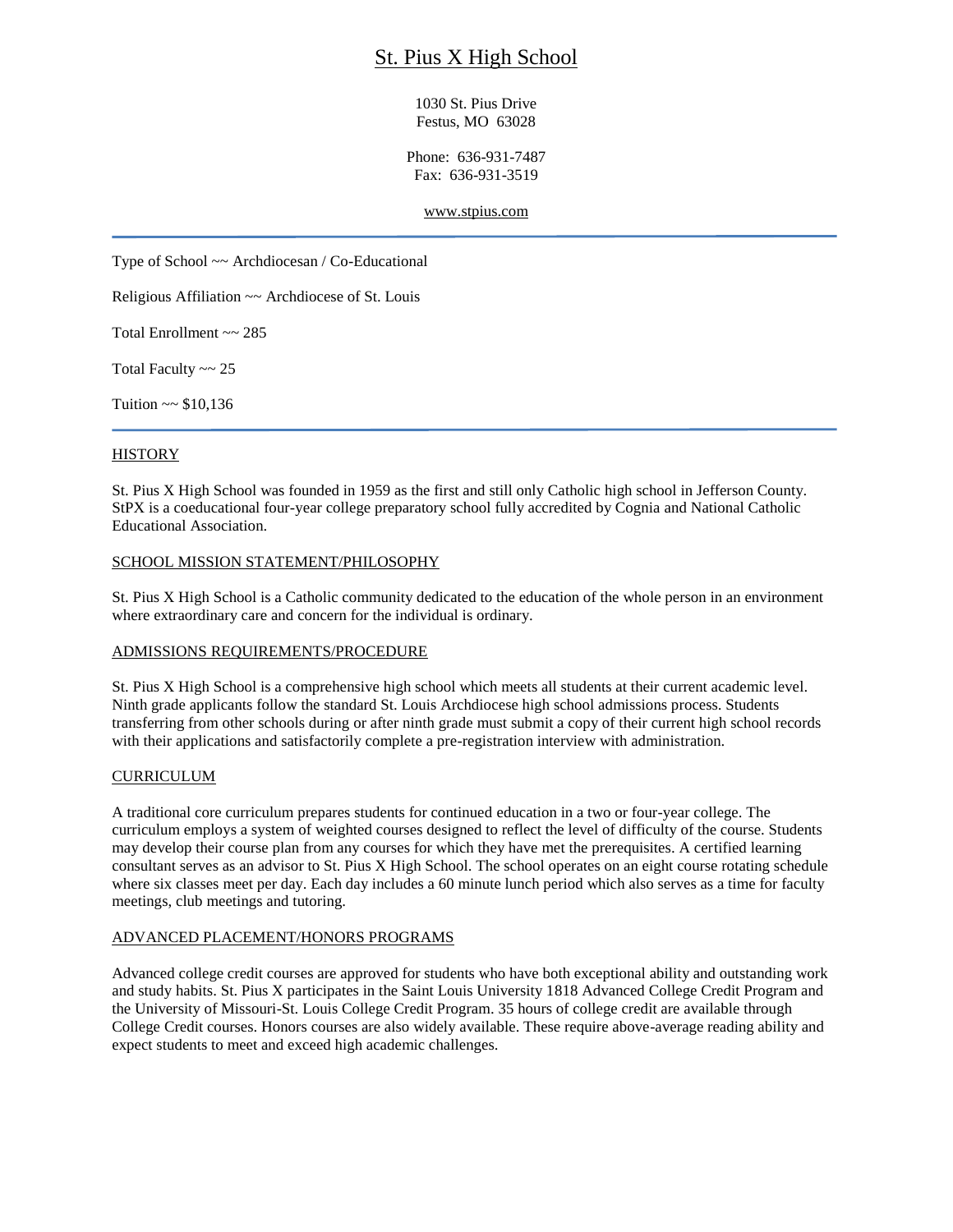# St. Pius X High School

1030 St. Pius Drive
Festus, MO 63028

Phone: 636-931-7487
Fax: 636-931-3519

www.stpius.com

---

Type of School ~~ Archdiocesan / Co-Educational

Religious Affiliation ~~ Archdiocese of St. Louis

Total Enrollment ~~ 285

Total Faculty ~~ 25

Tuition ~~ $10,136

---

## HISTORY

St. Pius X High School was founded in 1959 as the first and still only Catholic high school in Jefferson County. StPX is a coeducational four-year college preparatory school fully accredited by Cognia and National Catholic Educational Association.

## SCHOOL MISSION STATEMENT/PHILOSOPHY

St. Pius X High School is a Catholic community dedicated to the education of the whole person in an environment where extraordinary care and concern for the individual is ordinary.

## ADMISSIONS REQUIREMENTS/PROCEDURE

St. Pius X High School is a comprehensive high school which meets all students at their current academic level. Ninth grade applicants follow the standard St. Louis Archdiocese high school admissions process. Students transferring from other schools during or after ninth grade must submit a copy of their current high school records with their applications and satisfactorily complete a pre-registration interview with administration.

## CURRICULUM

A traditional core curriculum prepares students for continued education in a two or four-year college. The curriculum employs a system of weighted courses designed to reflect the level of difficulty of the course. Students may develop their course plan from any courses for which they have met the prerequisites. A certified learning consultant serves as an advisor to St. Pius X High School. The school operates on an eight course rotating schedule where six classes meet per day. Each day includes a 60 minute lunch period which also serves as a time for faculty meetings, club meetings and tutoring.

## ADVANCED PLACEMENT/HONORS PROGRAMS

Advanced college credit courses are approved for students who have both exceptional ability and outstanding work and study habits. St. Pius X participates in the Saint Louis University 1818 Advanced College Credit Program and the University of Missouri-St. Louis College Credit Program. 35 hours of college credit are available through College Credit courses. Honors courses are also widely available. These require above-average reading ability and expect students to meet and exceed high academic challenges.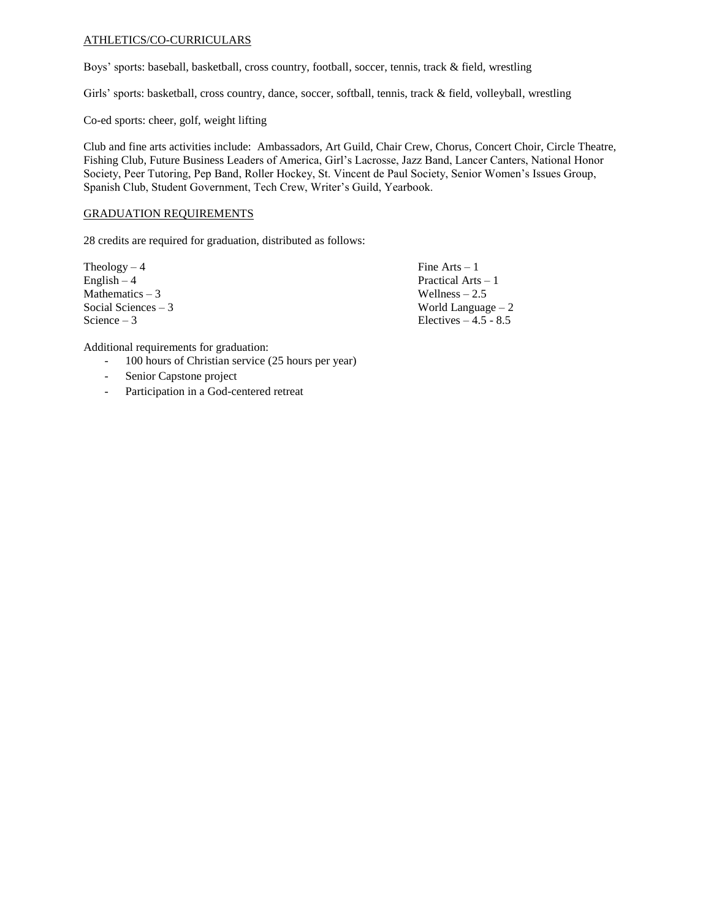## ATHLETICS/CO-CURRICULARS

Boys' sports: baseball, basketball, cross country, football, soccer, tennis, track & field, wrestling

Girls' sports: basketball, cross country, dance, soccer, softball, tennis, track & field, volleyball, wrestling

Co-ed sports: cheer, golf, weight lifting

Club and fine arts activities include: Ambassadors, Art Guild, Chair Crew, Chorus, Concert Choir, Circle Theatre, Fishing Club, Future Business Leaders of America, Girl's Lacrosse, Jazz Band, Lancer Canters, National Honor Society, Peer Tutoring, Pep Band, Roller Hockey, St. Vincent de Paul Society, Senior Women's Issues Group, Spanish Club, Student Government, Tech Crew, Writer's Guild, Yearbook.

## GRADUATION REQUIREMENTS

28 credits are required for graduation, distributed as follows:

Theology – 4
English – 4
Mathematics – 3
Social Sciences – 3
Science – 3
Fine Arts – 1
Practical Arts – 1
Wellness – 2.5
World Language – 2
Electives – 4.5 - 8.5

Additional requirements for graduation:

- 100 hours of Christian service (25 hours per year)
- Senior Capstone project
- Participation in a God-centered retreat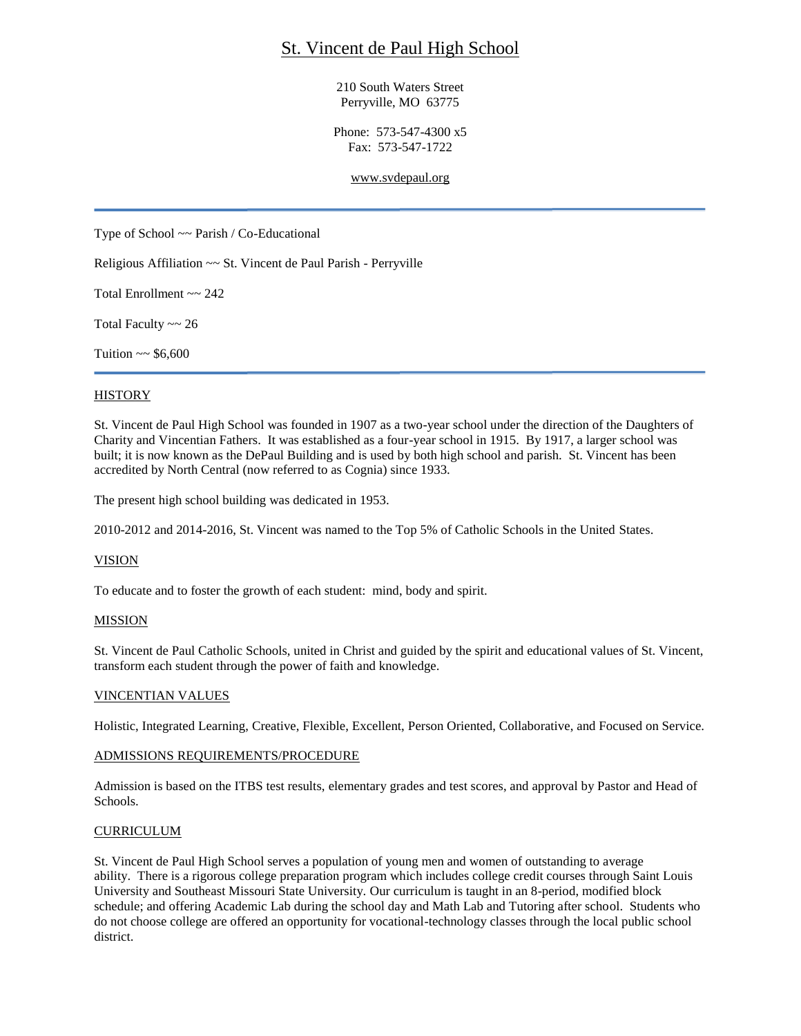# St. Vincent de Paul High School

210 South Waters Street
Perryville, MO 63775

Phone: 573-547-4300 x5
Fax: 573-547-1722

www.svdepaul.org

---

Type of School ~~ Parish / Co-Educational

Religious Affiliation ~~ St. Vincent de Paul Parish - Perryville

Total Enrollment ~~ 242

Total Faculty ~~ 26

Tuition ~~ $6,600

---

## HISTORY

St. Vincent de Paul High School was founded in 1907 as a two-year school under the direction of the Daughters of Charity and Vincentian Fathers. It was established as a four-year school in 1915. By 1917, a larger school was built; it is now known as the DePaul Building and is used by both high school and parish. St. Vincent has been accredited by North Central (now referred to as Cognia) since 1933.

The present high school building was dedicated in 1953.

2010-2012 and 2014-2016, St. Vincent was named to the Top 5% of Catholic Schools in the United States.

## VISION

To educate and to foster the growth of each student: mind, body and spirit.

## MISSION

St. Vincent de Paul Catholic Schools, united in Christ and guided by the spirit and educational values of St. Vincent, transform each student through the power of faith and knowledge.

## VINCENTIAN VALUES

Holistic, Integrated Learning, Creative, Flexible, Excellent, Person Oriented, Collaborative, and Focused on Service.

## ADMISSIONS REQUIREMENTS/PROCEDURE

Admission is based on the ITBS test results, elementary grades and test scores, and approval by Pastor and Head of Schools.

## CURRICULUM

St. Vincent de Paul High School serves a population of young men and women of outstanding to average ability. There is a rigorous college preparation program which includes college credit courses through Saint Louis University and Southeast Missouri State University. Our curriculum is taught in an 8-period, modified block schedule; and offering Academic Lab during the school day and Math Lab and Tutoring after school. Students who do not choose college are offered an opportunity for vocational-technology classes through the local public school district.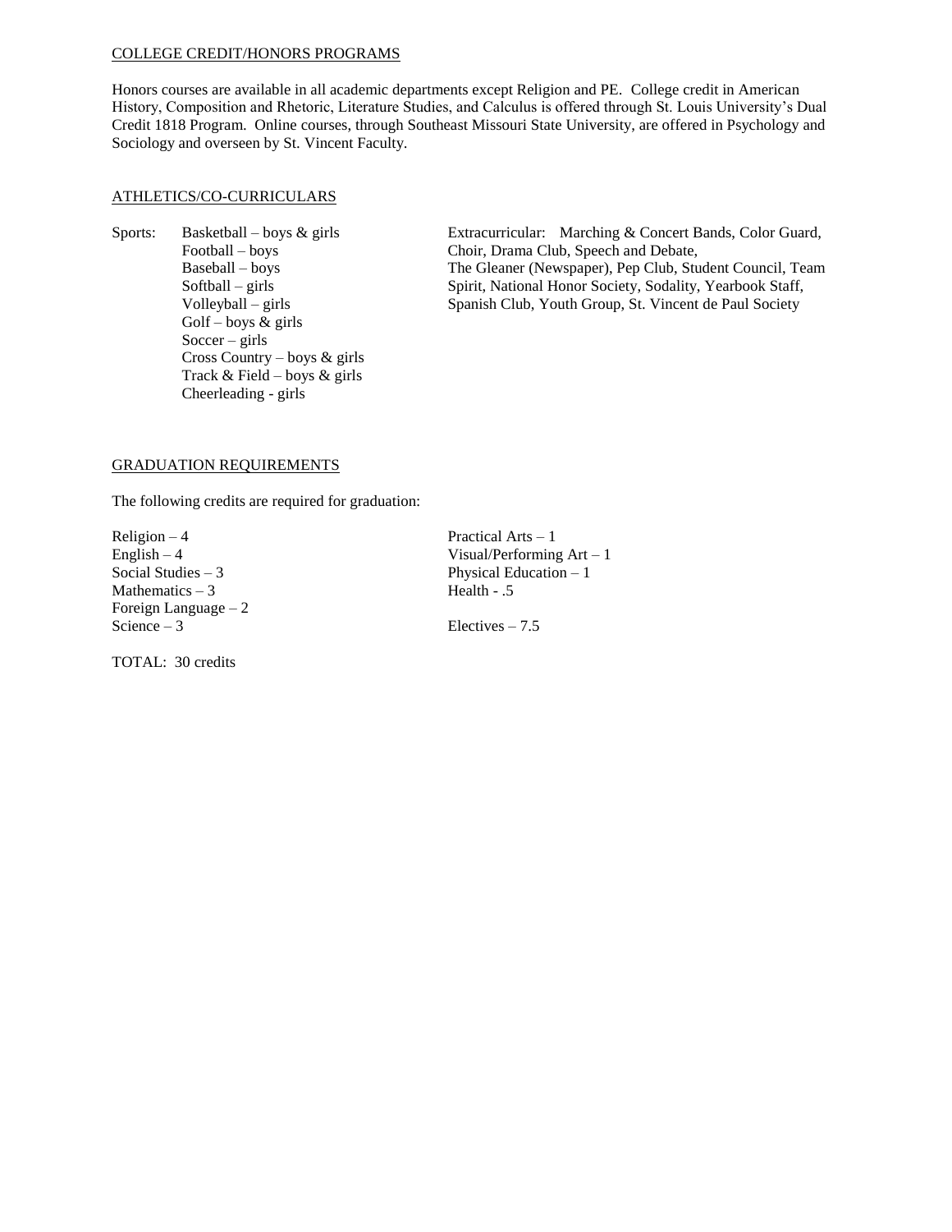## COLLEGE CREDIT/HONORS PROGRAMS

Honors courses are available in all academic departments except Religion and PE. College credit in American History, Composition and Rhetoric, Literature Studies, and Calculus is offered through St. Louis University's Dual Credit 1818 Program. Online courses, through Southeast Missouri State University, are offered in Psychology and Sociology and overseen by St. Vincent Faculty.

## ATHLETICS/CO-CURRICULARS

Sports:

- Basketball – boys & girls
- Football – boys
- Baseball – boys
- Softball – girls
- Volleyball – girls
- Golf – boys & girls
- Soccer – girls
- Cross Country – boys & girls
- Track & Field – boys & girls
- Cheerleading - girls

Extracurricular: Marching & Concert Bands, Color Guard, Choir, Drama Club, Speech and Debate, The Gleaner (Newspaper), Pep Club, Student Council, Team Spirit, National Honor Society, Sodality, Yearbook Staff, Spanish Club, Youth Group, St. Vincent de Paul Society

## GRADUATION REQUIREMENTS

The following credits are required for graduation:

- Religion – 4
- English – 4
- Social Studies – 3
- Mathematics – 3
- Foreign Language – 2
- Science – 3
- Practical Arts – 1
- Visual/Performing Art – 1
- Physical Education – 1
- Health - .5
- Electives – 7.5

TOTAL: 30 credits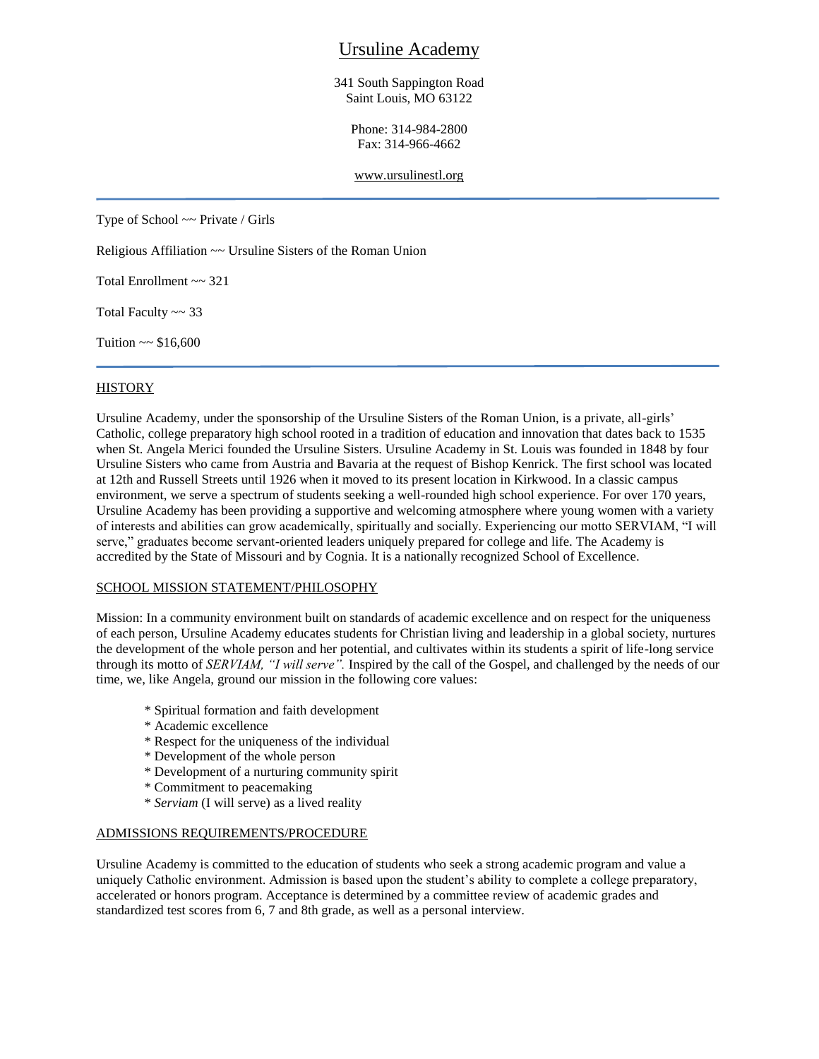# Ursuline Academy

341 South Sappington Road
Saint Louis, MO 63122

Phone: 314-984-2800
Fax: 314-966-4662

www.ursulinestl.org

---

Type of School ~~ Private / Girls

Religious Affiliation ~~ Ursuline Sisters of the Roman Union

Total Enrollment ~~ 321

Total Faculty ~~ 33

Tuition ~~ $16,600

---

## HISTORY

Ursuline Academy, under the sponsorship of the Ursuline Sisters of the Roman Union, is a private, all-girls' Catholic, college preparatory high school rooted in a tradition of education and innovation that dates back to 1535 when St. Angela Merici founded the Ursuline Sisters. Ursuline Academy in St. Louis was founded in 1848 by four Ursuline Sisters who came from Austria and Bavaria at the request of Bishop Kenrick. The first school was located at 12th and Russell Streets until 1926 when it moved to its present location in Kirkwood. In a classic campus environment, we serve a spectrum of students seeking a well-rounded high school experience. For over 170 years, Ursuline Academy has been providing a supportive and welcoming atmosphere where young women with a variety of interests and abilities can grow academically, spiritually and socially. Experiencing our motto SERVIAM, "I will serve," graduates become servant-oriented leaders uniquely prepared for college and life. The Academy is accredited by the State of Missouri and by Cognia. It is a nationally recognized School of Excellence.

## SCHOOL MISSION STATEMENT/PHILOSOPHY

Mission: In a community environment built on standards of academic excellence and on respect for the uniqueness of each person, Ursuline Academy educates students for Christian living and leadership in a global society, nurtures the development of the whole person and her potential, and cultivates within its students a spirit of life-long service through its motto of *SERVIAM, "I will serve".* Inspired by the call of the Gospel, and challenged by the needs of our time, we, like Angela, ground our mission in the following core values:

- Spiritual formation and faith development
- Academic excellence
- Respect for the uniqueness of the individual
- Development of the whole person
- Development of a nurturing community spirit
- Commitment to peacemaking
- *Serviam* (I will serve) as a lived reality

## ADMISSIONS REQUIREMENTS/PROCEDURE

Ursuline Academy is committed to the education of students who seek a strong academic program and value a uniquely Catholic environment. Admission is based upon the student's ability to complete a college preparatory, accelerated or honors program. Acceptance is determined by a committee review of academic grades and standardized test scores from 6, 7 and 8th grade, as well as a personal interview.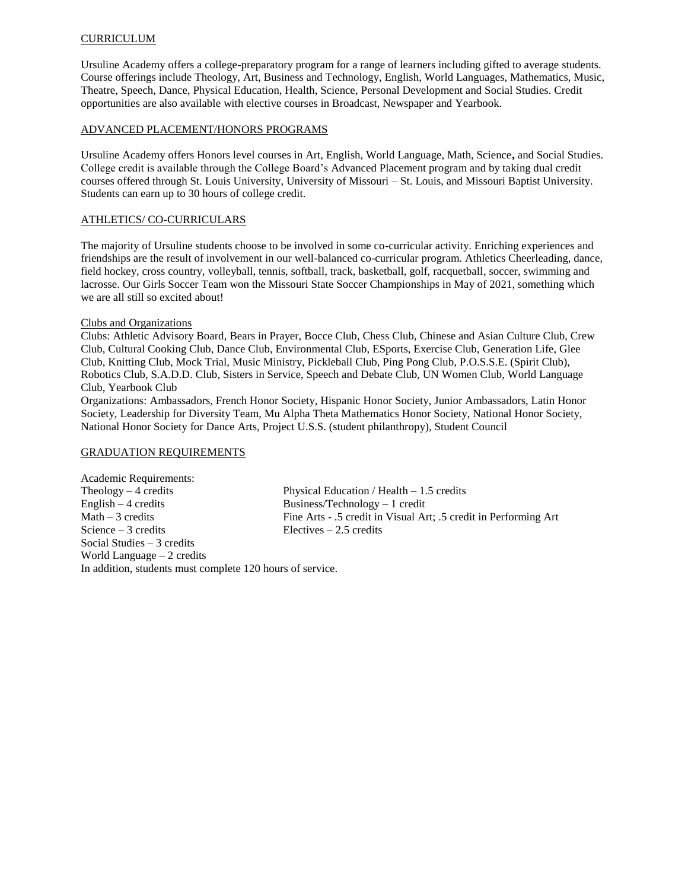## CURRICULUM

Ursuline Academy offers a college-preparatory program for a range of learners including gifted to average students. Course offerings include Theology, Art, Business and Technology, English, World Languages, Mathematics, Music, Theatre, Speech, Dance, Physical Education, Health, Science, Personal Development and Social Studies. Credit opportunities are also available with elective courses in Broadcast, Newspaper and Yearbook.

## ADVANCED PLACEMENT/HONORS PROGRAMS

Ursuline Academy offers Honors level courses in Art, English, World Language, Math, Science**,** and Social Studies. College credit is available through the College Board's Advanced Placement program and by taking dual credit courses offered through St. Louis University, University of Missouri – St. Louis, and Missouri Baptist University. Students can earn up to 30 hours of college credit.

## ATHLETICS/ CO-CURRICULARS

The majority of Ursuline students choose to be involved in some co-curricular activity. Enriching experiences and friendships are the result of involvement in our well-balanced co-curricular program. Athletics Cheerleading, dance, field hockey, cross country, volleyball, tennis, softball, track, basketball, golf, racquetball, soccer, swimming and lacrosse. Our Girls Soccer Team won the Missouri State Soccer Championships in May of 2021, something which we are all still so excited about!

### Clubs and Organizations

Clubs: Athletic Advisory Board, Bears in Prayer, Bocce Club, Chess Club, Chinese and Asian Culture Club, Crew Club, Cultural Cooking Club, Dance Club, Environmental Club, ESports, Exercise Club, Generation Life, Glee Club, Knitting Club, Mock Trial, Music Ministry, Pickleball Club, Ping Pong Club, P.O.S.S.E. (Spirit Club), Robotics Club, S.A.D.D. Club, Sisters in Service, Speech and Debate Club, UN Women Club, World Language Club, Yearbook Club

Organizations: Ambassadors, French Honor Society, Hispanic Honor Society, Junior Ambassadors, Latin Honor Society, Leadership for Diversity Team, Mu Alpha Theta Mathematics Honor Society, National Honor Society, National Honor Society for Dance Arts, Project U.S.S. (student philanthropy), Student Council

## GRADUATION REQUIREMENTS

Academic Requirements:

- Theology – 4 credits
- English – 4 credits
- Math – 3 credits
- Science – 3 credits
- Social Studies – 3 credits
- World Language – 2 credits
- Physical Education / Health – 1.5 credits
- Business/Technology – 1 credit
- Fine Arts - .5 credit in Visual Art; .5 credit in Performing Art
- Electives – 2.5 credits

In addition, students must complete 120 hours of service.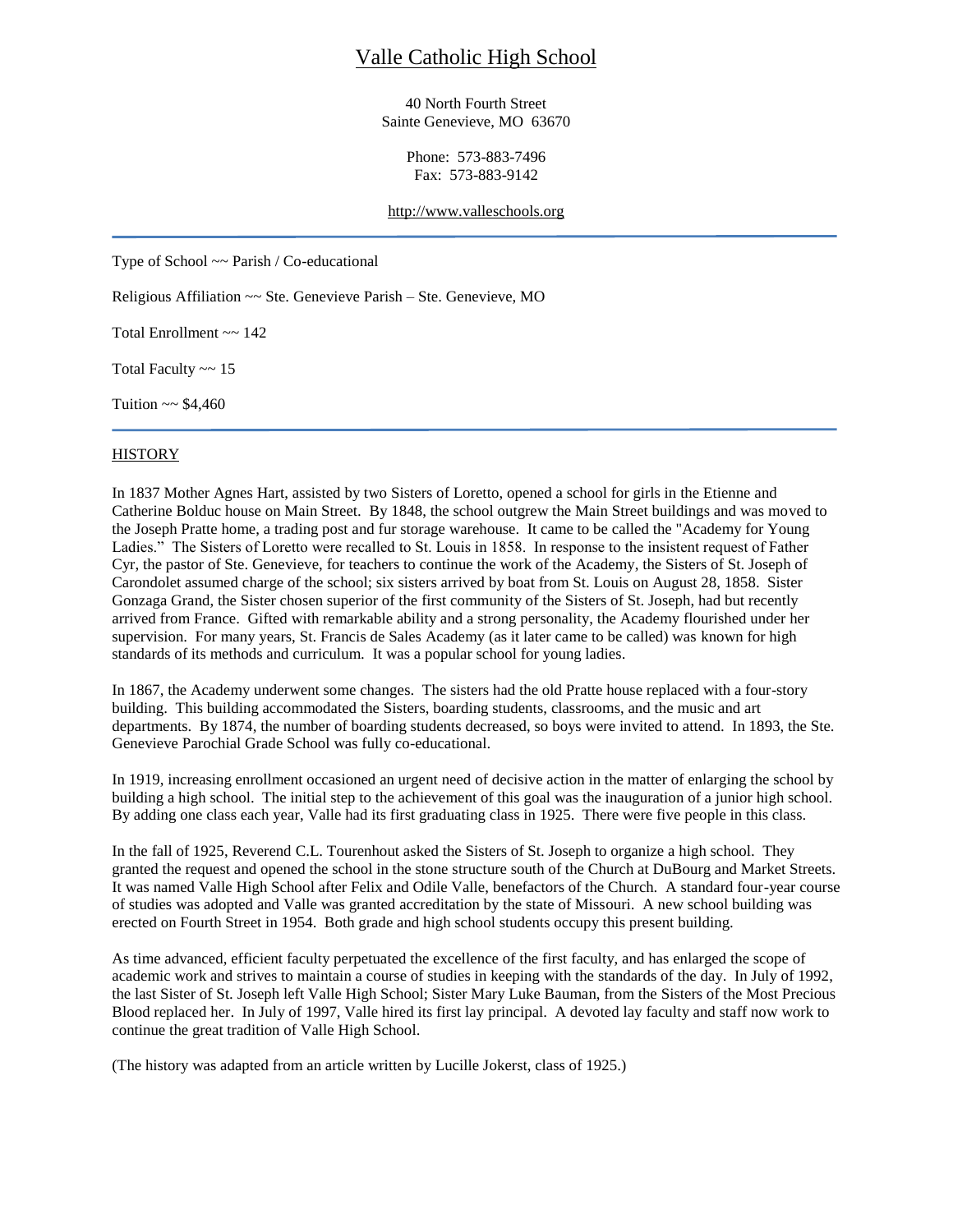# Valle Catholic High School

40 North Fourth Street
Sainte Genevieve, MO 63670

Phone: 573-883-7496
Fax: 573-883-9142

http://www.valleschools.org

---

Type of School ~~ Parish / Co-educational

Religious Affiliation ~~ Ste. Genevieve Parish – Ste. Genevieve, MO

Total Enrollment ~~ 142

Total Faculty ~~ 15

Tuition ~~ $4,460

---

## HISTORY

In 1837 Mother Agnes Hart, assisted by two Sisters of Loretto, opened a school for girls in the Etienne and Catherine Bolduc house on Main Street. By 1848, the school outgrew the Main Street buildings and was moved to the Joseph Pratte home, a trading post and fur storage warehouse. It came to be called the "Academy for Young Ladies." The Sisters of Loretto were recalled to St. Louis in 1858. In response to the insistent request of Father Cyr, the pastor of Ste. Genevieve, for teachers to continue the work of the Academy, the Sisters of St. Joseph of Carondolet assumed charge of the school; six sisters arrived by boat from St. Louis on August 28, 1858. Sister Gonzaga Grand, the Sister chosen superior of the first community of the Sisters of St. Joseph, had but recently arrived from France. Gifted with remarkable ability and a strong personality, the Academy flourished under her supervision. For many years, St. Francis de Sales Academy (as it later came to be called) was known for high standards of its methods and curriculum. It was a popular school for young ladies.

In 1867, the Academy underwent some changes. The sisters had the old Pratte house replaced with a four-story building. This building accommodated the Sisters, boarding students, classrooms, and the music and art departments. By 1874, the number of boarding students decreased, so boys were invited to attend. In 1893, the Ste. Genevieve Parochial Grade School was fully co-educational.

In 1919, increasing enrollment occasioned an urgent need of decisive action in the matter of enlarging the school by building a high school. The initial step to the achievement of this goal was the inauguration of a junior high school. By adding one class each year, Valle had its first graduating class in 1925. There were five people in this class.

In the fall of 1925, Reverend C.L. Tourenhout asked the Sisters of St. Joseph to organize a high school. They granted the request and opened the school in the stone structure south of the Church at DuBourg and Market Streets. It was named Valle High School after Felix and Odile Valle, benefactors of the Church. A standard four-year course of studies was adopted and Valle was granted accreditation by the state of Missouri. A new school building was erected on Fourth Street in 1954. Both grade and high school students occupy this present building.

As time advanced, efficient faculty perpetuated the excellence of the first faculty, and has enlarged the scope of academic work and strives to maintain a course of studies in keeping with the standards of the day. In July of 1992, the last Sister of St. Joseph left Valle High School; Sister Mary Luke Bauman, from the Sisters of the Most Precious Blood replaced her. In July of 1997, Valle hired its first lay principal. A devoted lay faculty and staff now work to continue the great tradition of Valle High School.

(The history was adapted from an article written by Lucille Jokerst, class of 1925.)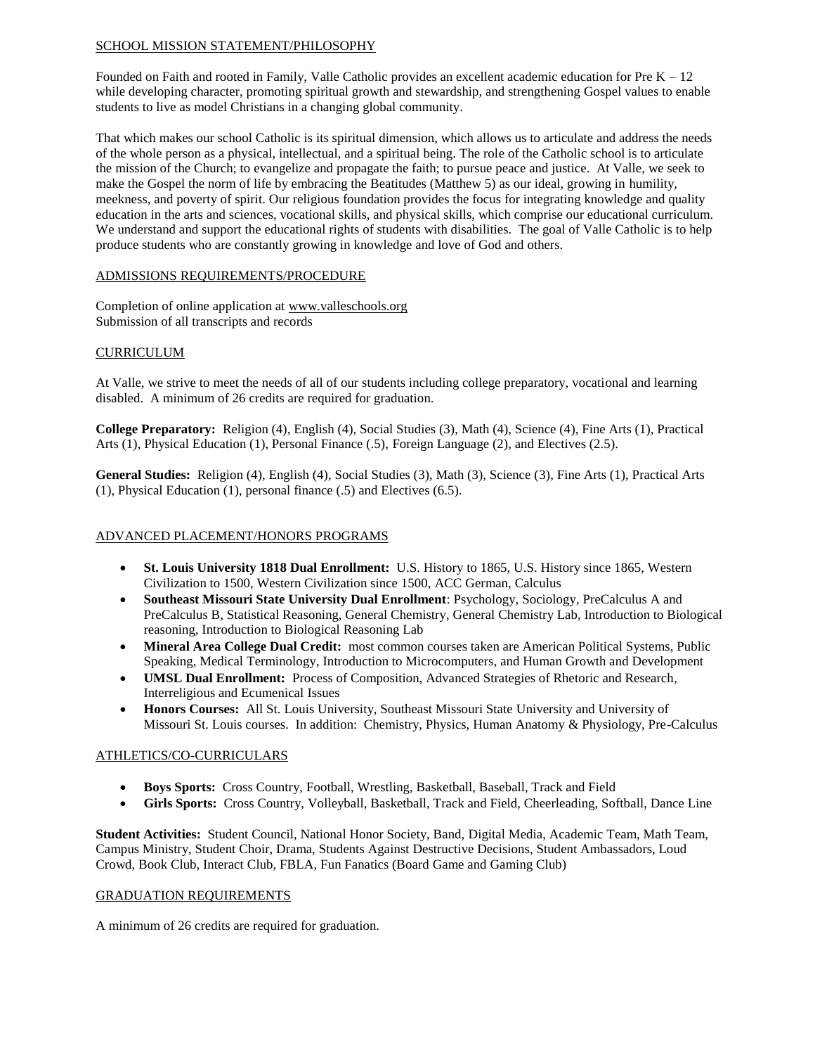## SCHOOL MISSION STATEMENT/PHILOSOPHY

Founded on Faith and rooted in Family, Valle Catholic provides an excellent academic education for Pre K – 12 while developing character, promoting spiritual growth and stewardship, and strengthening Gospel values to enable students to live as model Christians in a changing global community.

That which makes our school Catholic is its spiritual dimension, which allows us to articulate and address the needs of the whole person as a physical, intellectual, and a spiritual being. The role of the Catholic school is to articulate the mission of the Church; to evangelize and propagate the faith; to pursue peace and justice. At Valle, we seek to make the Gospel the norm of life by embracing the Beatitudes (Matthew 5) as our ideal, growing in humility, meekness, and poverty of spirit. Our religious foundation provides the focus for integrating knowledge and quality education in the arts and sciences, vocational skills, and physical skills, which comprise our educational curriculum. We understand and support the educational rights of students with disabilities. The goal of Valle Catholic is to help produce students who are constantly growing in knowledge and love of God and others.

## ADMISSIONS REQUIREMENTS/PROCEDURE

Completion of online application at www.valleschools.org
Submission of all transcripts and records

## CURRICULUM

At Valle, we strive to meet the needs of all of our students including college preparatory, vocational and learning disabled. A minimum of 26 credits are required for graduation.

**College Preparatory:** Religion (4), English (4), Social Studies (3), Math (4), Science (4), Fine Arts (1), Practical Arts (1), Physical Education (1), Personal Finance (.5), Foreign Language (2), and Electives (2.5).

**General Studies:** Religion (4), English (4), Social Studies (3), Math (3), Science (3), Fine Arts (1), Practical Arts (1), Physical Education (1), personal finance (.5) and Electives (6.5).

## ADVANCED PLACEMENT/HONORS PROGRAMS

- **St. Louis University 1818 Dual Enrollment:** U.S. History to 1865, U.S. History since 1865, Western Civilization to 1500, Western Civilization since 1500, ACC German, Calculus
- **Southeast Missouri State University Dual Enrollment**: Psychology, Sociology, PreCalculus A and PreCalculus B, Statistical Reasoning, General Chemistry, General Chemistry Lab, Introduction to Biological reasoning, Introduction to Biological Reasoning Lab
- **Mineral Area College Dual Credit:** most common courses taken are American Political Systems, Public Speaking, Medical Terminology, Introduction to Microcomputers, and Human Growth and Development
- **UMSL Dual Enrollment:** Process of Composition, Advanced Strategies of Rhetoric and Research, Interreligious and Ecumenical Issues
- **Honors Courses:** All St. Louis University, Southeast Missouri State University and University of Missouri St. Louis courses. In addition: Chemistry, Physics, Human Anatomy & Physiology, Pre-Calculus

## ATHLETICS/CO-CURRICULARS

- **Boys Sports:** Cross Country, Football, Wrestling, Basketball, Baseball, Track and Field
- **Girls Sports:** Cross Country, Volleyball, Basketball, Track and Field, Cheerleading, Softball, Dance Line

**Student Activities:** Student Council, National Honor Society, Band, Digital Media, Academic Team, Math Team, Campus Ministry, Student Choir, Drama, Students Against Destructive Decisions, Student Ambassadors, Loud Crowd, Book Club, Interact Club, FBLA, Fun Fanatics (Board Game and Gaming Club)

## GRADUATION REQUIREMENTS

A minimum of 26 credits are required for graduation.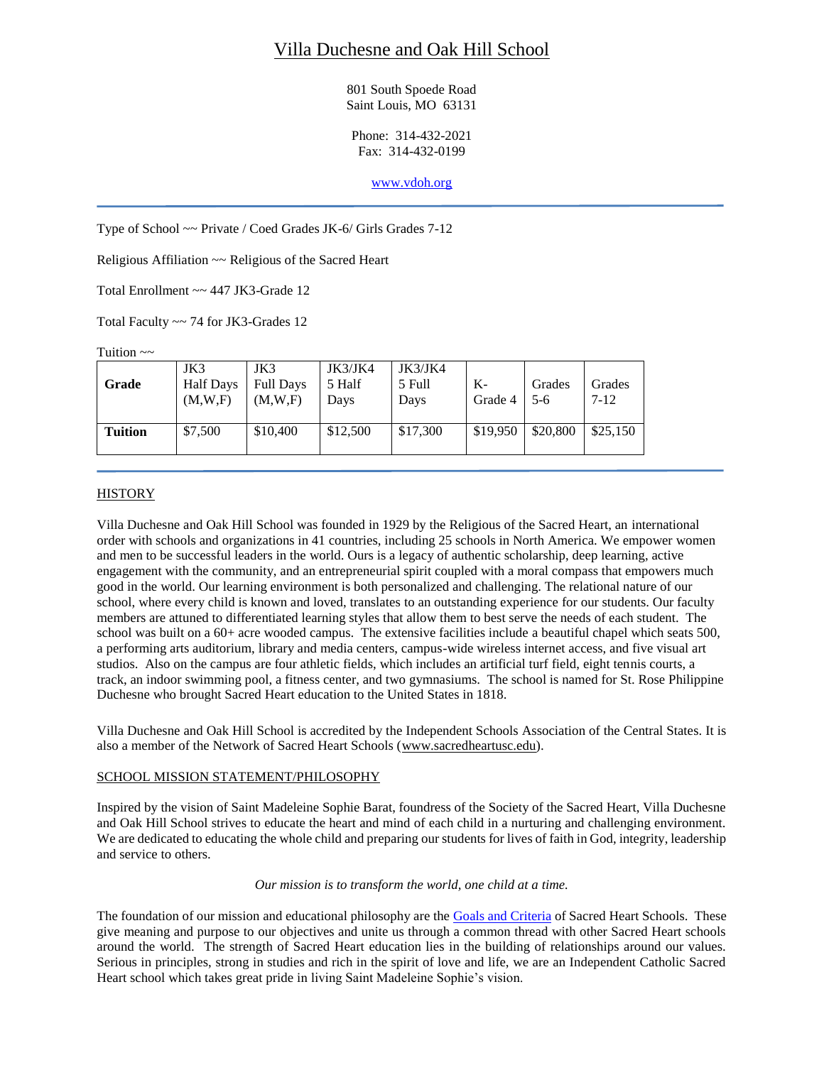# Villa Duchesne and Oak Hill School

801 South Spoede Road
Saint Louis, MO 63131

Phone: 314-432-2021
Fax: 314-432-0199

www.vdoh.org

Type of School ~~ Private / Coed Grades JK-6/ Girls Grades 7-12

Religious Affiliation ~~ Religious of the Sacred Heart

Total Enrollment ~~ 447 JK3-Grade 12

Total Faculty ~~ 74 for JK3-Grades 12

Tuition ~~

| Grade | JK3 Half Days (M,W,F) | JK3 Full Days (M,W,F) | JK3/JK4 5 Half Days | JK3/JK4 5 Full Days | K-Grade 4 | Grades 5-6 | Grades 7-12 |
|---|---|---|---|---|---|---|---|
| **Tuition** | $7,500 | $10,400 | $12,500 | $17,300 | $19,950 | $20,800 | $25,150 |

## HISTORY

Villa Duchesne and Oak Hill School was founded in 1929 by the Religious of the Sacred Heart, an international order with schools and organizations in 41 countries, including 25 schools in North America. We empower women and men to be successful leaders in the world. Ours is a legacy of authentic scholarship, deep learning, active engagement with the community, and an entrepreneurial spirit coupled with a moral compass that empowers much good in the world. Our learning environment is both personalized and challenging. The relational nature of our school, where every child is known and loved, translates to an outstanding experience for our students. Our faculty members are attuned to differentiated learning styles that allow them to best serve the needs of each student. The school was built on a 60+ acre wooded campus. The extensive facilities include a beautiful chapel which seats 500, a performing arts auditorium, library and media centers, campus-wide wireless internet access, and five visual art studios. Also on the campus are four athletic fields, which includes an artificial turf field, eight tennis courts, a track, an indoor swimming pool, a fitness center, and two gymnasiums. The school is named for St. Rose Philippine Duchesne who brought Sacred Heart education to the United States in 1818.

Villa Duchesne and Oak Hill School is accredited by the Independent Schools Association of the Central States. It is also a member of the Network of Sacred Heart Schools (www.sacredheartusc.edu).

## SCHOOL MISSION STATEMENT/PHILOSOPHY

Inspired by the vision of Saint Madeleine Sophie Barat, foundress of the Society of the Sacred Heart, Villa Duchesne and Oak Hill School strives to educate the heart and mind of each child in a nurturing and challenging environment. We are dedicated to educating the whole child and preparing our students for lives of faith in God, integrity, leadership and service to others.

*Our mission is to transform the world, one child at a time.*

The foundation of our mission and educational philosophy are the Goals and Criteria of Sacred Heart Schools. These give meaning and purpose to our objectives and unite us through a common thread with other Sacred Heart schools around the world. The strength of Sacred Heart education lies in the building of relationships around our values. Serious in principles, strong in studies and rich in the spirit of love and life, we are an Independent Catholic Sacred Heart school which takes great pride in living Saint Madeleine Sophie's vision.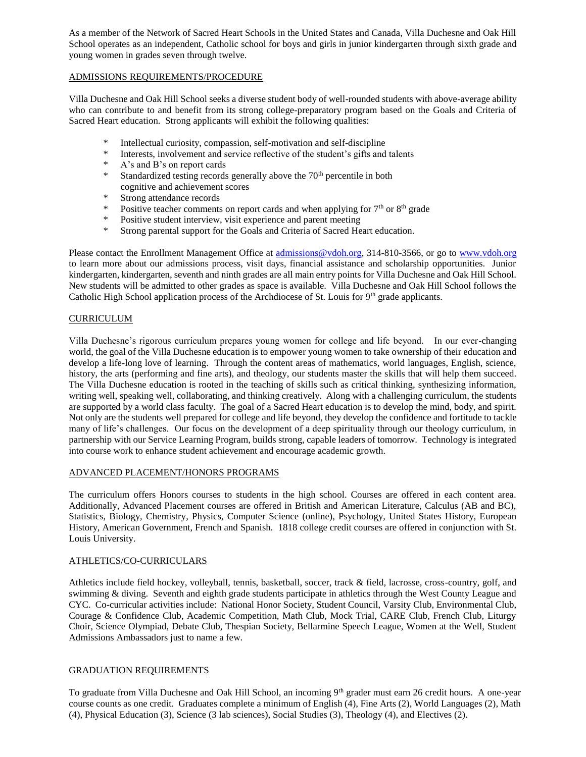As a member of the Network of Sacred Heart Schools in the United States and Canada, Villa Duchesne and Oak Hill School operates as an independent, Catholic school for boys and girls in junior kindergarten through sixth grade and young women in grades seven through twelve.

## ADMISSIONS REQUIREMENTS/PROCEDURE

Villa Duchesne and Oak Hill School seeks a diverse student body of well-rounded students with above-average ability who can contribute to and benefit from its strong college-preparatory program based on the Goals and Criteria of Sacred Heart education. Strong applicants will exhibit the following qualities:

* Intellectual curiosity, compassion, self-motivation and self-discipline
* Interests, involvement and service reflective of the student's gifts and talents
* A's and B's on report cards
* Standardized testing records generally above the 70th percentile in both cognitive and achievement scores
* Strong attendance records
* Positive teacher comments on report cards and when applying for 7th or 8th grade
* Positive student interview, visit experience and parent meeting
* Strong parental support for the Goals and Criteria of Sacred Heart education.

Please contact the Enrollment Management Office at admissions@vdoh.org, 314-810-3566, or go to www.vdoh.org to learn more about our admissions process, visit days, financial assistance and scholarship opportunities. Junior kindergarten, kindergarten, seventh and ninth grades are all main entry points for Villa Duchesne and Oak Hill School. New students will be admitted to other grades as space is available. Villa Duchesne and Oak Hill School follows the Catholic High School application process of the Archdiocese of St. Louis for 9th grade applicants.

## CURRICULUM

Villa Duchesne's rigorous curriculum prepares young women for college and life beyond. In our ever-changing world, the goal of the Villa Duchesne education is to empower young women to take ownership of their education and develop a life-long love of learning. Through the content areas of mathematics, world languages, English, science, history, the arts (performing and fine arts), and theology, our students master the skills that will help them succeed. The Villa Duchesne education is rooted in the teaching of skills such as critical thinking, synthesizing information, writing well, speaking well, collaborating, and thinking creatively. Along with a challenging curriculum, the students are supported by a world class faculty. The goal of a Sacred Heart education is to develop the mind, body, and spirit. Not only are the students well prepared for college and life beyond, they develop the confidence and fortitude to tackle many of life's challenges. Our focus on the development of a deep spirituality through our theology curriculum, in partnership with our Service Learning Program, builds strong, capable leaders of tomorrow. Technology is integrated into course work to enhance student achievement and encourage academic growth.

## ADVANCED PLACEMENT/HONORS PROGRAMS

The curriculum offers Honors courses to students in the high school. Courses are offered in each content area. Additionally, Advanced Placement courses are offered in British and American Literature, Calculus (AB and BC), Statistics, Biology, Chemistry, Physics, Computer Science (online), Psychology, United States History, European History, American Government, French and Spanish. 1818 college credit courses are offered in conjunction with St. Louis University.

## ATHLETICS/CO-CURRICULARS

Athletics include field hockey, volleyball, tennis, basketball, soccer, track & field, lacrosse, cross-country, golf, and swimming & diving. Seventh and eighth grade students participate in athletics through the West County League and CYC. Co-curricular activities include: National Honor Society, Student Council, Varsity Club, Environmental Club, Courage & Confidence Club, Academic Competition, Math Club, Mock Trial, CARE Club, French Club, Liturgy Choir, Science Olympiad, Debate Club, Thespian Society, Bellarmine Speech League, Women at the Well, Student Admissions Ambassadors just to name a few.

## GRADUATION REQUIREMENTS

To graduate from Villa Duchesne and Oak Hill School, an incoming 9th grader must earn 26 credit hours. A one-year course counts as one credit. Graduates complete a minimum of English (4), Fine Arts (2), World Languages (2), Math (4), Physical Education (3), Science (3 lab sciences), Social Studies (3), Theology (4), and Electives (2).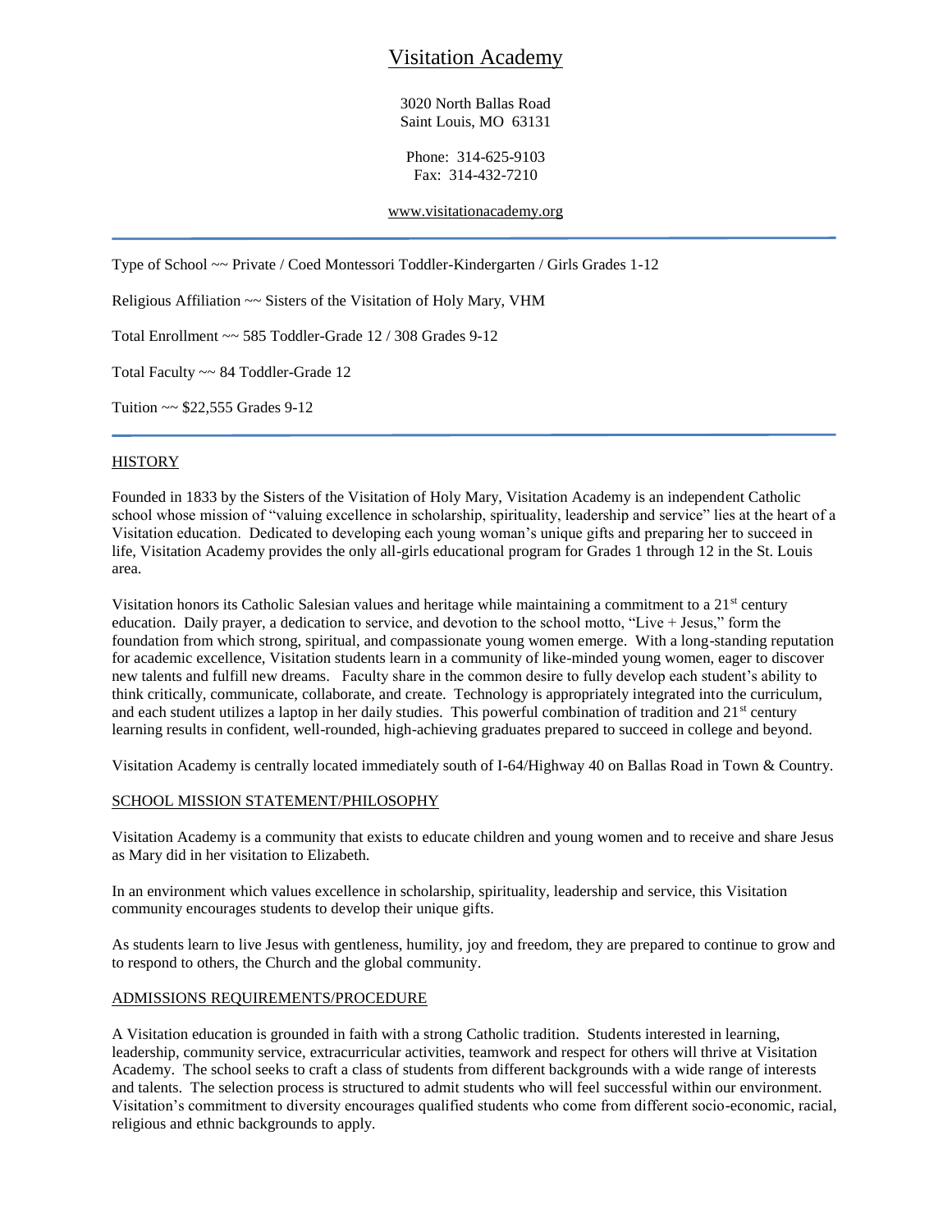# Visitation Academy

3020 North Ballas Road
Saint Louis, MO 63131

Phone: 314-625-9103
Fax: 314-432-7210

www.visitationacademy.org

---

Type of School ~~ Private / Coed Montessori Toddler-Kindergarten / Girls Grades 1-12

Religious Affiliation ~~ Sisters of the Visitation of Holy Mary, VHM

Total Enrollment ~~ 585 Toddler-Grade 12 / 308 Grades 9-12

Total Faculty ~~ 84 Toddler-Grade 12

Tuition ~~ $22,555 Grades 9-12

---

## HISTORY

Founded in 1833 by the Sisters of the Visitation of Holy Mary, Visitation Academy is an independent Catholic school whose mission of "valuing excellence in scholarship, spirituality, leadership and service" lies at the heart of a Visitation education. Dedicated to developing each young woman's unique gifts and preparing her to succeed in life, Visitation Academy provides the only all-girls educational program for Grades 1 through 12 in the St. Louis area.

Visitation honors its Catholic Salesian values and heritage while maintaining a commitment to a 21st century education. Daily prayer, a dedication to service, and devotion to the school motto, "Live + Jesus," form the foundation from which strong, spiritual, and compassionate young women emerge. With a long-standing reputation for academic excellence, Visitation students learn in a community of like-minded young women, eager to discover new talents and fulfill new dreams. Faculty share in the common desire to fully develop each student's ability to think critically, communicate, collaborate, and create. Technology is appropriately integrated into the curriculum, and each student utilizes a laptop in her daily studies. This powerful combination of tradition and 21st century learning results in confident, well-rounded, high-achieving graduates prepared to succeed in college and beyond.

Visitation Academy is centrally located immediately south of I-64/Highway 40 on Ballas Road in Town & Country.

## SCHOOL MISSION STATEMENT/PHILOSOPHY

Visitation Academy is a community that exists to educate children and young women and to receive and share Jesus as Mary did in her visitation to Elizabeth.

In an environment which values excellence in scholarship, spirituality, leadership and service, this Visitation community encourages students to develop their unique gifts.

As students learn to live Jesus with gentleness, humility, joy and freedom, they are prepared to continue to grow and to respond to others, the Church and the global community.

## ADMISSIONS REQUIREMENTS/PROCEDURE

A Visitation education is grounded in faith with a strong Catholic tradition. Students interested in learning, leadership, community service, extracurricular activities, teamwork and respect for others will thrive at Visitation Academy. The school seeks to craft a class of students from different backgrounds with a wide range of interests and talents. The selection process is structured to admit students who will feel successful within our environment. Visitation's commitment to diversity encourages qualified students who come from different socio-economic, racial, religious and ethnic backgrounds to apply.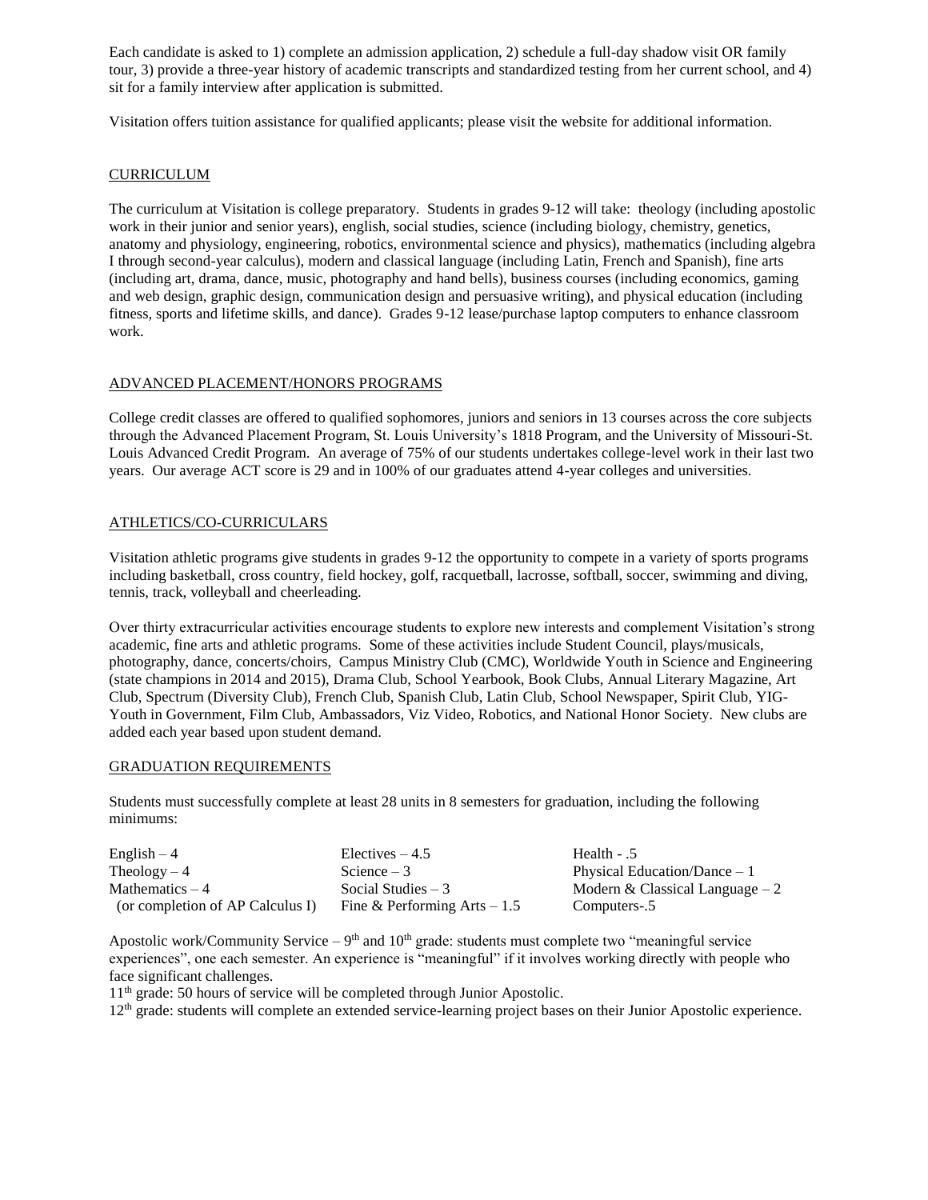Each candidate is asked to 1) complete an admission application, 2) schedule a full-day shadow visit OR family tour, 3) provide a three-year history of academic transcripts and standardized testing from her current school, and 4) sit for a family interview after application is submitted.

Visitation offers tuition assistance for qualified applicants; please visit the website for additional information.

## CURRICULUM

The curriculum at Visitation is college preparatory. Students in grades 9-12 will take: theology (including apostolic work in their junior and senior years), english, social studies, science (including biology, chemistry, genetics, anatomy and physiology, engineering, robotics, environmental science and physics), mathematics (including algebra I through second-year calculus), modern and classical language (including Latin, French and Spanish), fine arts (including art, drama, dance, music, photography and hand bells), business courses (including economics, gaming and web design, graphic design, communication design and persuasive writing), and physical education (including fitness, sports and lifetime skills, and dance). Grades 9-12 lease/purchase laptop computers to enhance classroom work.

## ADVANCED PLACEMENT/HONORS PROGRAMS

College credit classes are offered to qualified sophomores, juniors and seniors in 13 courses across the core subjects through the Advanced Placement Program, St. Louis University's 1818 Program, and the University of Missouri-St. Louis Advanced Credit Program. An average of 75% of our students undertakes college-level work in their last two years. Our average ACT score is 29 and in 100% of our graduates attend 4-year colleges and universities.

## ATHLETICS/CO-CURRICULARS

Visitation athletic programs give students in grades 9-12 the opportunity to compete in a variety of sports programs including basketball, cross country, field hockey, golf, racquetball, lacrosse, softball, soccer, swimming and diving, tennis, track, volleyball and cheerleading.

Over thirty extracurricular activities encourage students to explore new interests and complement Visitation's strong academic, fine arts and athletic programs. Some of these activities include Student Council, plays/musicals, photography, dance, concerts/choirs, Campus Ministry Club (CMC), Worldwide Youth in Science and Engineering (state champions in 2014 and 2015), Drama Club, School Yearbook, Book Clubs, Annual Literary Magazine, Art Club, Spectrum (Diversity Club), French Club, Spanish Club, Latin Club, School Newspaper, Spirit Club, YIG-Youth in Government, Film Club, Ambassadors, Viz Video, Robotics, and National Honor Society. New clubs are added each year based upon student demand.

## GRADUATION REQUIREMENTS

Students must successfully complete at least 28 units in 8 semesters for graduation, including the following minimums:

| | | |
|---|---|---|
| English – 4 | Electives – 4.5 | Health - .5 |
| Theology – 4 | Science – 3 | Physical Education/Dance – 1 |
| Mathematics – 4 (or completion of AP Calculus I) | Social Studies – 3 | Modern & Classical Language – 2 |
| | Fine & Performing Arts – 1.5 | Computers-.5 |

Apostolic work/Community Service – 9th and 10th grade: students must complete two "meaningful service experiences", one each semester. An experience is "meaningful" if it involves working directly with people who face significant challenges.

11th grade: 50 hours of service will be completed through Junior Apostolic.

12th grade: students will complete an extended service-learning project bases on their Junior Apostolic experience.